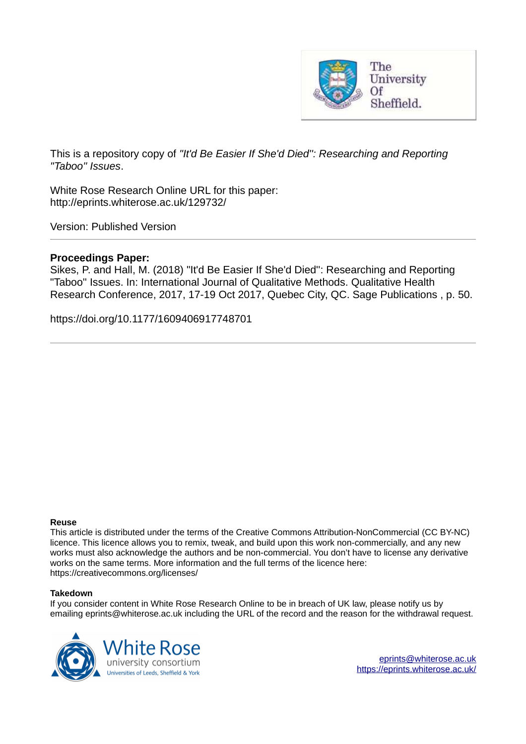This is a repository copy of *"It'd Be Easier If She'd Died": Researching and Reporting "Taboo" Issues*.

White Rose Research Online URL for this paper:
http://eprints.whiterose.ac.uk/129732/

Version: Published Version

---

**Proceedings Paper:**
Sikes, P. and Hall, M. (2018) "It'd Be Easier If She'd Died": Researching and Reporting "Taboo" Issues. In: International Journal of Qualitative Methods. Qualitative Health Research Conference, 2017, 17-19 Oct 2017, Quebec City, QC. Sage Publications , p. 50.

https://doi.org/10.1177/1609406917748701

---

**Reuse**
This article is distributed under the terms of the Creative Commons Attribution-NonCommercial (CC BY-NC) licence. This licence allows you to remix, tweak, and build upon this work non-commercially, and any new works must also acknowledge the authors and be non-commercial. You don't have to license any derivative works on the same terms. More information and the full terms of the licence here: https://creativecommons.org/licenses/

**Takedown**
If you consider content in White Rose Research Online to be in breach of UK law, please notify us by emailing eprints@whiterose.ac.uk including the URL of the record and the reason for the withdrawal request.

eprints@whiterose.ac.uk
https://eprints.whiterose.ac.uk/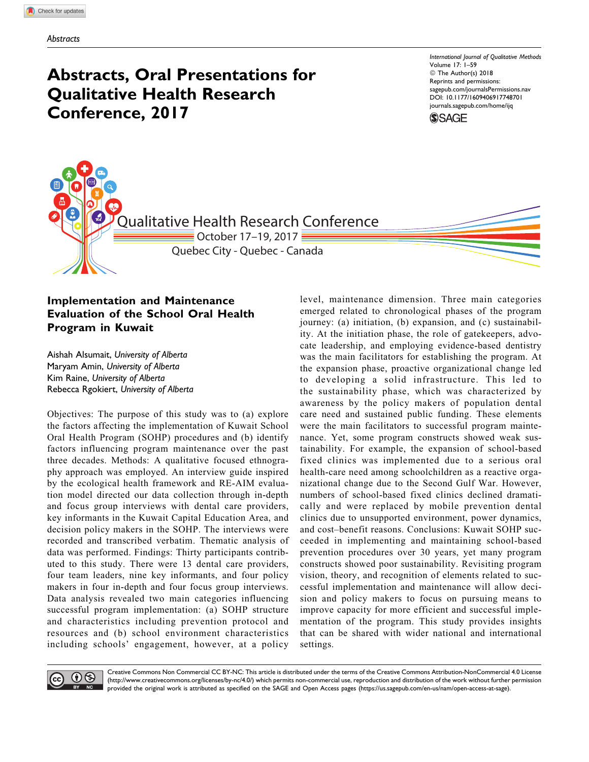Abstracts

# Abstracts, Oral Presentations for Qualitative Health Research Conference, 2017

Qualitative Health Research Conference
October 17–19, 2017
Quebec City - Quebec - Canada

## Implementation and Maintenance Evaluation of the School Oral Health Program in Kuwait

Aishah Alsumait, *University of Alberta*
Maryam Amin, *University of Alberta*
Kim Raine, *University of Alberta*
Rebecca Rgokiert, *University of Alberta*

Objectives: The purpose of this study was to (a) explore the factors affecting the implementation of Kuwait School Oral Health Program (SOHP) procedures and (b) identify factors influencing program maintenance over the past three decades. Methods: A qualitative focused ethnography approach was employed. An interview guide inspired by the ecological health framework and RE-AIM evaluation model directed our data collection through in-depth and focus group interviews with dental care providers, key informants in the Kuwait Capital Education Area, and decision policy makers in the SOHP. The interviews were recorded and transcribed verbatim. Thematic analysis of data was performed. Findings: Thirty participants contributed to this study. There were 13 dental care providers, four team leaders, nine key informants, and four policy makers in four in-depth and four focus group interviews. Data analysis revealed two main categories influencing successful program implementation: (a) SOHP structure and characteristics including prevention protocol and resources and (b) school environment characteristics including schools' engagement, however, at a policy level, maintenance dimension. Three main categories emerged related to chronological phases of the program journey: (a) initiation, (b) expansion, and (c) sustainability. At the initiation phase, the role of gatekeepers, advocate leadership, and employing evidence-based dentistry was the main facilitators for establishing the program. At the expansion phase, proactive organizational change led to developing a solid infrastructure. This led to the sustainability phase, which was characterized by awareness by the policy makers of population dental care need and sustained public funding. These elements were the main facilitators to successful program maintenance. Yet, some program constructs showed weak sustainability. For example, the expansion of school-based fixed clinics was implemented due to a serious oral health-care need among schoolchildren as a reactive organizational change due to the Second Gulf War. However, numbers of school-based fixed clinics declined dramatically and were replaced by mobile prevention dental clinics due to unsupported environment, power dynamics, and cost–benefit reasons. Conclusions: Kuwait SOHP succeeded in implementing and maintaining school-based prevention procedures over 30 years, yet many program constructs showed poor sustainability. Revisiting program vision, theory, and recognition of elements related to successful implementation and maintenance will allow decision and policy makers to focus on pursuing means to improve capacity for more efficient and successful implementation of the program. This study provides insights that can be shared with wider national and international settings.

Creative Commons Non Commercial CC BY-NC: This article is distributed under the terms of the Creative Commons Attribution-NonCommercial 4.0 License (http://www.creativecommons.org/licenses/by-nc/4.0/) which permits non-commercial use, reproduction and distribution of the work without further permission provided the original work is attributed as specified on the SAGE and Open Access pages (https://us.sagepub.com/en-us/nam/open-access-at-sage).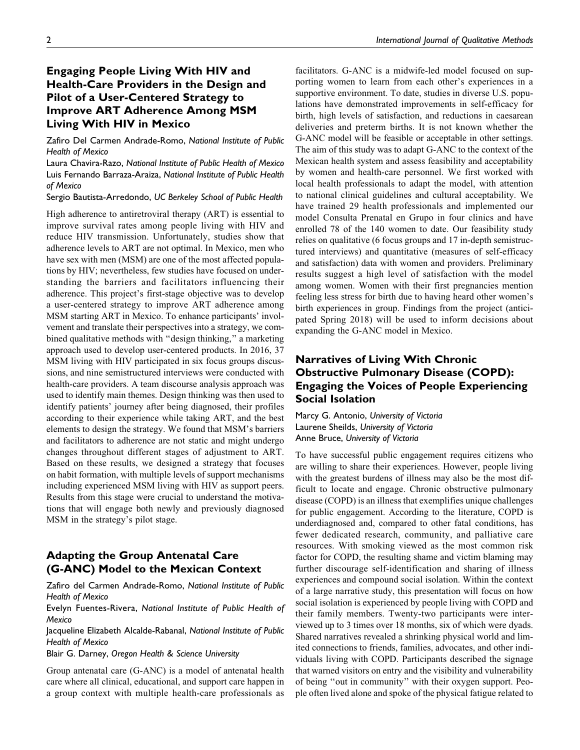## Engaging People Living With HIV and Health-Care Providers in the Design and Pilot of a User-Centered Strategy to Improve ART Adherence Among MSM Living With HIV in Mexico

Zafiro Del Carmen Andrade-Romo, *National Institute of Public Health of Mexico*
Laura Chavira-Razo, *National Institute of Public Health of Mexico*
Luis Fernando Barraza-Araiza, *National Institute of Public Health of Mexico*
Sergio Bautista-Arredondo, *UC Berkeley School of Public Health*

High adherence to antiretroviral therapy (ART) is essential to improve survival rates among people living with HIV and reduce HIV transmission. Unfortunately, studies show that adherence levels to ART are not optimal. In Mexico, men who have sex with men (MSM) are one of the most affected populations by HIV; nevertheless, few studies have focused on understanding the barriers and facilitators influencing their adherence. This project's first-stage objective was to develop a user-centered strategy to improve ART adherence among MSM starting ART in Mexico. To enhance participants' involvement and translate their perspectives into a strategy, we combined qualitative methods with "design thinking," a marketing approach used to develop user-centered products. In 2016, 37 MSM living with HIV participated in six focus groups discussions, and nine semistructured interviews were conducted with health-care providers. A team discourse analysis approach was used to identify main themes. Design thinking was then used to identify patients' journey after being diagnosed, their profiles according to their experience while taking ART, and the best elements to design the strategy. We found that MSM's barriers and facilitators to adherence are not static and might undergo changes throughout different stages of adjustment to ART. Based on these results, we designed a strategy that focuses on habit formation, with multiple levels of support mechanisms including experienced MSM living with HIV as support peers. Results from this stage were crucial to understand the motivations that will engage both newly and previously diagnosed MSM in the strategy's pilot stage.

## Adapting the Group Antenatal Care (G-ANC) Model to the Mexican Context

Zafiro del Carmen Andrade-Romo, *National Institute of Public Health of Mexico*
Evelyn Fuentes-Rivera, *National Institute of Public Health of Mexico*
Jacqueline Elizabeth Alcalde-Rabanal, *National Institute of Public Health of Mexico*
Blair G. Darney, *Oregon Health & Science University*

Group antenatal care (G-ANC) is a model of antenatal health care where all clinical, educational, and support care happen in a group context with multiple health-care professionals as facilitators. G-ANC is a midwife-led model focused on supporting women to learn from each other's experiences in a supportive environment. To date, studies in diverse U.S. populations have demonstrated improvements in self-efficacy for birth, high levels of satisfaction, and reductions in caesarean deliveries and preterm births. It is not known whether the G-ANC model will be feasible or acceptable in other settings. The aim of this study was to adapt G-ANC to the context of the Mexican health system and assess feasibility and acceptability by women and health-care personnel. We first worked with local health professionals to adapt the model, with attention to national clinical guidelines and cultural acceptability. We have trained 29 health professionals and implemented our model Consulta Prenatal en Grupo in four clinics and have enrolled 78 of the 140 women to date. Our feasibility study relies on qualitative (6 focus groups and 17 in-depth semistructured interviews) and quantitative (measures of self-efficacy and satisfaction) data with women and providers. Preliminary results suggest a high level of satisfaction with the model among women. Women with their first pregnancies mention feeling less stress for birth due to having heard other women's birth experiences in group. Findings from the project (anticipated Spring 2018) will be used to inform decisions about expanding the G-ANC model in Mexico.

## Narratives of Living With Chronic Obstructive Pulmonary Disease (COPD): Engaging the Voices of People Experiencing Social Isolation

Marcy G. Antonio, *University of Victoria*
Laurene Sheilds, *University of Victoria*
Anne Bruce, *University of Victoria*

To have successful public engagement requires citizens who are willing to share their experiences. However, people living with the greatest burdens of illness may also be the most difficult to locate and engage. Chronic obstructive pulmonary disease (COPD) is an illness that exemplifies unique challenges for public engagement. According to the literature, COPD is underdiagnosed and, compared to other fatal conditions, has fewer dedicated research, community, and palliative care resources. With smoking viewed as the most common risk factor for COPD, the resulting shame and victim blaming may further discourage self-identification and sharing of illness experiences and compound social isolation. Within the context of a large narrative study, this presentation will focus on how social isolation is experienced by people living with COPD and their family members. Twenty-two participants were interviewed up to 3 times over 18 months, six of which were dyads. Shared narratives revealed a shrinking physical world and limited connections to friends, families, advocates, and other individuals living with COPD. Participants described the signage that warned visitors on entry and the visibility and vulnerability of being "out in community" with their oxygen support. People often lived alone and spoke of the physical fatigue related to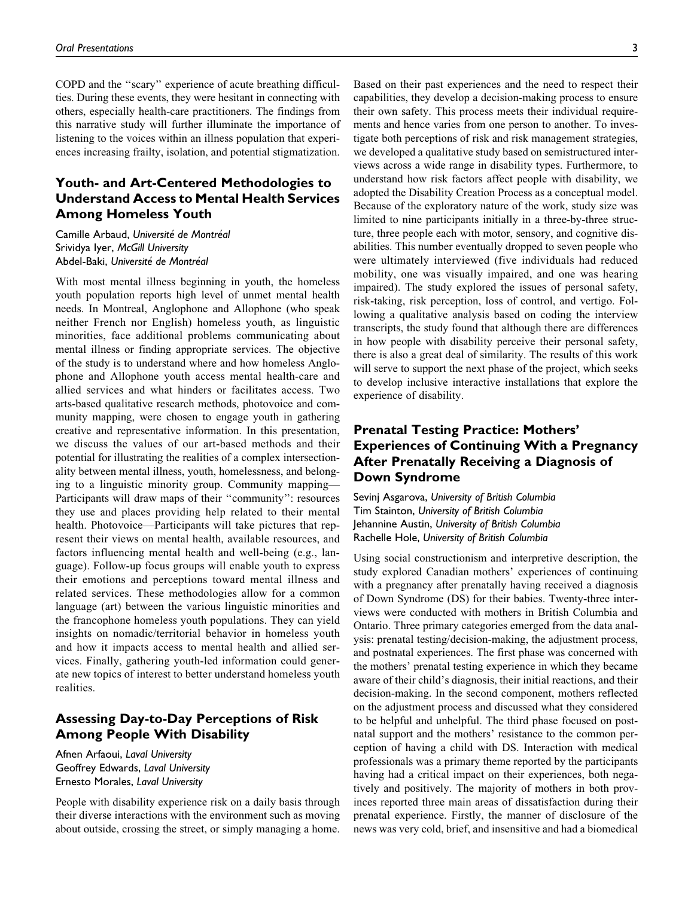COPD and the ''scary'' experience of acute breathing difficulties. During these events, they were hesitant in connecting with others, especially health-care practitioners. The findings from this narrative study will further illuminate the importance of listening to the voices within an illness population that experiences increasing frailty, isolation, and potential stigmatization.

## Youth- and Art-Centered Methodologies to Understand Access to Mental Health Services Among Homeless Youth

Camille Arbaud, *Université de Montréal*
Srividya Iyer, *McGill University*
Abdel-Baki, *Université de Montréal*

With most mental illness beginning in youth, the homeless youth population reports high level of unmet mental health needs. In Montreal, Anglophone and Allophone (who speak neither French nor English) homeless youth, as linguistic minorities, face additional problems communicating about mental illness or finding appropriate services. The objective of the study is to understand where and how homeless Anglophone and Allophone youth access mental health-care and allied services and what hinders or facilitates access. Two arts-based qualitative research methods, photovoice and community mapping, were chosen to engage youth in gathering creative and representative information. In this presentation, we discuss the values of our art-based methods and their potential for illustrating the realities of a complex intersectionality between mental illness, youth, homelessness, and belonging to a linguistic minority group. Community mapping—Participants will draw maps of their ''community'': resources they use and places providing help related to their mental health. Photovoice—Participants will take pictures that represent their views on mental health, available resources, and factors influencing mental health and well-being (e.g., language). Follow-up focus groups will enable youth to express their emotions and perceptions toward mental illness and related services. These methodologies allow for a common language (art) between the various linguistic minorities and the francophone homeless youth populations. They can yield insights on nomadic/territorial behavior in homeless youth and how it impacts access to mental health and allied services. Finally, gathering youth-led information could generate new topics of interest to better understand homeless youth realities.

## Assessing Day-to-Day Perceptions of Risk Among People With Disability

Afnen Arfaoui, *Laval University*
Geoffrey Edwards, *Laval University*
Ernesto Morales, *Laval University*

People with disability experience risk on a daily basis through their diverse interactions with the environment such as moving about outside, crossing the street, or simply managing a home. Based on their past experiences and the need to respect their capabilities, they develop a decision-making process to ensure their own safety. This process meets their individual requirements and hence varies from one person to another. To investigate both perceptions of risk and risk management strategies, we developed a qualitative study based on semistructured interviews across a wide range in disability types. Furthermore, to understand how risk factors affect people with disability, we adopted the Disability Creation Process as a conceptual model. Because of the exploratory nature of the work, study size was limited to nine participants initially in a three-by-three structure, three people each with motor, sensory, and cognitive disabilities. This number eventually dropped to seven people who were ultimately interviewed (five individuals had reduced mobility, one was visually impaired, and one was hearing impaired). The study explored the issues of personal safety, risk-taking, risk perception, loss of control, and vertigo. Following a qualitative analysis based on coding the interview transcripts, the study found that although there are differences in how people with disability perceive their personal safety, there is also a great deal of similarity. The results of this work will serve to support the next phase of the project, which seeks to develop inclusive interactive installations that explore the experience of disability.

## Prenatal Testing Practice: Mothers' Experiences of Continuing With a Pregnancy After Prenatally Receiving a Diagnosis of Down Syndrome

Sevinj Asgarova, *University of British Columbia*
Tim Stainton, *University of British Columbia*
Jehannine Austin, *University of British Columbia*
Rachelle Hole, *University of British Columbia*

Using social constructionism and interpretive description, the study explored Canadian mothers' experiences of continuing with a pregnancy after prenatally having received a diagnosis of Down Syndrome (DS) for their babies. Twenty-three interviews were conducted with mothers in British Columbia and Ontario. Three primary categories emerged from the data analysis: prenatal testing/decision-making, the adjustment process, and postnatal experiences. The first phase was concerned with the mothers' prenatal testing experience in which they became aware of their child's diagnosis, their initial reactions, and their decision-making. In the second component, mothers reflected on the adjustment process and discussed what they considered to be helpful and unhelpful. The third phase focused on postnatal support and the mothers' resistance to the common perception of having a child with DS. Interaction with medical professionals was a primary theme reported by the participants having had a critical impact on their experiences, both negatively and positively. The majority of mothers in both provinces reported three main areas of dissatisfaction during their prenatal experience. Firstly, the manner of disclosure of the news was very cold, brief, and insensitive and had a biomedical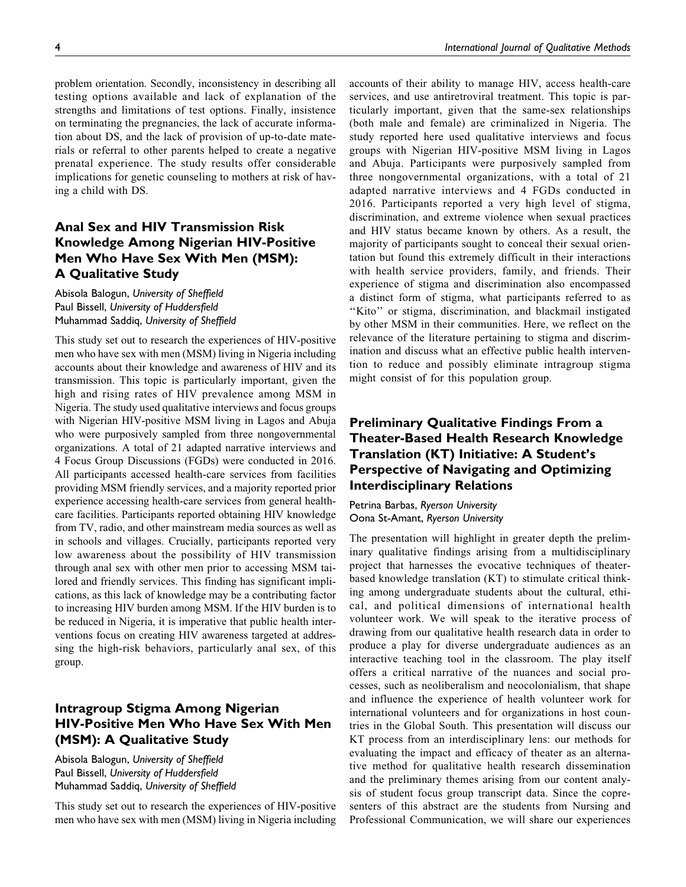problem orientation. Secondly, inconsistency in describing all testing options available and lack of explanation of the strengths and limitations of test options. Finally, insistence on terminating the pregnancies, the lack of accurate information about DS, and the lack of provision of up-to-date materials or referral to other parents helped to create a negative prenatal experience. The study results offer considerable implications for genetic counseling to mothers at risk of having a child with DS.

## Anal Sex and HIV Transmission Risk Knowledge Among Nigerian HIV-Positive Men Who Have Sex With Men (MSM): A Qualitative Study

Abisola Balogun, *University of Sheffield*
Paul Bissell, *University of Huddersfield*
Muhammad Saddiq, *University of Sheffield*

This study set out to research the experiences of HIV-positive men who have sex with men (MSM) living in Nigeria including accounts about their knowledge and awareness of HIV and its transmission. This topic is particularly important, given the high and rising rates of HIV prevalence among MSM in Nigeria. The study used qualitative interviews and focus groups with Nigerian HIV-positive MSM living in Lagos and Abuja who were purposively sampled from three nongovernmental organizations. A total of 21 adapted narrative interviews and 4 Focus Group Discussions (FGDs) were conducted in 2016. All participants accessed health-care services from facilities providing MSM friendly services, and a majority reported prior experience accessing health-care services from general health-care facilities. Participants reported obtaining HIV knowledge from TV, radio, and other mainstream media sources as well as in schools and villages. Crucially, participants reported very low awareness about the possibility of HIV transmission through anal sex with other men prior to accessing MSM tailored and friendly services. This finding has significant implications, as this lack of knowledge may be a contributing factor to increasing HIV burden among MSM. If the HIV burden is to be reduced in Nigeria, it is imperative that public health interventions focus on creating HIV awareness targeted at addressing the high-risk behaviors, particularly anal sex, of this group.

## Intragroup Stigma Among Nigerian HIV-Positive Men Who Have Sex With Men (MSM): A Qualitative Study

Abisola Balogun, *University of Sheffield*
Paul Bissell, *University of Huddersfield*
Muhammad Saddiq, *University of Sheffield*

This study set out to research the experiences of HIV-positive men who have sex with men (MSM) living in Nigeria including accounts of their ability to manage HIV, access health-care services, and use antiretroviral treatment. This topic is particularly important, given that the same-sex relationships (both male and female) are criminalized in Nigeria. The study reported here used qualitative interviews and focus groups with Nigerian HIV-positive MSM living in Lagos and Abuja. Participants were purposively sampled from three nongovernmental organizations, with a total of 21 adapted narrative interviews and 4 FGDs conducted in 2016. Participants reported a very high level of stigma, discrimination, and extreme violence when sexual practices and HIV status became known by others. As a result, the majority of participants sought to conceal their sexual orientation but found this extremely difficult in their interactions with health service providers, family, and friends. Their experience of stigma and discrimination also encompassed a distinct form of stigma, what participants referred to as ''Kito'' or stigma, discrimination, and blackmail instigated by other MSM in their communities. Here, we reflect on the relevance of the literature pertaining to stigma and discrimination and discuss what an effective public health intervention to reduce and possibly eliminate intragroup stigma might consist of for this population group.

## Preliminary Qualitative Findings From a Theater-Based Health Research Knowledge Translation (KT) Initiative: A Student's Perspective of Navigating and Optimizing Interdisciplinary Relations

Petrina Barbas, *Ryerson University*
Oona St-Amant, *Ryerson University*

The presentation will highlight in greater depth the preliminary qualitative findings arising from a multidisciplinary project that harnesses the evocative techniques of theater-based knowledge translation (KT) to stimulate critical thinking among undergraduate students about the cultural, ethical, and political dimensions of international health volunteer work. We will speak to the iterative process of drawing from our qualitative health research data in order to produce a play for diverse undergraduate audiences as an interactive teaching tool in the classroom. The play itself offers a critical narrative of the nuances and social processes, such as neoliberalism and neocolonialism, that shape and influence the experience of health volunteer work for international volunteers and for organizations in host countries in the Global South. This presentation will discuss our KT process from an interdisciplinary lens: our methods for evaluating the impact and efficacy of theater as an alternative method for qualitative health research dissemination and the preliminary themes arising from our content analysis of student focus group transcript data. Since the copresenters of this abstract are the students from Nursing and Professional Communication, we will share our experiences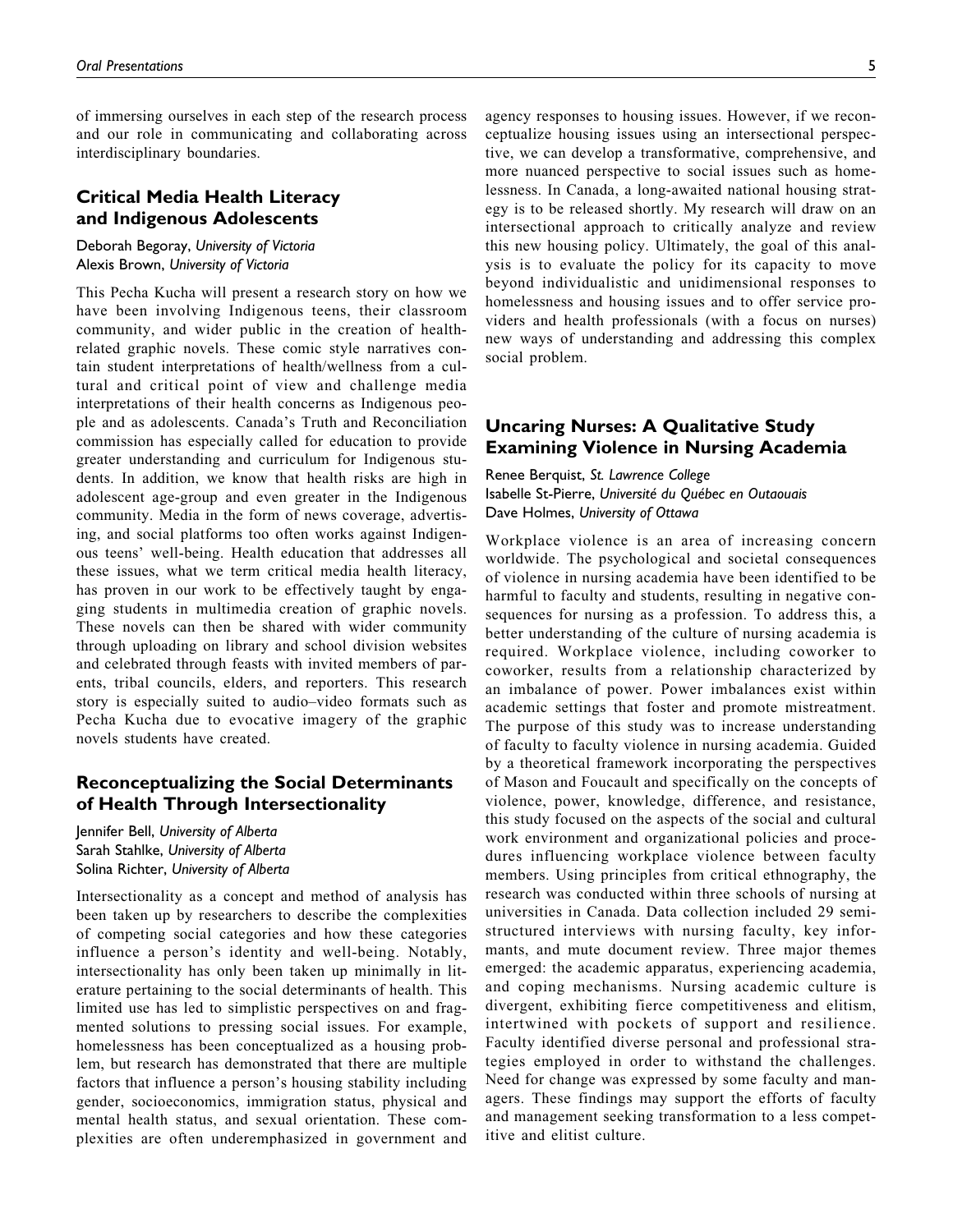of immersing ourselves in each step of the research process and our role in communicating and collaborating across interdisciplinary boundaries.

## Critical Media Health Literacy and Indigenous Adolescents

Deborah Begoray, *University of Victoria*
Alexis Brown, *University of Victoria*

This Pecha Kucha will present a research story on how we have been involving Indigenous teens, their classroom community, and wider public in the creation of health-related graphic novels. These comic style narratives contain student interpretations of health/wellness from a cultural and critical point of view and challenge media interpretations of their health concerns as Indigenous people and as adolescents. Canada's Truth and Reconciliation commission has especially called for education to provide greater understanding and curriculum for Indigenous students. In addition, we know that health risks are high in adolescent age-group and even greater in the Indigenous community. Media in the form of news coverage, advertising, and social platforms too often works against Indigenous teens' well-being. Health education that addresses all these issues, what we term critical media health literacy, has proven in our work to be effectively taught by engaging students in multimedia creation of graphic novels. These novels can then be shared with wider community through uploading on library and school division websites and celebrated through feasts with invited members of parents, tribal councils, elders, and reporters. This research story is especially suited to audio–video formats such as Pecha Kucha due to evocative imagery of the graphic novels students have created.

## Reconceptualizing the Social Determinants of Health Through Intersectionality

Jennifer Bell, *University of Alberta*
Sarah Stahlke, *University of Alberta*
Solina Richter, *University of Alberta*

Intersectionality as a concept and method of analysis has been taken up by researchers to describe the complexities of competing social categories and how these categories influence a person's identity and well-being. Notably, intersectionality has only been taken up minimally in literature pertaining to the social determinants of health. This limited use has led to simplistic perspectives on and fragmented solutions to pressing social issues. For example, homelessness has been conceptualized as a housing problem, but research has demonstrated that there are multiple factors that influence a person's housing stability including gender, socioeconomics, immigration status, physical and mental health status, and sexual orientation. These complexities are often underemphasized in government and agency responses to housing issues. However, if we reconceptualize housing issues using an intersectional perspective, we can develop a transformative, comprehensive, and more nuanced perspective to social issues such as homelessness. In Canada, a long-awaited national housing strategy is to be released shortly. My research will draw on an intersectional approach to critically analyze and review this new housing policy. Ultimately, the goal of this analysis is to evaluate the policy for its capacity to move beyond individualistic and unidimensional responses to homelessness and housing issues and to offer service providers and health professionals (with a focus on nurses) new ways of understanding and addressing this complex social problem.

## Uncaring Nurses: A Qualitative Study Examining Violence in Nursing Academia

Renee Berquist, *St. Lawrence College*
Isabelle St-Pierre, *Université du Québec en Outaouais*
Dave Holmes, *University of Ottawa*

Workplace violence is an area of increasing concern worldwide. The psychological and societal consequences of violence in nursing academia have been identified to be harmful to faculty and students, resulting in negative consequences for nursing as a profession. To address this, a better understanding of the culture of nursing academia is required. Workplace violence, including coworker to coworker, results from a relationship characterized by an imbalance of power. Power imbalances exist within academic settings that foster and promote mistreatment. The purpose of this study was to increase understanding of faculty to faculty violence in nursing academia. Guided by a theoretical framework incorporating the perspectives of Mason and Foucault and specifically on the concepts of violence, power, knowledge, difference, and resistance, this study focused on the aspects of the social and cultural work environment and organizational policies and procedures influencing workplace violence between faculty members. Using principles from critical ethnography, the research was conducted within three schools of nursing at universities in Canada. Data collection included 29 semi-structured interviews with nursing faculty, key informants, and mute document review. Three major themes emerged: the academic apparatus, experiencing academia, and coping mechanisms. Nursing academic culture is divergent, exhibiting fierce competitiveness and elitism, intertwined with pockets of support and resilience. Faculty identified diverse personal and professional strategies employed in order to withstand the challenges. Need for change was expressed by some faculty and managers. These findings may support the efforts of faculty and management seeking transformation to a less competitive and elitist culture.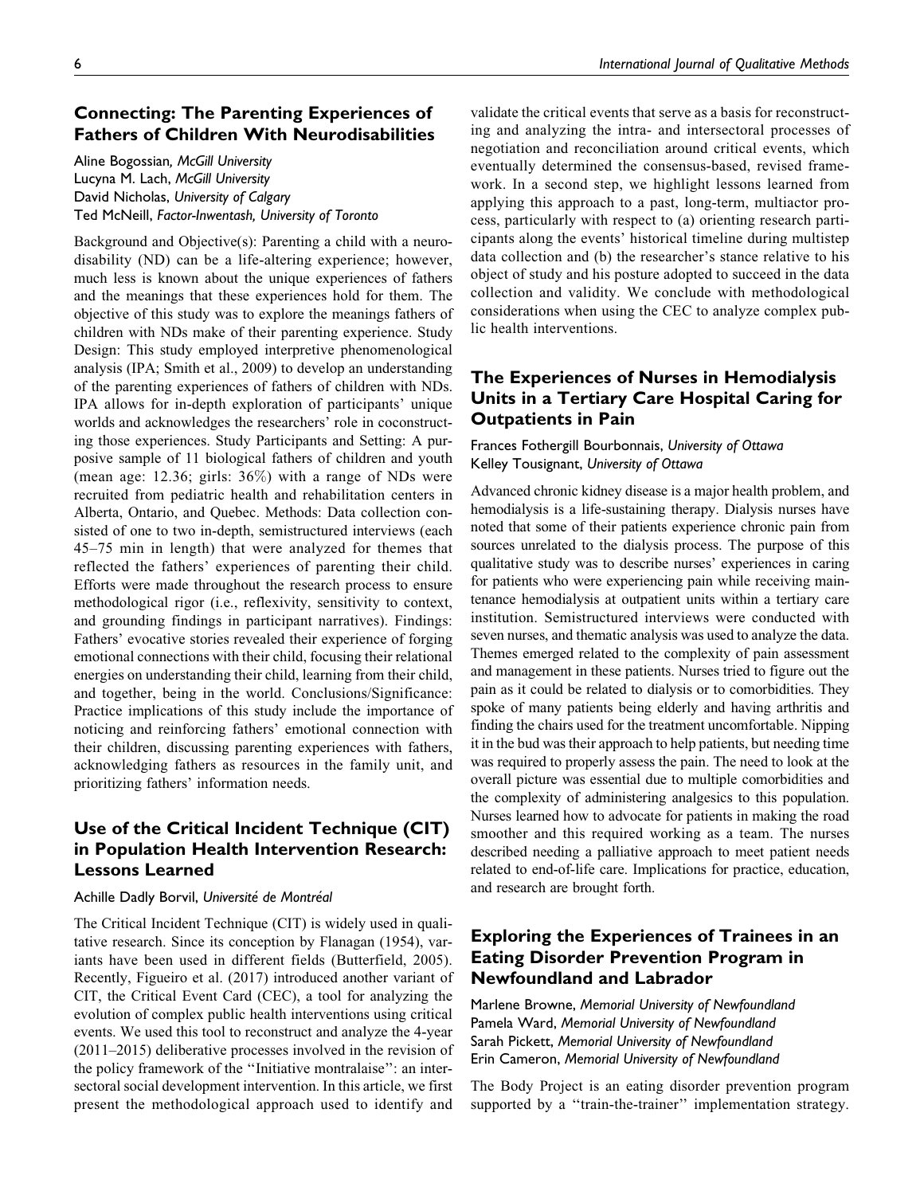## Connecting: The Parenting Experiences of Fathers of Children With Neurodisabilities

Aline Bogossian, *McGill University*
Lucyna M. Lach, *McGill University*
David Nicholas, *University of Calgary*
Ted McNeill, *Factor-Inwentash, University of Toronto*

Background and Objective(s): Parenting a child with a neurodisability (ND) can be a life-altering experience; however, much less is known about the unique experiences of fathers and the meanings that these experiences hold for them. The objective of this study was to explore the meanings fathers of children with NDs make of their parenting experience. Study Design: This study employed interpretive phenomenological analysis (IPA; Smith et al., 2009) to develop an understanding of the parenting experiences of fathers of children with NDs. IPA allows for in-depth exploration of participants' unique worlds and acknowledges the researchers' role in coconstructing those experiences. Study Participants and Setting: A purposive sample of 11 biological fathers of children and youth (mean age: 12.36; girls: 36%) with a range of NDs were recruited from pediatric health and rehabilitation centers in Alberta, Ontario, and Quebec. Methods: Data collection consisted of one to two in-depth, semistructured interviews (each 45–75 min in length) that were analyzed for themes that reflected the fathers' experiences of parenting their child. Efforts were made throughout the research process to ensure methodological rigor (i.e., reflexivity, sensitivity to context, and grounding findings in participant narratives). Findings: Fathers' evocative stories revealed their experience of forging emotional connections with their child, focusing their relational energies on understanding their child, learning from their child, and together, being in the world. Conclusions/Significance: Practice implications of this study include the importance of noticing and reinforcing fathers' emotional connection with their children, discussing parenting experiences with fathers, acknowledging fathers as resources in the family unit, and prioritizing fathers' information needs.

## Use of the Critical Incident Technique (CIT) in Population Health Intervention Research: Lessons Learned

Achille Dadly Borvil, *Université de Montréal*

The Critical Incident Technique (CIT) is widely used in qualitative research. Since its conception by Flanagan (1954), variants have been used in different fields (Butterfield, 2005). Recently, Figueiro et al. (2017) introduced another variant of CIT, the Critical Event Card (CEC), a tool for analyzing the evolution of complex public health interventions using critical events. We used this tool to reconstruct and analyze the 4-year (2011–2015) deliberative processes involved in the revision of the policy framework of the "Initiative montralaise": an intersectoral social development intervention. In this article, we first present the methodological approach used to identify and validate the critical events that serve as a basis for reconstructing and analyzing the intra- and intersectoral processes of negotiation and reconciliation around critical events, which eventually determined the consensus-based, revised framework. In a second step, we highlight lessons learned from applying this approach to a past, long-term, multiactor process, particularly with respect to (a) orienting research participants along the events' historical timeline during multistep data collection and (b) the researcher's stance relative to his object of study and his posture adopted to succeed in the data collection and validity. We conclude with methodological considerations when using the CEC to analyze complex public health interventions.

## The Experiences of Nurses in Hemodialysis Units in a Tertiary Care Hospital Caring for Outpatients in Pain

Frances Fothergill Bourbonnais, *University of Ottawa*
Kelley Tousignant, *University of Ottawa*

Advanced chronic kidney disease is a major health problem, and hemodialysis is a life-sustaining therapy. Dialysis nurses have noted that some of their patients experience chronic pain from sources unrelated to the dialysis process. The purpose of this qualitative study was to describe nurses' experiences in caring for patients who were experiencing pain while receiving maintenance hemodialysis at outpatient units within a tertiary care institution. Semistructured interviews were conducted with seven nurses, and thematic analysis was used to analyze the data. Themes emerged related to the complexity of pain assessment and management in these patients. Nurses tried to figure out the pain as it could be related to dialysis or to comorbidities. They spoke of many patients being elderly and having arthritis and finding the chairs used for the treatment uncomfortable. Nipping it in the bud was their approach to help patients, but needing time was required to properly assess the pain. The need to look at the overall picture was essential due to multiple comorbidities and the complexity of administering analgesics to this population. Nurses learned how to advocate for patients in making the road smoother and this required working as a team. The nurses described needing a palliative approach to meet patient needs related to end-of-life care. Implications for practice, education, and research are brought forth.

## Exploring the Experiences of Trainees in an Eating Disorder Prevention Program in Newfoundland and Labrador

Marlene Browne, *Memorial University of Newfoundland*
Pamela Ward, *Memorial University of Newfoundland*
Sarah Pickett, *Memorial University of Newfoundland*
Erin Cameron, *Memorial University of Newfoundland*

The Body Project is an eating disorder prevention program supported by a "train-the-trainer" implementation strategy.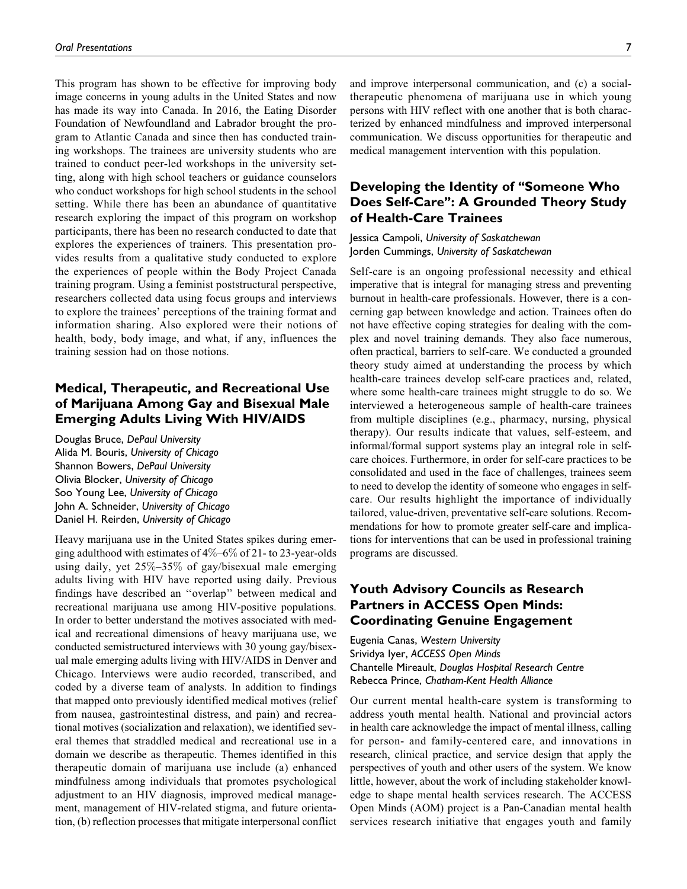This program has shown to be effective for improving body image concerns in young adults in the United States and now has made its way into Canada. In 2016, the Eating Disorder Foundation of Newfoundland and Labrador brought the program to Atlantic Canada and since then has conducted training workshops. The trainees are university students who are trained to conduct peer-led workshops in the university setting, along with high school teachers or guidance counselors who conduct workshops for high school students in the school setting. While there has been an abundance of quantitative research exploring the impact of this program on workshop participants, there has been no research conducted to date that explores the experiences of trainers. This presentation provides results from a qualitative study conducted to explore the experiences of people within the Body Project Canada training program. Using a feminist poststructural perspective, researchers collected data using focus groups and interviews to explore the trainees' perceptions of the training format and information sharing. Also explored were their notions of health, body, body image, and what, if any, influences the training session had on those notions.

## Medical, Therapeutic, and Recreational Use of Marijuana Among Gay and Bisexual Male Emerging Adults Living With HIV/AIDS

Douglas Bruce, *DePaul University*
Alida M. Bouris, *University of Chicago*
Shannon Bowers, *DePaul University*
Olivia Blocker, *University of Chicago*
Soo Young Lee, *University of Chicago*
John A. Schneider, *University of Chicago*
Daniel H. Reirden, *University of Chicago*

Heavy marijuana use in the United States spikes during emerging adulthood with estimates of 4%–6% of 21- to 23-year-olds using daily, yet 25%–35% of gay/bisexual male emerging adults living with HIV have reported using daily. Previous findings have described an "overlap" between medical and recreational marijuana use among HIV-positive populations. In order to better understand the motives associated with medical and recreational dimensions of heavy marijuana use, we conducted semistructured interviews with 30 young gay/bisexual male emerging adults living with HIV/AIDS in Denver and Chicago. Interviews were audio recorded, transcribed, and coded by a diverse team of analysts. In addition to findings that mapped onto previously identified medical motives (relief from nausea, gastrointestinal distress, and pain) and recreational motives (socialization and relaxation), we identified several themes that straddled medical and recreational use in a domain we describe as therapeutic. Themes identified in this therapeutic domain of marijuana use include (a) enhanced mindfulness among individuals that promotes psychological adjustment to an HIV diagnosis, improved medical management, management of HIV-related stigma, and future orientation, (b) reflection processes that mitigate interpersonal conflict and improve interpersonal communication, and (c) a social-therapeutic phenomena of marijuana use in which young persons with HIV reflect with one another that is both characterized by enhanced mindfulness and improved interpersonal communication. We discuss opportunities for therapeutic and medical management intervention with this population.

## Developing the Identity of "Someone Who Does Self-Care": A Grounded Theory Study of Health-Care Trainees

Jessica Campoli, *University of Saskatchewan*
Jorden Cummings, *University of Saskatchewan*

Self-care is an ongoing professional necessity and ethical imperative that is integral for managing stress and preventing burnout in health-care professionals. However, there is a concerning gap between knowledge and action. Trainees often do not have effective coping strategies for dealing with the complex and novel training demands. They also face numerous, often practical, barriers to self-care. We conducted a grounded theory study aimed at understanding the process by which health-care trainees develop self-care practices and, related, where some health-care trainees might struggle to do so. We interviewed a heterogeneous sample of health-care trainees from multiple disciplines (e.g., pharmacy, nursing, physical therapy). Our results indicate that values, self-esteem, and informal/formal support systems play an integral role in self-care choices. Furthermore, in order for self-care practices to be consolidated and used in the face of challenges, trainees seem to need to develop the identity of someone who engages in self-care. Our results highlight the importance of individually tailored, value-driven, preventative self-care solutions. Recommendations for how to promote greater self-care and implications for interventions that can be used in professional training programs are discussed.

## Youth Advisory Councils as Research Partners in ACCESS Open Minds: Coordinating Genuine Engagement

Eugenia Canas, *Western University*
Srividya Iyer, *ACCESS Open Minds*
Chantelle Mireault, *Douglas Hospital Research Centre*
Rebecca Prince, *Chatham-Kent Health Alliance*

Our current mental health-care system is transforming to address youth mental health. National and provincial actors in health care acknowledge the impact of mental illness, calling for person- and family-centered care, and innovations in research, clinical practice, and service design that apply the perspectives of youth and other users of the system. We know little, however, about the work of including stakeholder knowledge to shape mental health services research. The ACCESS Open Minds (AOM) project is a Pan-Canadian mental health services research initiative that engages youth and family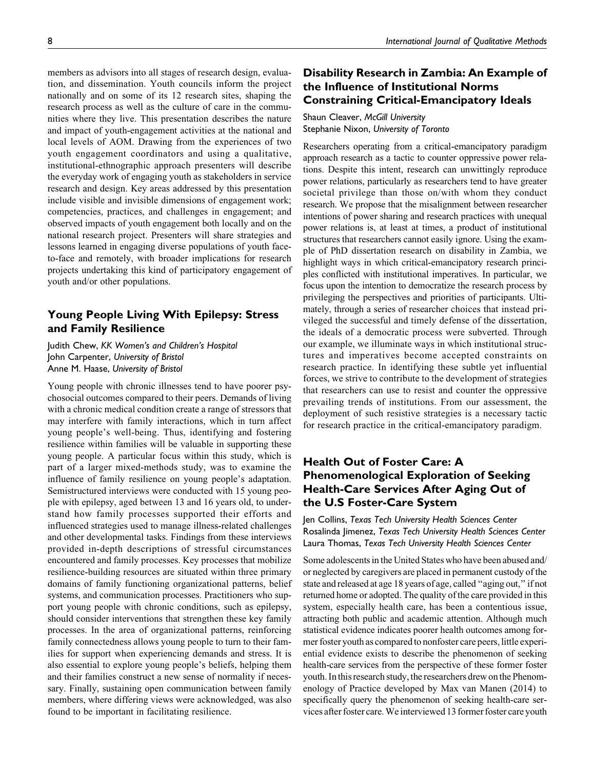members as advisors into all stages of research design, evaluation, and dissemination. Youth councils inform the project nationally and on some of its 12 research sites, shaping the research process as well as the culture of care in the communities where they live. This presentation describes the nature and impact of youth-engagement activities at the national and local levels of AOM. Drawing from the experiences of two youth engagement coordinators and using a qualitative, institutional-ethnographic approach presenters will describe the everyday work of engaging youth as stakeholders in service research and design. Key areas addressed by this presentation include visible and invisible dimensions of engagement work; competencies, practices, and challenges in engagement; and observed impacts of youth engagement both locally and on the national research project. Presenters will share strategies and lessons learned in engaging diverse populations of youth face-to-face and remotely, with broader implications for research projects undertaking this kind of participatory engagement of youth and/or other populations.

## Young People Living With Epilepsy: Stress and Family Resilience

Judith Chew, *KK Women's and Children's Hospital*
John Carpenter, *University of Bristol*
Anne M. Haase, *University of Bristol*

Young people with chronic illnesses tend to have poorer psychosocial outcomes compared to their peers. Demands of living with a chronic medical condition create a range of stressors that may interfere with family interactions, which in turn affect young people's well-being. Thus, identifying and fostering resilience within families will be valuable in supporting these young people. A particular focus within this study, which is part of a larger mixed-methods study, was to examine the influence of family resilience on young people's adaptation. Semistructured interviews were conducted with 15 young people with epilepsy, aged between 13 and 16 years old, to understand how family processes supported their efforts and influenced strategies used to manage illness-related challenges and other developmental tasks. Findings from these interviews provided in-depth descriptions of stressful circumstances encountered and family processes. Key processes that mobilize resilience-building resources are situated within three primary domains of family functioning organizational patterns, belief systems, and communication processes. Practitioners who support young people with chronic conditions, such as epilepsy, should consider interventions that strengthen these key family processes. In the area of organizational patterns, reinforcing family connectedness allows young people to turn to their families for support when experiencing demands and stress. It is also essential to explore young people's beliefs, helping them and their families construct a new sense of normality if necessary. Finally, sustaining open communication between family members, where differing views were acknowledged, was also found to be important in facilitating resilience.

## Disability Research in Zambia: An Example of the Influence of Institutional Norms Constraining Critical-Emancipatory Ideals

Shaun Cleaver, *McGill University*
Stephanie Nixon, *University of Toronto*

Researchers operating from a critical-emancipatory paradigm approach research as a tactic to counter oppressive power relations. Despite this intent, research can unwittingly reproduce power relations, particularly as researchers tend to have greater societal privilege than those on/with whom they conduct research. We propose that the misalignment between researcher intentions of power sharing and research practices with unequal power relations is, at least at times, a product of institutional structures that researchers cannot easily ignore. Using the example of PhD dissertation research on disability in Zambia, we highlight ways in which critical-emancipatory research principles conflicted with institutional imperatives. In particular, we focus upon the intention to democratize the research process by privileging the perspectives and priorities of participants. Ultimately, through a series of researcher choices that instead privileged the successful and timely defense of the dissertation, the ideals of a democratic process were subverted. Through our example, we illuminate ways in which institutional structures and imperatives become accepted constraints on research practice. In identifying these subtle yet influential forces, we strive to contribute to the development of strategies that researchers can use to resist and counter the oppressive prevailing trends of institutions. From our assessment, the deployment of such resistive strategies is a necessary tactic for research practice in the critical-emancipatory paradigm.

## Health Out of Foster Care: A Phenomenological Exploration of Seeking Health-Care Services After Aging Out of the U.S Foster-Care System

Jen Collins, *Texas Tech University Health Sciences Center*
Rosalinda Jimenez, *Texas Tech University Health Sciences Center*
Laura Thomas, *Texas Tech University Health Sciences Center*

Some adolescents in the United States who have been abused and/or neglected by caregivers are placed in permanent custody of the state and released at age 18 years of age, called "aging out," if not returned home or adopted. The quality of the care provided in this system, especially health care, has been a contentious issue, attracting both public and academic attention. Although much statistical evidence indicates poorer health outcomes among former foster youth as compared to nonfoster care peers, little experiential evidence exists to describe the phenomenon of seeking health-care services from the perspective of these former foster youth. In this research study, the researchers drew on the Phenomenology of Practice developed by Max van Manen (2014) to specifically query the phenomenon of seeking health-care services after foster care. We interviewed 13 former foster care youth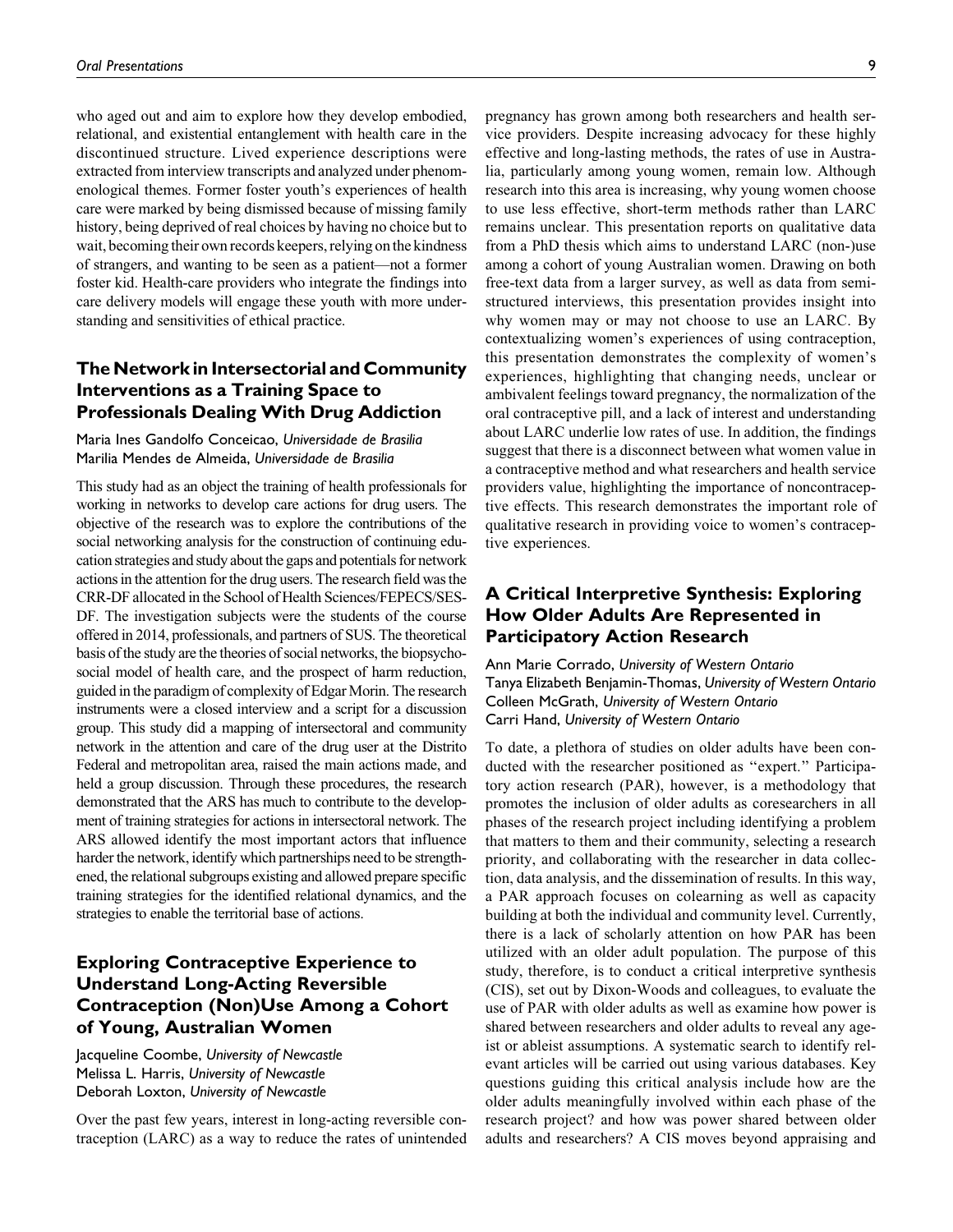who aged out and aim to explore how they develop embodied, relational, and existential entanglement with health care in the discontinued structure. Lived experience descriptions were extracted from interview transcripts and analyzed under phenomenological themes. Former foster youth's experiences of health care were marked by being dismissed because of missing family history, being deprived of real choices by having no choice but to wait, becoming their own records keepers, relying on the kindness of strangers, and wanting to be seen as a patient—not a former foster kid. Health-care providers who integrate the findings into care delivery models will engage these youth with more understanding and sensitivities of ethical practice.

## The Network in Intersectorial and Community Interventions as a Training Space to Professionals Dealing With Drug Addiction

Maria Ines Gandolfo Conceicao, *Universidade de Brasilia*
Marilia Mendes de Almeida, *Universidade de Brasilia*

This study had as an object the training of health professionals for working in networks to develop care actions for drug users. The objective of the research was to explore the contributions of the social networking analysis for the construction of continuing education strategies and study about the gaps and potentials for network actions in the attention for the drug users. The research field was the CRR-DF allocated in the School of Health Sciences/FEPECS/SES-DF. The investigation subjects were the students of the course offered in 2014, professionals, and partners of SUS. The theoretical basis of the study are the theories of social networks, the biopsychosocial model of health care, and the prospect of harm reduction, guided in the paradigm of complexity of Edgar Morin. The research instruments were a closed interview and a script for a discussion group. This study did a mapping of intersectoral and community network in the attention and care of the drug user at the Distrito Federal and metropolitan area, raised the main actions made, and held a group discussion. Through these procedures, the research demonstrated that the ARS has much to contribute to the development of training strategies for actions in intersectoral network. The ARS allowed identify the most important actors that influence harder the network, identify which partnerships need to be strengthened, the relational subgroups existing and allowed prepare specific training strategies for the identified relational dynamics, and the strategies to enable the territorial base of actions.

## Exploring Contraceptive Experience to Understand Long-Acting Reversible Contraception (Non)Use Among a Cohort of Young, Australian Women

Jacqueline Coombe, *University of Newcastle*
Melissa L. Harris, *University of Newcastle*
Deborah Loxton, *University of Newcastle*

Over the past few years, interest in long-acting reversible contraception (LARC) as a way to reduce the rates of unintended pregnancy has grown among both researchers and health service providers. Despite increasing advocacy for these highly effective and long-lasting methods, the rates of use in Australia, particularly among young women, remain low. Although research into this area is increasing, why young women choose to use less effective, short-term methods rather than LARC remains unclear. This presentation reports on qualitative data from a PhD thesis which aims to understand LARC (non-)use among a cohort of young Australian women. Drawing on both free-text data from a larger survey, as well as data from semi-structured interviews, this presentation provides insight into why women may or may not choose to use an LARC. By contextualizing women's experiences of using contraception, this presentation demonstrates the complexity of women's experiences, highlighting that changing needs, unclear or ambivalent feelings toward pregnancy, the normalization of the oral contraceptive pill, and a lack of interest and understanding about LARC underlie low rates of use. In addition, the findings suggest that there is a disconnect between what women value in a contraceptive method and what researchers and health service providers value, highlighting the importance of noncontraceptive effects. This research demonstrates the important role of qualitative research in providing voice to women's contraceptive experiences.

## A Critical Interpretive Synthesis: Exploring How Older Adults Are Represented in Participatory Action Research

Ann Marie Corrado, *University of Western Ontario*
Tanya Elizabeth Benjamin-Thomas, *University of Western Ontario*
Colleen McGrath, *University of Western Ontario*
Carri Hand, *University of Western Ontario*

To date, a plethora of studies on older adults have been conducted with the researcher positioned as "expert." Participatory action research (PAR), however, is a methodology that promotes the inclusion of older adults as coresearchers in all phases of the research project including identifying a problem that matters to them and their community, selecting a research priority, and collaborating with the researcher in data collection, data analysis, and the dissemination of results. In this way, a PAR approach focuses on colearning as well as capacity building at both the individual and community level. Currently, there is a lack of scholarly attention on how PAR has been utilized with an older adult population. The purpose of this study, therefore, is to conduct a critical interpretive synthesis (CIS), set out by Dixon-Woods and colleagues, to evaluate the use of PAR with older adults as well as examine how power is shared between researchers and older adults to reveal any ageist or ableist assumptions. A systematic search to identify relevant articles will be carried out using various databases. Key questions guiding this critical analysis include how are the older adults meaningfully involved within each phase of the research project? and how was power shared between older adults and researchers? A CIS moves beyond appraising and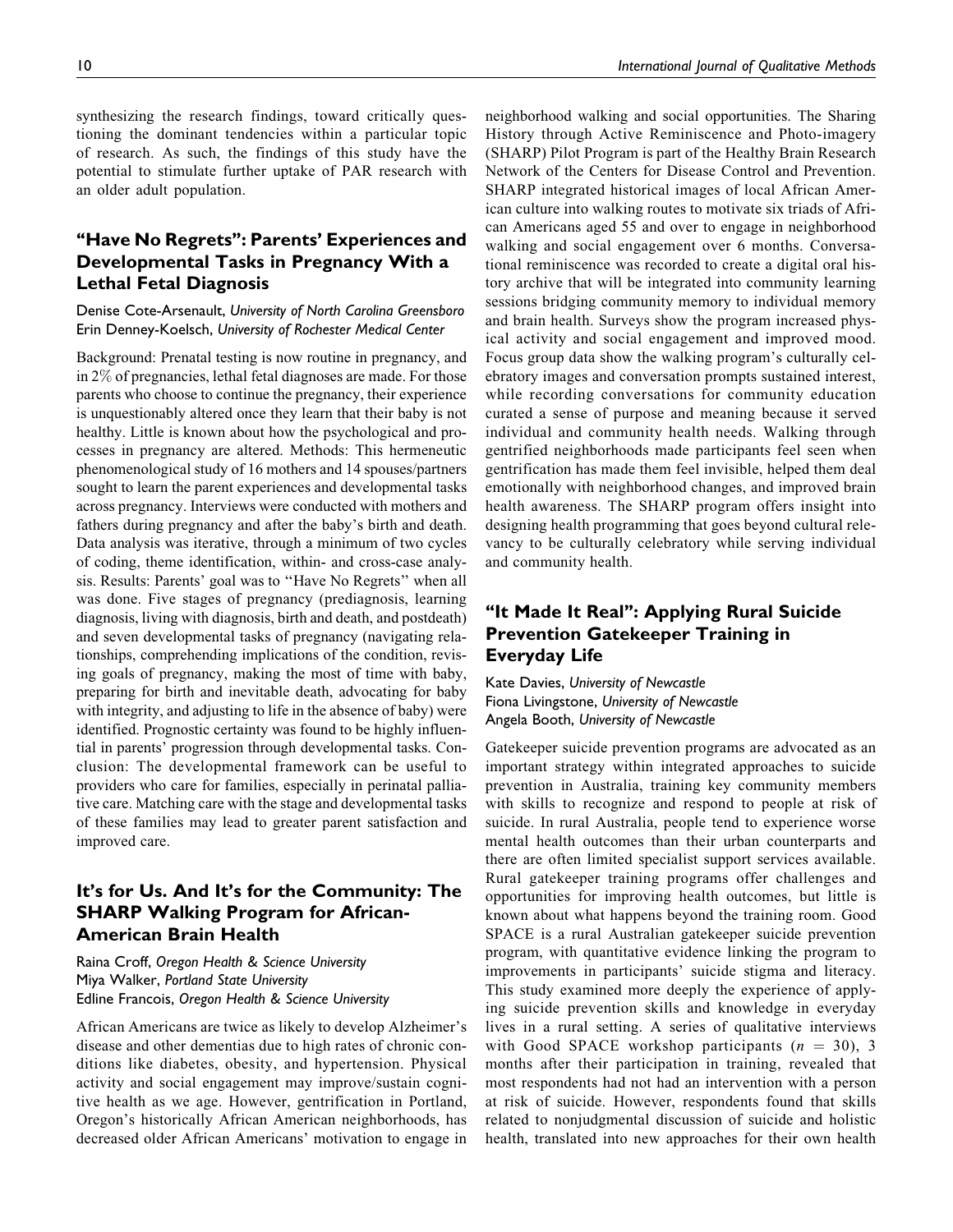synthesizing the research findings, toward critically questioning the dominant tendencies within a particular topic of research. As such, the findings of this study have the potential to stimulate further uptake of PAR research with an older adult population.

## "Have No Regrets": Parents' Experiences and Developmental Tasks in Pregnancy With a Lethal Fetal Diagnosis

Denise Cote-Arsenault, *University of North Carolina Greensboro*
Erin Denney-Koelsch, *University of Rochester Medical Center*

Background: Prenatal testing is now routine in pregnancy, and in 2% of pregnancies, lethal fetal diagnoses are made. For those parents who choose to continue the pregnancy, their experience is unquestionably altered once they learn that their baby is not healthy. Little is known about how the psychological and processes in pregnancy are altered. Methods: This hermeneutic phenomenological study of 16 mothers and 14 spouses/partners sought to learn the parent experiences and developmental tasks across pregnancy. Interviews were conducted with mothers and fathers during pregnancy and after the baby's birth and death. Data analysis was iterative, through a minimum of two cycles of coding, theme identification, within- and cross-case analysis. Results: Parents' goal was to "Have No Regrets" when all was done. Five stages of pregnancy (prediagnosis, learning diagnosis, living with diagnosis, birth and death, and postdeath) and seven developmental tasks of pregnancy (navigating relationships, comprehending implications of the condition, revising goals of pregnancy, making the most of time with baby, preparing for birth and inevitable death, advocating for baby with integrity, and adjusting to life in the absence of baby) were identified. Prognostic certainty was found to be highly influential in parents' progression through developmental tasks. Conclusion: The developmental framework can be useful to providers who care for families, especially in perinatal palliative care. Matching care with the stage and developmental tasks of these families may lead to greater parent satisfaction and improved care.

## It's for Us. And It's for the Community: The SHARP Walking Program for African-American Brain Health

Raina Croff, *Oregon Health & Science University*
Miya Walker, *Portland State University*
Edline Francois, *Oregon Health & Science University*

African Americans are twice as likely to develop Alzheimer's disease and other dementias due to high rates of chronic conditions like diabetes, obesity, and hypertension. Physical activity and social engagement may improve/sustain cognitive health as we age. However, gentrification in Portland, Oregon's historically African American neighborhoods, has decreased older African Americans' motivation to engage in neighborhood walking and social opportunities. The Sharing History through Active Reminiscence and Photo-imagery (SHARP) Pilot Program is part of the Healthy Brain Research Network of the Centers for Disease Control and Prevention. SHARP integrated historical images of local African American culture into walking routes to motivate six triads of African Americans aged 55 and over to engage in neighborhood walking and social engagement over 6 months. Conversational reminiscence was recorded to create a digital oral history archive that will be integrated into community learning sessions bridging community memory to individual memory and brain health. Surveys show the program increased physical activity and social engagement and improved mood. Focus group data show the walking program's culturally celebratory images and conversation prompts sustained interest, while recording conversations for community education curated a sense of purpose and meaning because it served individual and community health needs. Walking through gentrified neighborhoods made participants feel seen when gentrification has made them feel invisible, helped them deal emotionally with neighborhood changes, and improved brain health awareness. The SHARP program offers insight into designing health programming that goes beyond cultural relevancy to be culturally celebratory while serving individual and community health.

## "It Made It Real": Applying Rural Suicide Prevention Gatekeeper Training in Everyday Life

Kate Davies, *University of Newcastle*
Fiona Livingstone, *University of Newcastle*
Angela Booth, *University of Newcastle*

Gatekeeper suicide prevention programs are advocated as an important strategy within integrated approaches to suicide prevention in Australia, training key community members with skills to recognize and respond to people at risk of suicide. In rural Australia, people tend to experience worse mental health outcomes than their urban counterparts and there are often limited specialist support services available. Rural gatekeeper training programs offer challenges and opportunities for improving health outcomes, but little is known about what happens beyond the training room. Good SPACE is a rural Australian gatekeeper suicide prevention program, with quantitative evidence linking the program to improvements in participants' suicide stigma and literacy. This study examined more deeply the experience of applying suicide prevention skills and knowledge in everyday lives in a rural setting. A series of qualitative interviews with Good SPACE workshop participants ($n$ = 30), 3 months after their participation in training, revealed that most respondents had not had an intervention with a person at risk of suicide. However, respondents found that skills related to nonjudgmental discussion of suicide and holistic health, translated into new approaches for their own health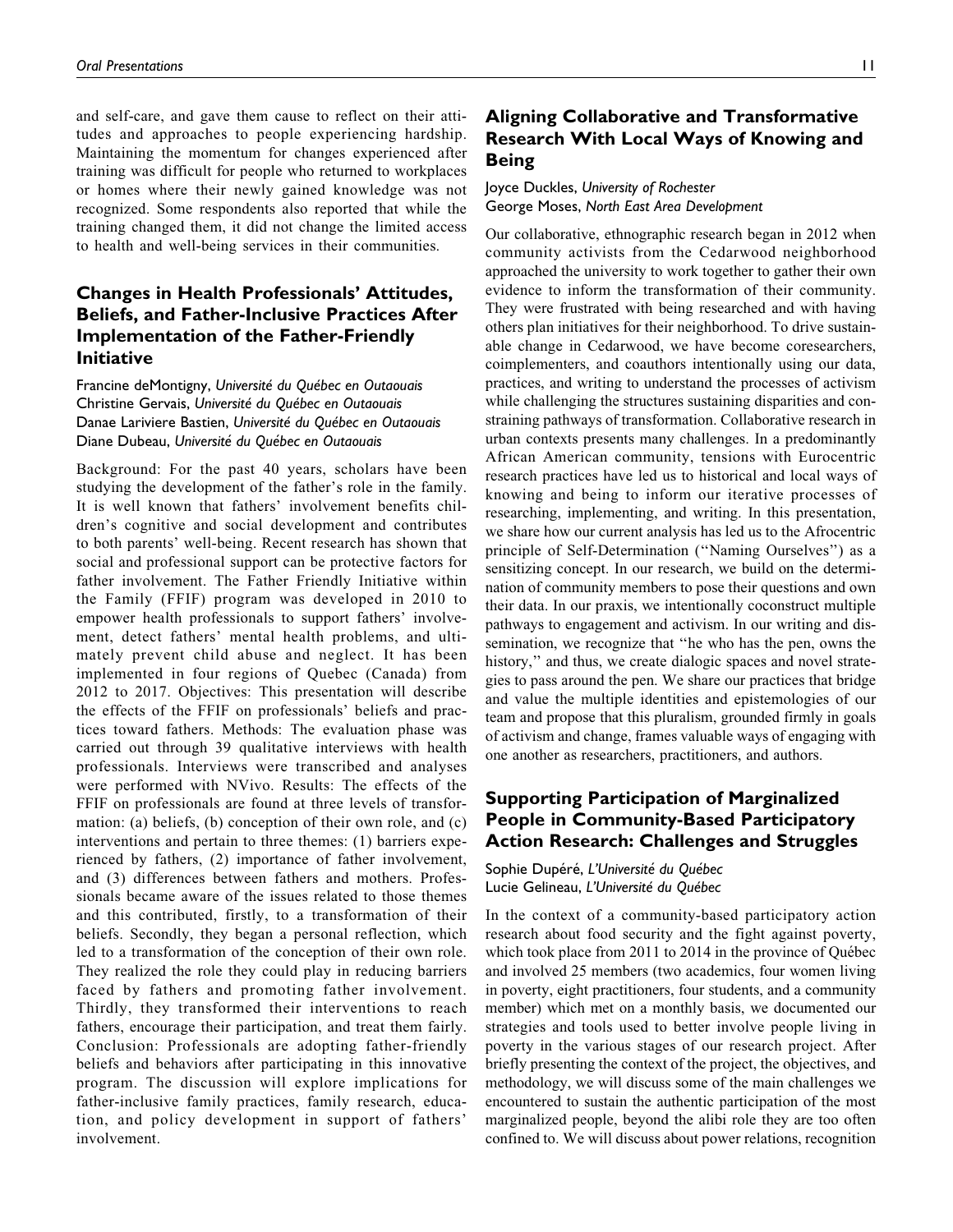and self-care, and gave them cause to reflect on their attitudes and approaches to people experiencing hardship. Maintaining the momentum for changes experienced after training was difficult for people who returned to workplaces or homes where their newly gained knowledge was not recognized. Some respondents also reported that while the training changed them, it did not change the limited access to health and well-being services in their communities.

## Changes in Health Professionals' Attitudes, Beliefs, and Father-Inclusive Practices After Implementation of the Father-Friendly Initiative

Francine deMontigny, *Université du Québec en Outaouais*
Christine Gervais, *Université du Québec en Outaouais*
Danae Lariviere Bastien, *Université du Québec en Outaouais*
Diane Dubeau, *Université du Québec en Outaouais*

Background: For the past 40 years, scholars have been studying the development of the father's role in the family. It is well known that fathers' involvement benefits children's cognitive and social development and contributes to both parents' well-being. Recent research has shown that social and professional support can be protective factors for father involvement. The Father Friendly Initiative within the Family (FFIF) program was developed in 2010 to empower health professionals to support fathers' involvement, detect fathers' mental health problems, and ultimately prevent child abuse and neglect. It has been implemented in four regions of Quebec (Canada) from 2012 to 2017. Objectives: This presentation will describe the effects of the FFIF on professionals' beliefs and practices toward fathers. Methods: The evaluation phase was carried out through 39 qualitative interviews with health professionals. Interviews were transcribed and analyses were performed with NVivo. Results: The effects of the FFIF on professionals are found at three levels of transformation: (a) beliefs, (b) conception of their own role, and (c) interventions and pertain to three themes: (1) barriers experienced by fathers, (2) importance of father involvement, and (3) differences between fathers and mothers. Professionals became aware of the issues related to those themes and this contributed, firstly, to a transformation of their beliefs. Secondly, they began a personal reflection, which led to a transformation of the conception of their own role. They realized the role they could play in reducing barriers faced by fathers and promoting father involvement. Thirdly, they transformed their interventions to reach fathers, encourage their participation, and treat them fairly. Conclusion: Professionals are adopting father-friendly beliefs and behaviors after participating in this innovative program. The discussion will explore implications for father-inclusive family practices, family research, education, and policy development in support of fathers' involvement.

## Aligning Collaborative and Transformative Research With Local Ways of Knowing and Being

Joyce Duckles, *University of Rochester*
George Moses, *North East Area Development*

Our collaborative, ethnographic research began in 2012 when community activists from the Cedarwood neighborhood approached the university to work together to gather their own evidence to inform the transformation of their community. They were frustrated with being researched and with having others plan initiatives for their neighborhood. To drive sustainable change in Cedarwood, we have become coresearchers, coimplementers, and coauthors intentionally using our data, practices, and writing to understand the processes of activism while challenging the structures sustaining disparities and constraining pathways of transformation. Collaborative research in urban contexts presents many challenges. In a predominantly African American community, tensions with Eurocentric research practices have led us to historical and local ways of knowing and being to inform our iterative processes of researching, implementing, and writing. In this presentation, we share how our current analysis has led us to the Afrocentric principle of Self-Determination ("Naming Ourselves") as a sensitizing concept. In our research, we build on the determination of community members to pose their questions and own their data. In our praxis, we intentionally coconstruct multiple pathways to engagement and activism. In our writing and dissemination, we recognize that "he who has the pen, owns the history," and thus, we create dialogic spaces and novel strategies to pass around the pen. We share our practices that bridge and value the multiple identities and epistemologies of our team and propose that this pluralism, grounded firmly in goals of activism and change, frames valuable ways of engaging with one another as researchers, practitioners, and authors.

## Supporting Participation of Marginalized People in Community-Based Participatory Action Research: Challenges and Struggles

Sophie Dupéré, *L'Université du Québec*
Lucie Gelineau, *L'Université du Québec*

In the context of a community-based participatory action research about food security and the fight against poverty, which took place from 2011 to 2014 in the province of Québec and involved 25 members (two academics, four women living in poverty, eight practitioners, four students, and a community member) which met on a monthly basis, we documented our strategies and tools used to better involve people living in poverty in the various stages of our research project. After briefly presenting the context of the project, the objectives, and methodology, we will discuss some of the main challenges we encountered to sustain the authentic participation of the most marginalized people, beyond the alibi role they are too often confined to. We will discuss about power relations, recognition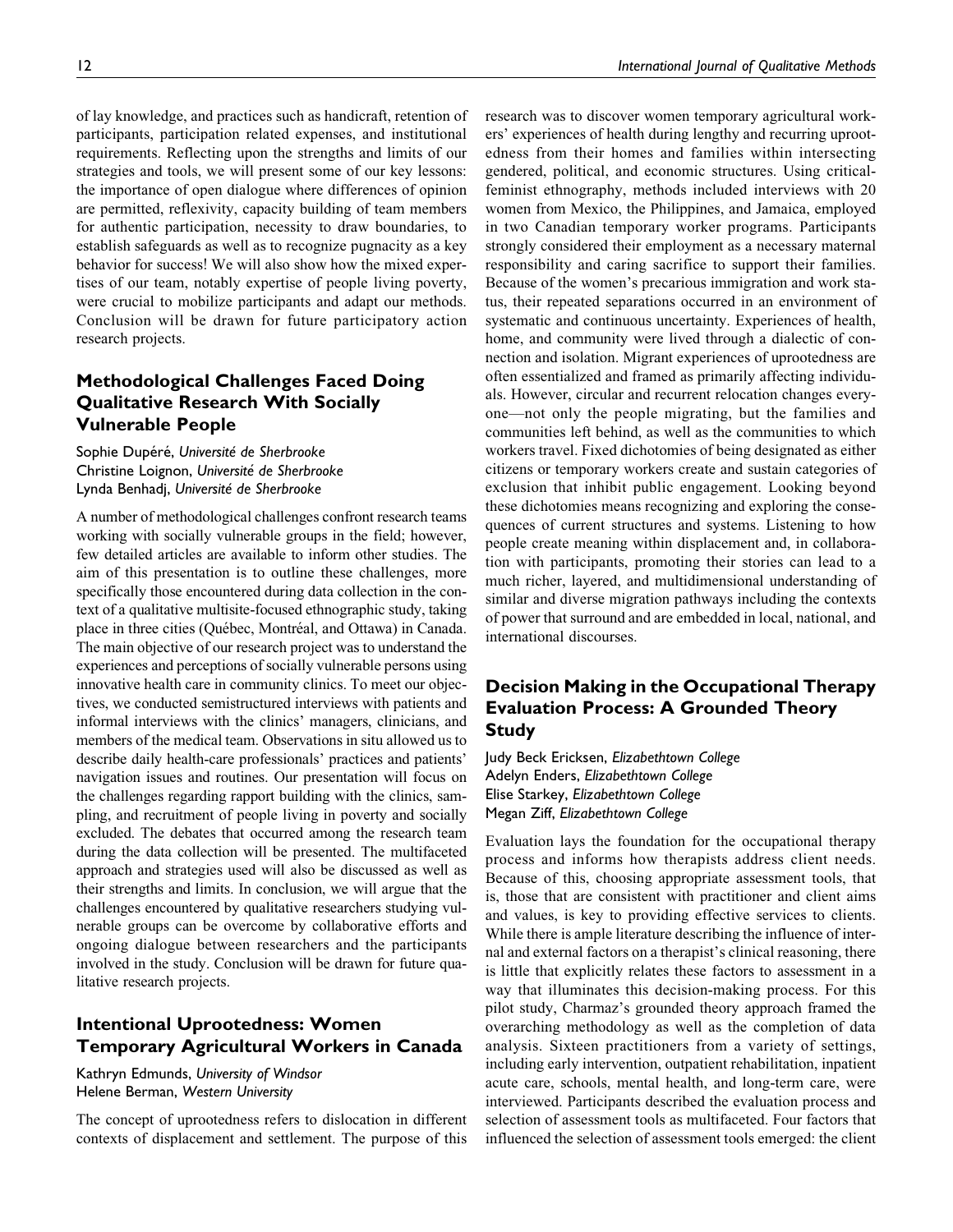of lay knowledge, and practices such as handicraft, retention of participants, participation related expenses, and institutional requirements. Reflecting upon the strengths and limits of our strategies and tools, we will present some of our key lessons: the importance of open dialogue where differences of opinion are permitted, reflexivity, capacity building of team members for authentic participation, necessity to draw boundaries, to establish safeguards as well as to recognize pugnacity as a key behavior for success! We will also show how the mixed expertises of our team, notably expertise of people living poverty, were crucial to mobilize participants and adapt our methods. Conclusion will be drawn for future participatory action research projects.

## Methodological Challenges Faced Doing Qualitative Research With Socially Vulnerable People

Sophie Dupéré, *Université de Sherbrooke*
Christine Loignon, *Université de Sherbrooke*
Lynda Benhadj, *Université de Sherbrooke*

A number of methodological challenges confront research teams working with socially vulnerable groups in the field; however, few detailed articles are available to inform other studies. The aim of this presentation is to outline these challenges, more specifically those encountered during data collection in the context of a qualitative multisite-focused ethnographic study, taking place in three cities (Québec, Montréal, and Ottawa) in Canada. The main objective of our research project was to understand the experiences and perceptions of socially vulnerable persons using innovative health care in community clinics. To meet our objectives, we conducted semistructured interviews with patients and informal interviews with the clinics' managers, clinicians, and members of the medical team. Observations in situ allowed us to describe daily health-care professionals' practices and patients' navigation issues and routines. Our presentation will focus on the challenges regarding rapport building with the clinics, sampling, and recruitment of people living in poverty and socially excluded. The debates that occurred among the research team during the data collection will be presented. The multifaceted approach and strategies used will also be discussed as well as their strengths and limits. In conclusion, we will argue that the challenges encountered by qualitative researchers studying vulnerable groups can be overcome by collaborative efforts and ongoing dialogue between researchers and the participants involved in the study. Conclusion will be drawn for future qualitative research projects.

## Intentional Uprootedness: Women Temporary Agricultural Workers in Canada

Kathryn Edmunds, *University of Windsor*
Helene Berman, *Western University*

The concept of uprootedness refers to dislocation in different contexts of displacement and settlement. The purpose of this research was to discover women temporary agricultural workers' experiences of health during lengthy and recurring uprootedness from their homes and families within intersecting gendered, political, and economic structures. Using critical-feminist ethnography, methods included interviews with 20 women from Mexico, the Philippines, and Jamaica, employed in two Canadian temporary worker programs. Participants strongly considered their employment as a necessary maternal responsibility and caring sacrifice to support their families. Because of the women's precarious immigration and work status, their repeated separations occurred in an environment of systematic and continuous uncertainty. Experiences of health, home, and community were lived through a dialectic of connection and isolation. Migrant experiences of uprootedness are often essentialized and framed as primarily affecting individuals. However, circular and recurrent relocation changes everyone—not only the people migrating, but the families and communities left behind, as well as the communities to which workers travel. Fixed dichotomies of being designated as either citizens or temporary workers create and sustain categories of exclusion that inhibit public engagement. Looking beyond these dichotomies means recognizing and exploring the consequences of current structures and systems. Listening to how people create meaning within displacement and, in collaboration with participants, promoting their stories can lead to a much richer, layered, and multidimensional understanding of similar and diverse migration pathways including the contexts of power that surround and are embedded in local, national, and international discourses.

## Decision Making in the Occupational Therapy Evaluation Process: A Grounded Theory Study

Judy Beck Ericksen, *Elizabethtown College*
Adelyn Enders, *Elizabethtown College*
Elise Starkey, *Elizabethtown College*
Megan Ziff, *Elizabethtown College*

Evaluation lays the foundation for the occupational therapy process and informs how therapists address client needs. Because of this, choosing appropriate assessment tools, that is, those that are consistent with practitioner and client aims and values, is key to providing effective services to clients. While there is ample literature describing the influence of internal and external factors on a therapist's clinical reasoning, there is little that explicitly relates these factors to assessment in a way that illuminates this decision-making process. For this pilot study, Charmaz's grounded theory approach framed the overarching methodology as well as the completion of data analysis. Sixteen practitioners from a variety of settings, including early intervention, outpatient rehabilitation, inpatient acute care, schools, mental health, and long-term care, were interviewed. Participants described the evaluation process and selection of assessment tools as multifaceted. Four factors that influenced the selection of assessment tools emerged: the client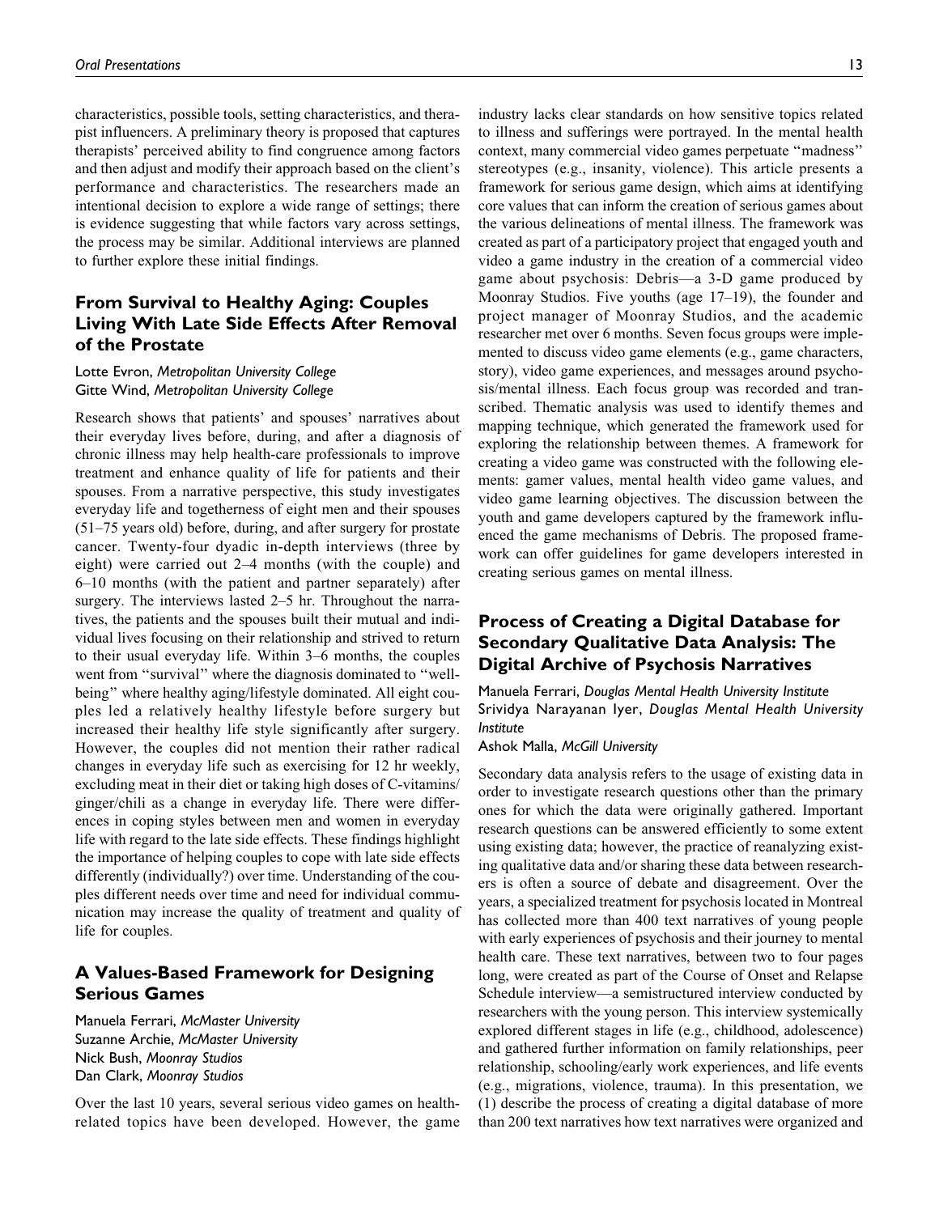characteristics, possible tools, setting characteristics, and therapist influencers. A preliminary theory is proposed that captures therapists' perceived ability to find congruence among factors and then adjust and modify their approach based on the client's performance and characteristics. The researchers made an intentional decision to explore a wide range of settings; there is evidence suggesting that while factors vary across settings, the process may be similar. Additional interviews are planned to further explore these initial findings.

## From Survival to Healthy Aging: Couples Living With Late Side Effects After Removal of the Prostate

Lotte Evron, *Metropolitan University College*
Gitte Wind, *Metropolitan University College*

Research shows that patients' and spouses' narratives about their everyday lives before, during, and after a diagnosis of chronic illness may help health-care professionals to improve treatment and enhance quality of life for patients and their spouses. From a narrative perspective, this study investigates everyday life and togetherness of eight men and their spouses (51–75 years old) before, during, and after surgery for prostate cancer. Twenty-four dyadic in-depth interviews (three by eight) were carried out 2–4 months (with the couple) and 6–10 months (with the patient and partner separately) after surgery. The interviews lasted 2–5 hr. Throughout the narratives, the patients and the spouses built their mutual and individual lives focusing on their relationship and strived to return to their usual everyday life. Within 3–6 months, the couples went from "survival" where the diagnosis dominated to "well-being" where healthy aging/lifestyle dominated. All eight couples led a relatively healthy lifestyle before surgery but increased their healthy life style significantly after surgery. However, the couples did not mention their rather radical changes in everyday life such as exercising for 12 hr weekly, excluding meat in their diet or taking high doses of C-vitamins/ginger/chili as a change in everyday life. There were differences in coping styles between men and women in everyday life with regard to the late side effects. These findings highlight the importance of helping couples to cope with late side effects differently (individually?) over time. Understanding of the couples different needs over time and need for individual communication may increase the quality of treatment and quality of life for couples.

## A Values-Based Framework for Designing Serious Games

Manuela Ferrari, *McMaster University*
Suzanne Archie, *McMaster University*
Nick Bush, *Moonray Studios*
Dan Clark, *Moonray Studios*

Over the last 10 years, several serious video games on health-related topics have been developed. However, the game industry lacks clear standards on how sensitive topics related to illness and sufferings were portrayed. In the mental health context, many commercial video games perpetuate "madness" stereotypes (e.g., insanity, violence). This article presents a framework for serious game design, which aims at identifying core values that can inform the creation of serious games about the various delineations of mental illness. The framework was created as part of a participatory project that engaged youth and video a game industry in the creation of a commercial video game about psychosis: Debris—a 3-D game produced by Moonray Studios. Five youths (age 17–19), the founder and project manager of Moonray Studios, and the academic researcher met over 6 months. Seven focus groups were implemented to discuss video game elements (e.g., game characters, story), video game experiences, and messages around psychosis/mental illness. Each focus group was recorded and transcribed. Thematic analysis was used to identify themes and mapping technique, which generated the framework used for exploring the relationship between themes. A framework for creating a video game was constructed with the following elements: gamer values, mental health video game values, and video game learning objectives. The discussion between the youth and game developers captured by the framework influenced the game mechanisms of Debris. The proposed framework can offer guidelines for game developers interested in creating serious games on mental illness.

## Process of Creating a Digital Database for Secondary Qualitative Data Analysis: The Digital Archive of Psychosis Narratives

Manuela Ferrari, *Douglas Mental Health University Institute*
Srividya Narayanan Iyer, *Douglas Mental Health University Institute*
Ashok Malla, *McGill University*

Secondary data analysis refers to the usage of existing data in order to investigate research questions other than the primary ones for which the data were originally gathered. Important research questions can be answered efficiently to some extent using existing data; however, the practice of reanalyzing existing qualitative data and/or sharing these data between researchers is often a source of debate and disagreement. Over the years, a specialized treatment for psychosis located in Montreal has collected more than 400 text narratives of young people with early experiences of psychosis and their journey to mental health care. These text narratives, between two to four pages long, were created as part of the Course of Onset and Relapse Schedule interview—a semistructured interview conducted by researchers with the young person. This interview systemically explored different stages in life (e.g., childhood, adolescence) and gathered further information on family relationships, peer relationship, schooling/early work experiences, and life events (e.g., migrations, violence, trauma). In this presentation, we (1) describe the process of creating a digital database of more than 200 text narratives how text narratives were organized and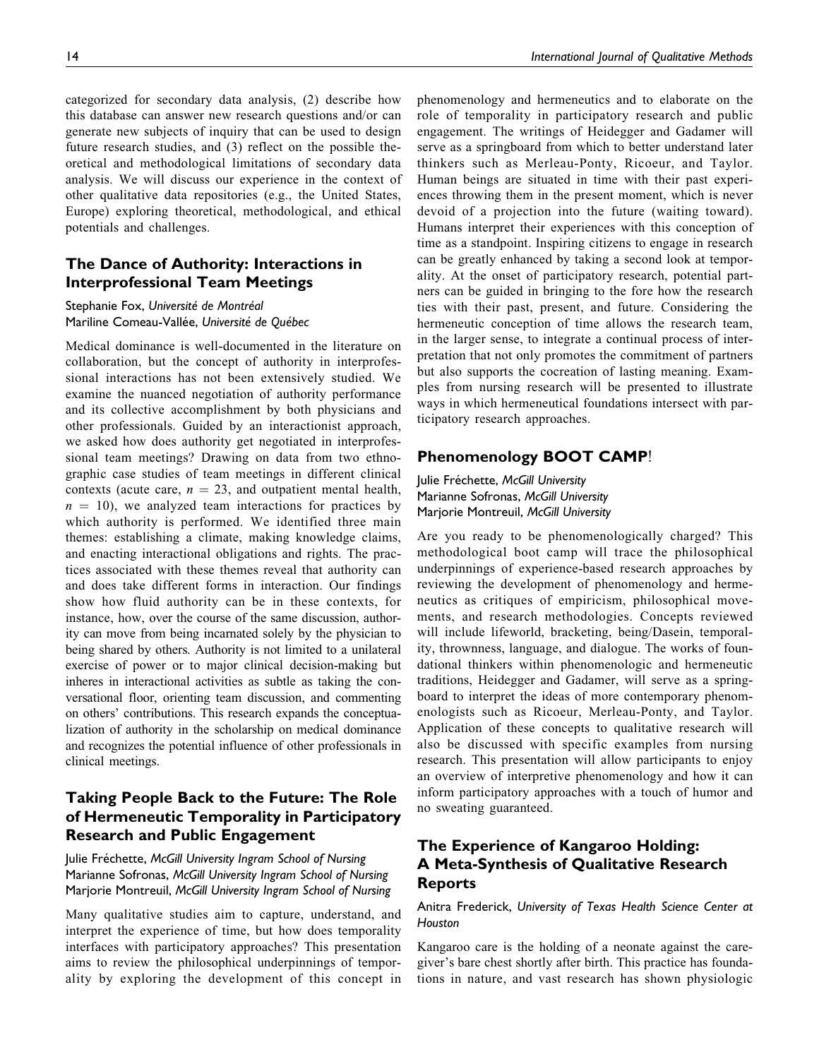categorized for secondary data analysis, (2) describe how this database can answer new research questions and/or can generate new subjects of inquiry that can be used to design future research studies, and (3) reflect on the possible theoretical and methodological limitations of secondary data analysis. We will discuss our experience in the context of other qualitative data repositories (e.g., the United States, Europe) exploring theoretical, methodological, and ethical potentials and challenges.

## The Dance of Authority: Interactions in Interprofessional Team Meetings

Stephanie Fox, *Université de Montréal*
Mariline Comeau-Vallée, *Université de Québec*

Medical dominance is well-documented in the literature on collaboration, but the concept of authority in interprofessional interactions has not been extensively studied. We examine the nuanced negotiation of authority performance and its collective accomplishment by both physicians and other professionals. Guided by an interactionist approach, we asked how does authority get negotiated in interprofessional team meetings? Drawing on data from two ethnographic case studies of team meetings in different clinical contexts (acute care, $n = 23$, and outpatient mental health, $n = 10$), we analyzed team interactions for practices by which authority is performed. We identified three main themes: establishing a climate, making knowledge claims, and enacting interactional obligations and rights. The practices associated with these themes reveal that authority can and does take different forms in interaction. Our findings show how fluid authority can be in these contexts, for instance, how, over the course of the same discussion, authority can move from being incarnated solely by the physician to being shared by others. Authority is not limited to a unilateral exercise of power or to major clinical decision-making but inheres in interactional activities as subtle as taking the conversational floor, orienting team discussion, and commenting on others' contributions. This research expands the conceptualization of authority in the scholarship on medical dominance and recognizes the potential influence of other professionals in clinical meetings.

## Taking People Back to the Future: The Role of Hermeneutic Temporality in Participatory Research and Public Engagement

Julie Fréchette, *McGill University Ingram School of Nursing*
Marianne Sofronas, *McGill University Ingram School of Nursing*
Marjorie Montreuil, *McGill University Ingram School of Nursing*

Many qualitative studies aim to capture, understand, and interpret the experience of time, but how does temporality interfaces with participatory approaches? This presentation aims to review the philosophical underpinnings of temporality by exploring the development of this concept in phenomenology and hermeneutics and to elaborate on the role of temporality in participatory research and public engagement. The writings of Heidegger and Gadamer will serve as a springboard from which to better understand later thinkers such as Merleau-Ponty, Ricoeur, and Taylor. Human beings are situated in time with their past experiences throwing them in the present moment, which is never devoid of a projection into the future (waiting toward). Humans interpret their experiences with this conception of time as a standpoint. Inspiring citizens to engage in research can be greatly enhanced by taking a second look at temporality. At the onset of participatory research, potential partners can be guided in bringing to the fore how the research ties with their past, present, and future. Considering the hermeneutic conception of time allows the research team, in the larger sense, to integrate a continual process of interpretation that not only promotes the commitment of partners but also supports the cocreation of lasting meaning. Examples from nursing research will be presented to illustrate ways in which hermeneutical foundations intersect with participatory research approaches.

## Phenomenology BOOT CAMP!

Julie Fréchette, *McGill University*
Marianne Sofronas, *McGill University*
Marjorie Montreuil, *McGill University*

Are you ready to be phenomenologically charged? This methodological boot camp will trace the philosophical underpinnings of experience-based research approaches by reviewing the development of phenomenology and hermeneutics as critiques of empiricism, philosophical movements, and research methodologies. Concepts reviewed will include lifeworld, bracketing, being/Dasein, temporality, thrownness, language, and dialogue. The works of foundational thinkers within phenomenologic and hermeneutic traditions, Heidegger and Gadamer, will serve as a springboard to interpret the ideas of more contemporary phenomenologists such as Ricoeur, Merleau-Ponty, and Taylor. Application of these concepts to qualitative research will also be discussed with specific examples from nursing research. This presentation will allow participants to enjoy an overview of interpretive phenomenology and how it can inform participatory approaches with a touch of humor and no sweating guaranteed.

## The Experience of Kangaroo Holding: A Meta-Synthesis of Qualitative Research Reports

Anitra Frederick, *University of Texas Health Science Center at Houston*

Kangaroo care is the holding of a neonate against the caregiver's bare chest shortly after birth. This practice has foundations in nature, and vast research has shown physiologic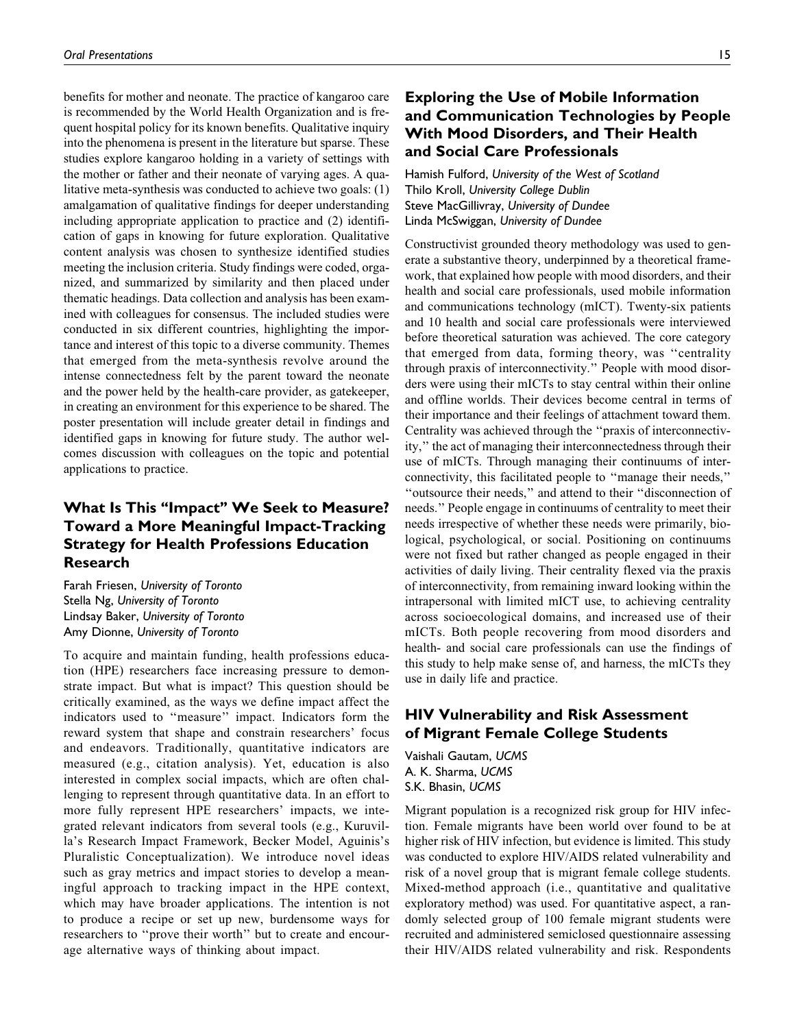benefits for mother and neonate. The practice of kangaroo care is recommended by the World Health Organization and is frequent hospital policy for its known benefits. Qualitative inquiry into the phenomena is present in the literature but sparse. These studies explore kangaroo holding in a variety of settings with the mother or father and their neonate of varying ages. A qualitative meta-synthesis was conducted to achieve two goals: (1) amalgamation of qualitative findings for deeper understanding including appropriate application to practice and (2) identification of gaps in knowing for future exploration. Qualitative content analysis was chosen to synthesize identified studies meeting the inclusion criteria. Study findings were coded, organized, and summarized by similarity and then placed under thematic headings. Data collection and analysis has been examined with colleagues for consensus. The included studies were conducted in six different countries, highlighting the importance and interest of this topic to a diverse community. Themes that emerged from the meta-synthesis revolve around the intense connectedness felt by the parent toward the neonate and the power held by the health-care provider, as gatekeeper, in creating an environment for this experience to be shared. The poster presentation will include greater detail in findings and identified gaps in knowing for future study. The author welcomes discussion with colleagues on the topic and potential applications to practice.

## What Is This "Impact" We Seek to Measure? Toward a More Meaningful Impact-Tracking Strategy for Health Professions Education Research

Farah Friesen, *University of Toronto*
Stella Ng, *University of Toronto*
Lindsay Baker, *University of Toronto*
Amy Dionne, *University of Toronto*

To acquire and maintain funding, health professions education (HPE) researchers face increasing pressure to demonstrate impact. But what is impact? This question should be critically examined, as the ways we define impact affect the indicators used to "measure" impact. Indicators form the reward system that shape and constrain researchers' focus and endeavors. Traditionally, quantitative indicators are measured (e.g., citation analysis). Yet, education is also interested in complex social impacts, which are often challenging to represent through quantitative data. In an effort to more fully represent HPE researchers' impacts, we integrated relevant indicators from several tools (e.g., Kuruvilla's Research Impact Framework, Becker Model, Aguinis's Pluralistic Conceptualization). We introduce novel ideas such as gray metrics and impact stories to develop a meaningful approach to tracking impact in the HPE context, which may have broader applications. The intention is not to produce a recipe or set up new, burdensome ways for researchers to "prove their worth" but to create and encourage alternative ways of thinking about impact.

## Exploring the Use of Mobile Information and Communication Technologies by People With Mood Disorders, and Their Health and Social Care Professionals

Hamish Fulford, *University of the West of Scotland*
Thilo Kroll, *University College Dublin*
Steve MacGillivray, *University of Dundee*
Linda McSwiggan, *University of Dundee*

Constructivist grounded theory methodology was used to generate a substantive theory, underpinned by a theoretical framework, that explained how people with mood disorders, and their health and social care professionals, used mobile information and communications technology (mICT). Twenty-six patients and 10 health and social care professionals were interviewed before theoretical saturation was achieved. The core category that emerged from data, forming theory, was "centrality through praxis of interconnectivity." People with mood disorders were using their mICTs to stay central within their online and offline worlds. Their devices become central in terms of their importance and their feelings of attachment toward them. Centrality was achieved through the "praxis of interconnectivity," the act of managing their interconnectedness through their use of mICTs. Through managing their continuums of interconnectivity, this facilitated people to "manage their needs," "outsource their needs," and attend to their "disconnection of needs." People engage in continuums of centrality to meet their needs irrespective of whether these needs were primarily, biological, psychological, or social. Positioning on continuums were not fixed but rather changed as people engaged in their activities of daily living. Their centrality flexed via the praxis of interconnectivity, from remaining inward looking within the intrapersonal with limited mICT use, to achieving centrality across socioecological domains, and increased use of their mICTs. Both people recovering from mood disorders and health- and social care professionals can use the findings of this study to help make sense of, and harness, the mICTs they use in daily life and practice.

## HIV Vulnerability and Risk Assessment of Migrant Female College Students

Vaishali Gautam, *UCMS*
A. K. Sharma, *UCMS*
S.K. Bhasin, *UCMS*

Migrant population is a recognized risk group for HIV infection. Female migrants have been world over found to be at higher risk of HIV infection, but evidence is limited. This study was conducted to explore HIV/AIDS related vulnerability and risk of a novel group that is migrant female college students. Mixed-method approach (i.e., quantitative and qualitative exploratory method) was used. For quantitative aspect, a randomly selected group of 100 female migrant students were recruited and administered semiclosed questionnaire assessing their HIV/AIDS related vulnerability and risk. Respondents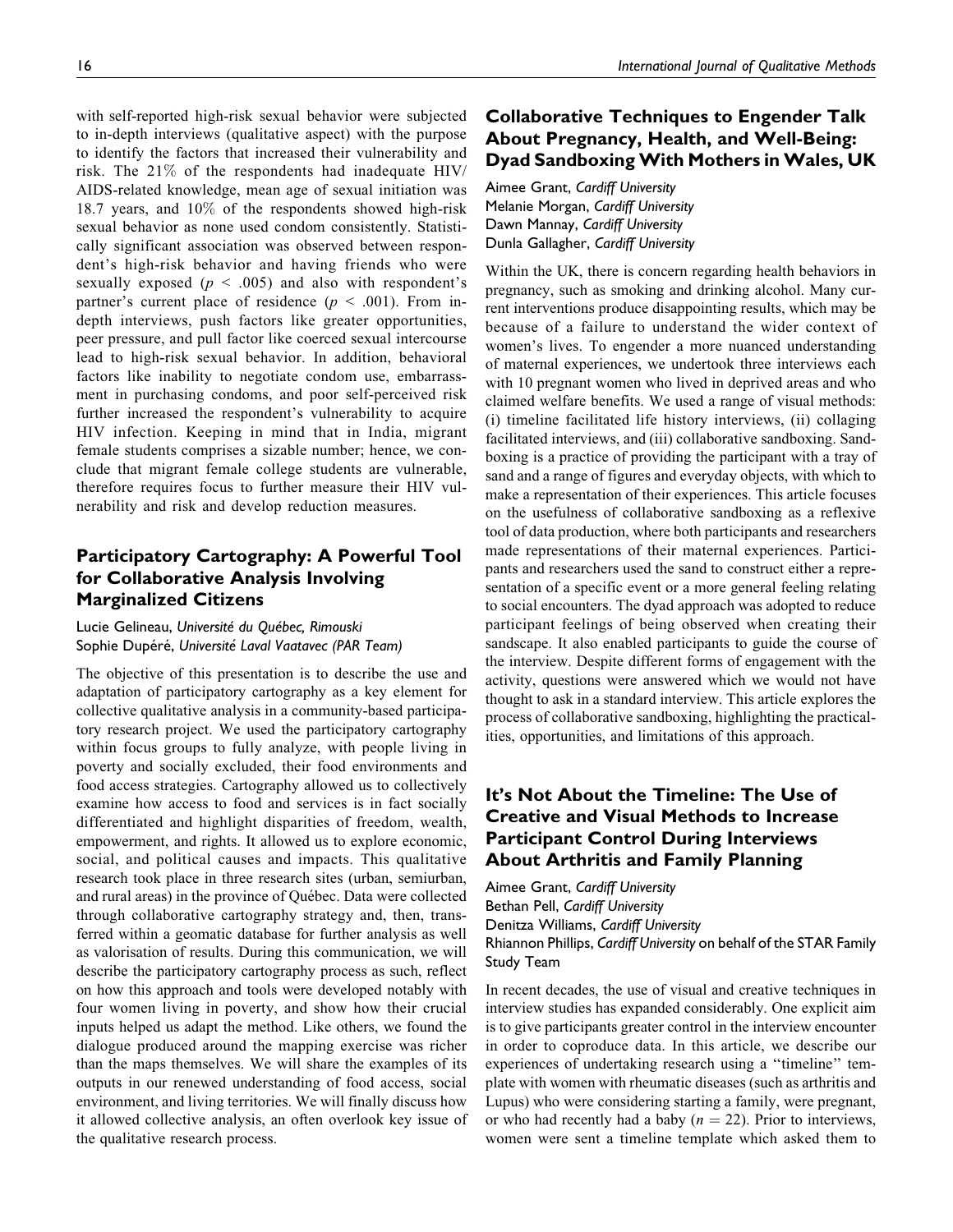with self-reported high-risk sexual behavior were subjected to in-depth interviews (qualitative aspect) with the purpose to identify the factors that increased their vulnerability and risk. The 21% of the respondents had inadequate HIV/AIDS-related knowledge, mean age of sexual initiation was 18.7 years, and 10% of the respondents showed high-risk sexual behavior as none used condom consistently. Statistically significant association was observed between respondent's high-risk behavior and having friends who were sexually exposed ($p < .005$) and also with respondent's partner's current place of residence ($p < .001$). From in-depth interviews, push factors like greater opportunities, peer pressure, and pull factor like coerced sexual intercourse lead to high-risk sexual behavior. In addition, behavioral factors like inability to negotiate condom use, embarrassment in purchasing condoms, and poor self-perceived risk further increased the respondent's vulnerability to acquire HIV infection. Keeping in mind that in India, migrant female students comprises a sizable number; hence, we conclude that migrant female college students are vulnerable, therefore requires focus to further measure their HIV vulnerability and risk and develop reduction measures.

## Participatory Cartography: A Powerful Tool for Collaborative Analysis Involving Marginalized Citizens

Lucie Gelineau, *Université du Québec, Rimouski*
Sophie Dupéré, *Université Laval Vaatavec (PAR Team)*

The objective of this presentation is to describe the use and adaptation of participatory cartography as a key element for collective qualitative analysis in a community-based participatory research project. We used the participatory cartography within focus groups to fully analyze, with people living in poverty and socially excluded, their food environments and food access strategies. Cartography allowed us to collectively examine how access to food and services is in fact socially differentiated and highlight disparities of freedom, wealth, empowerment, and rights. It allowed us to explore economic, social, and political causes and impacts. This qualitative research took place in three research sites (urban, semiurban, and rural areas) in the province of Québec. Data were collected through collaborative cartography strategy and, then, transferred within a geomatic database for further analysis as well as valorisation of results. During this communication, we will describe the participatory cartography process as such, reflect on how this approach and tools were developed notably with four women living in poverty, and show how their crucial inputs helped us adapt the method. Like others, we found the dialogue produced around the mapping exercise was richer than the maps themselves. We will share the examples of its outputs in our renewed understanding of food access, social environment, and living territories. We will finally discuss how it allowed collective analysis, an often overlook key issue of the qualitative research process.

## Collaborative Techniques to Engender Talk About Pregnancy, Health, and Well-Being: Dyad Sandboxing With Mothers in Wales, UK

Aimee Grant, *Cardiff University*
Melanie Morgan, *Cardiff University*
Dawn Mannay, *Cardiff University*
Dunla Gallagher, *Cardiff University*

Within the UK, there is concern regarding health behaviors in pregnancy, such as smoking and drinking alcohol. Many current interventions produce disappointing results, which may be because of a failure to understand the wider context of women's lives. To engender a more nuanced understanding of maternal experiences, we undertook three interviews each with 10 pregnant women who lived in deprived areas and who claimed welfare benefits. We used a range of visual methods: (i) timeline facilitated life history interviews, (ii) collaging facilitated interviews, and (iii) collaborative sandboxing. Sandboxing is a practice of providing the participant with a tray of sand and a range of figures and everyday objects, with which to make a representation of their experiences. This article focuses on the usefulness of collaborative sandboxing as a reflexive tool of data production, where both participants and researchers made representations of their maternal experiences. Participants and researchers used the sand to construct either a representation of a specific event or a more general feeling relating to social encounters. The dyad approach was adopted to reduce participant feelings of being observed when creating their sandscape. It also enabled participants to guide the course of the interview. Despite different forms of engagement with the activity, questions were answered which we would not have thought to ask in a standard interview. This article explores the process of collaborative sandboxing, highlighting the practicalities, opportunities, and limitations of this approach.

## It's Not About the Timeline: The Use of Creative and Visual Methods to Increase Participant Control During Interviews About Arthritis and Family Planning

Aimee Grant, *Cardiff University*
Bethan Pell, *Cardiff University*
Denitza Williams, *Cardiff University*
Rhiannon Phillips, *Cardiff University* on behalf of the STAR Family Study Team

In recent decades, the use of visual and creative techniques in interview studies has expanded considerably. One explicit aim is to give participants greater control in the interview encounter in order to coproduce data. In this article, we describe our experiences of undertaking research using a "timeline" template with women with rheumatic diseases (such as arthritis and Lupus) who were considering starting a family, were pregnant, or who had recently had a baby ($n = 22$). Prior to interviews, women were sent a timeline template which asked them to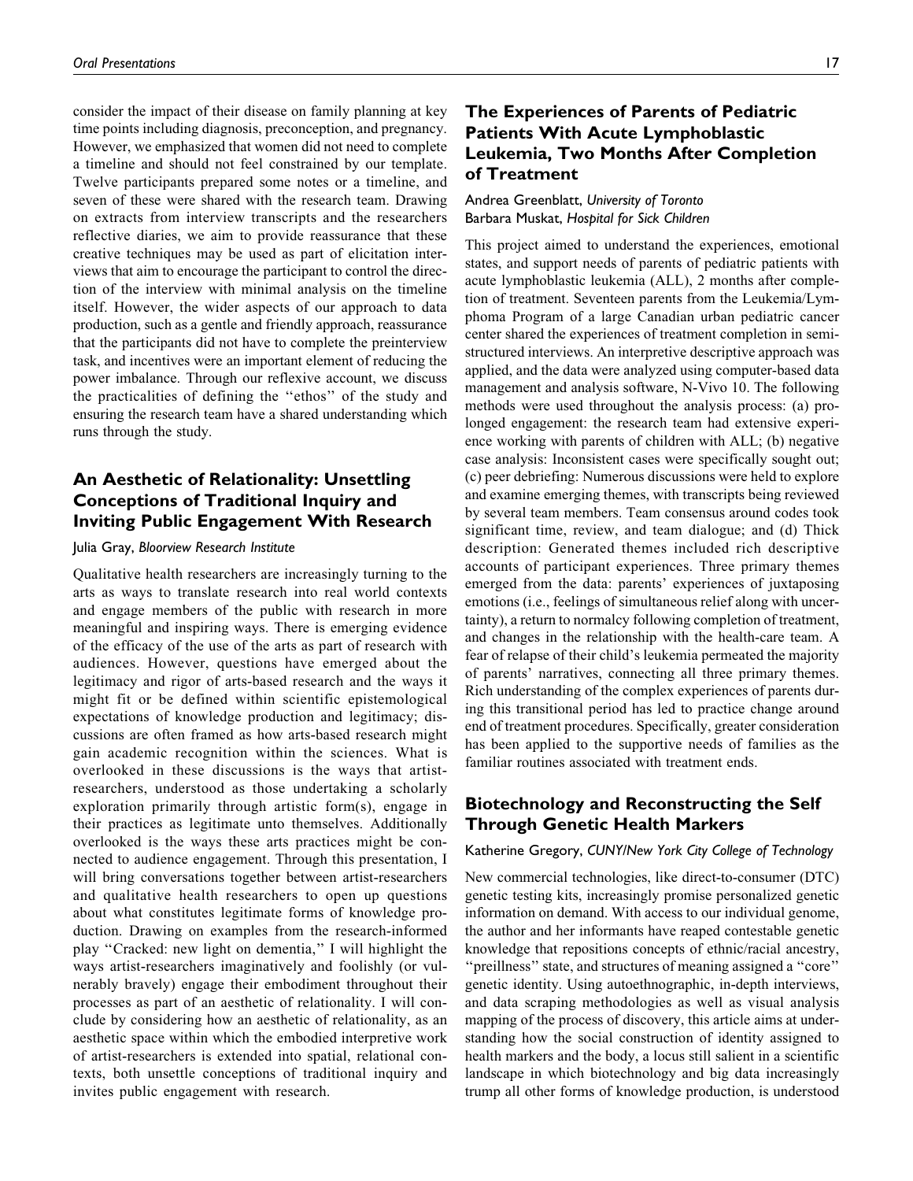consider the impact of their disease on family planning at key time points including diagnosis, preconception, and pregnancy. However, we emphasized that women did not need to complete a timeline and should not feel constrained by our template. Twelve participants prepared some notes or a timeline, and seven of these were shared with the research team. Drawing on extracts from interview transcripts and the researchers reflective diaries, we aim to provide reassurance that these creative techniques may be used as part of elicitation interviews that aim to encourage the participant to control the direction of the interview with minimal analysis on the timeline itself. However, the wider aspects of our approach to data production, such as a gentle and friendly approach, reassurance that the participants did not have to complete the preinterview task, and incentives were an important element of reducing the power imbalance. Through our reflexive account, we discuss the practicalities of defining the ''ethos'' of the study and ensuring the research team have a shared understanding which runs through the study.

## An Aesthetic of Relationality: Unsettling Conceptions of Traditional Inquiry and Inviting Public Engagement With Research

Julia Gray, *Bloorview Research Institute*

Qualitative health researchers are increasingly turning to the arts as ways to translate research into real world contexts and engage members of the public with research in more meaningful and inspiring ways. There is emerging evidence of the efficacy of the use of the arts as part of research with audiences. However, questions have emerged about the legitimacy and rigor of arts-based research and the ways it might fit or be defined within scientific epistemological expectations of knowledge production and legitimacy; discussions are often framed as how arts-based research might gain academic recognition within the sciences. What is overlooked in these discussions is the ways that artist-researchers, understood as those undertaking a scholarly exploration primarily through artistic form(s), engage in their practices as legitimate unto themselves. Additionally overlooked is the ways these arts practices might be connected to audience engagement. Through this presentation, I will bring conversations together between artist-researchers and qualitative health researchers to open up questions about what constitutes legitimate forms of knowledge production. Drawing on examples from the research-informed play ''Cracked: new light on dementia,'' I will highlight the ways artist-researchers imaginatively and foolishly (or vulnerably bravely) engage their embodiment throughout their processes as part of an aesthetic of relationality. I will conclude by considering how an aesthetic of relationality, as an aesthetic space within which the embodied interpretive work of artist-researchers is extended into spatial, relational contexts, both unsettle conceptions of traditional inquiry and invites public engagement with research.

## The Experiences of Parents of Pediatric Patients With Acute Lymphoblastic Leukemia, Two Months After Completion of Treatment

Andrea Greenblatt, *University of Toronto*
Barbara Muskat, *Hospital for Sick Children*

This project aimed to understand the experiences, emotional states, and support needs of parents of pediatric patients with acute lymphoblastic leukemia (ALL), 2 months after completion of treatment. Seventeen parents from the Leukemia/Lymphoma Program of a large Canadian urban pediatric cancer center shared the experiences of treatment completion in semi-structured interviews. An interpretive descriptive approach was applied, and the data were analyzed using computer-based data management and analysis software, N-Vivo 10. The following methods were used throughout the analysis process: (a) prolonged engagement: the research team had extensive experience working with parents of children with ALL; (b) negative case analysis: Inconsistent cases were specifically sought out; (c) peer debriefing: Numerous discussions were held to explore and examine emerging themes, with transcripts being reviewed by several team members. Team consensus around codes took significant time, review, and team dialogue; and (d) Thick description: Generated themes included rich descriptive accounts of participant experiences. Three primary themes emerged from the data: parents' experiences of juxtaposing emotions (i.e., feelings of simultaneous relief along with uncertainty), a return to normalcy following completion of treatment, and changes in the relationship with the health-care team. A fear of relapse of their child's leukemia permeated the majority of parents' narratives, connecting all three primary themes. Rich understanding of the complex experiences of parents during this transitional period has led to practice change around end of treatment procedures. Specifically, greater consideration has been applied to the supportive needs of families as the familiar routines associated with treatment ends.

## Biotechnology and Reconstructing the Self Through Genetic Health Markers

Katherine Gregory, *CUNY/New York City College of Technology*

New commercial technologies, like direct-to-consumer (DTC) genetic testing kits, increasingly promise personalized genetic information on demand. With access to our individual genome, the author and her informants have reaped contestable genetic knowledge that repositions concepts of ethnic/racial ancestry, ''preillness'' state, and structures of meaning assigned a ''core'' genetic identity. Using autoethnographic, in-depth interviews, and data scraping methodologies as well as visual analysis mapping of the process of discovery, this article aims at understanding how the social construction of identity assigned to health markers and the body, a locus still salient in a scientific landscape in which biotechnology and big data increasingly trump all other forms of knowledge production, is understood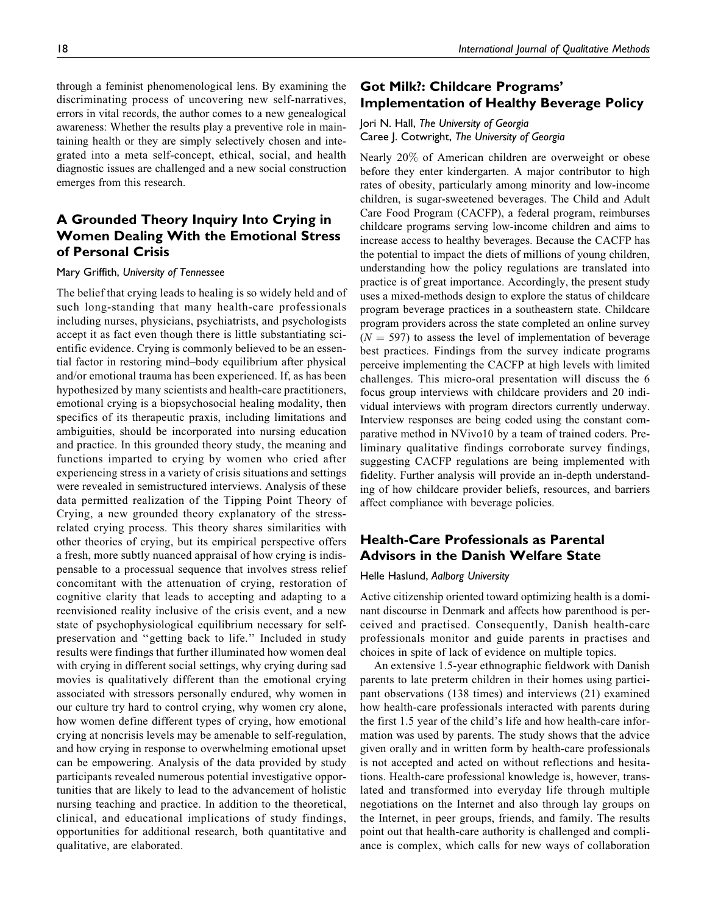through a feminist phenomenological lens. By examining the discriminating process of uncovering new self-narratives, errors in vital records, the author comes to a new genealogical awareness: Whether the results play a preventive role in maintaining health or they are simply selectively chosen and integrated into a meta self-concept, ethical, social, and health diagnostic issues are challenged and a new social construction emerges from this research.

## A Grounded Theory Inquiry Into Crying in Women Dealing With the Emotional Stress of Personal Crisis

Mary Griffith, *University of Tennessee*

The belief that crying leads to healing is so widely held and of such long-standing that many health-care professionals including nurses, physicians, psychiatrists, and psychologists accept it as fact even though there is little substantiating scientific evidence. Crying is commonly believed to be an essential factor in restoring mind–body equilibrium after physical and/or emotional trauma has been experienced. If, as has been hypothesized by many scientists and health-care practitioners, emotional crying is a biopsychosocial healing modality, then specifics of its therapeutic praxis, including limitations and ambiguities, should be incorporated into nursing education and practice. In this grounded theory study, the meaning and functions imparted to crying by women who cried after experiencing stress in a variety of crisis situations and settings were revealed in semistructured interviews. Analysis of these data permitted realization of the Tipping Point Theory of Crying, a new grounded theory explanatory of the stress-related crying process. This theory shares similarities with other theories of crying, but its empirical perspective offers a fresh, more subtly nuanced appraisal of how crying is indispensable to a processual sequence that involves stress relief concomitant with the attenuation of crying, restoration of cognitive clarity that leads to accepting and adapting to a reenvisioned reality inclusive of the crisis event, and a new state of psychophysiological equilibrium necessary for self-preservation and "getting back to life." Included in study results were findings that further illuminated how women deal with crying in different social settings, why crying during sad movies is qualitatively different than the emotional crying associated with stressors personally endured, why women in our culture try hard to control crying, why women cry alone, how women define different types of crying, how emotional crying at noncrisis levels may be amenable to self-regulation, and how crying in response to overwhelming emotional upset can be empowering. Analysis of the data provided by study participants revealed numerous potential investigative opportunities that are likely to lead to the advancement of holistic nursing teaching and practice. In addition to the theoretical, clinical, and educational implications of study findings, opportunities for additional research, both quantitative and qualitative, are elaborated.

## Got Milk?: Childcare Programs' Implementation of Healthy Beverage Policy

Jori N. Hall, *The University of Georgia*
Caree J. Cotwright, *The University of Georgia*

Nearly 20% of American children are overweight or obese before they enter kindergarten. A major contributor to high rates of obesity, particularly among minority and low-income children, is sugar-sweetened beverages. The Child and Adult Care Food Program (CACFP), a federal program, reimburses childcare programs serving low-income children and aims to increase access to healthy beverages. Because the CACFP has the potential to impact the diets of millions of young children, understanding how the policy regulations are translated into practice is of great importance. Accordingly, the present study uses a mixed-methods design to explore the status of childcare program beverage practices in a southeastern state. Childcare program providers across the state completed an online survey ($N = 597$) to assess the level of implementation of beverage best practices. Findings from the survey indicate programs perceive implementing the CACFP at high levels with limited challenges. This micro-oral presentation will discuss the 6 focus group interviews with childcare providers and 20 individual interviews with program directors currently underway. Interview responses are being coded using the constant comparative method in NVivo10 by a team of trained coders. Preliminary qualitative findings corroborate survey findings, suggesting CACFP regulations are being implemented with fidelity. Further analysis will provide an in-depth understanding of how childcare provider beliefs, resources, and barriers affect compliance with beverage policies.

## Health-Care Professionals as Parental Advisors in the Danish Welfare State

Helle Haslund, *Aalborg University*

Active citizenship oriented toward optimizing health is a dominant discourse in Denmark and affects how parenthood is perceived and practised. Consequently, Danish health-care professionals monitor and guide parents in practises and choices in spite of lack of evidence on multiple topics.

An extensive 1.5-year ethnographic fieldwork with Danish parents to late preterm children in their homes using participant observations (138 times) and interviews (21) examined how health-care professionals interacted with parents during the first 1.5 year of the child's life and how health-care information was used by parents. The study shows that the advice given orally and in written form by health-care professionals is not accepted and acted on without reflections and hesitations. Health-care professional knowledge is, however, translated and transformed into everyday life through multiple negotiations on the Internet and also through lay groups on the Internet, in peer groups, friends, and family. The results point out that health-care authority is challenged and compliance is complex, which calls for new ways of collaboration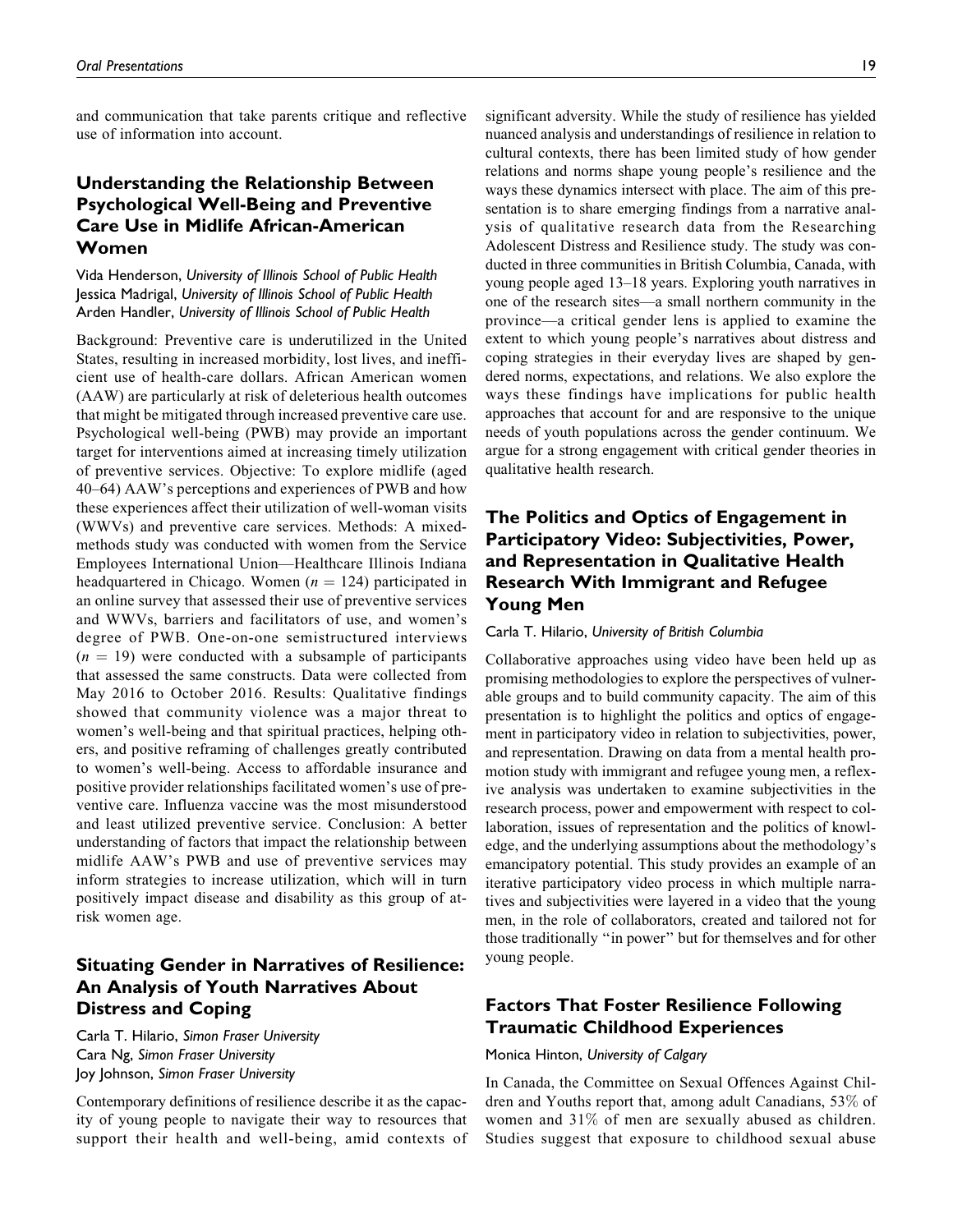and communication that take parents critique and reflective use of information into account.

## Understanding the Relationship Between Psychological Well-Being and Preventive Care Use in Midlife African-American Women

Vida Henderson, *University of Illinois School of Public Health*
Jessica Madrigal, *University of Illinois School of Public Health*
Arden Handler, *University of Illinois School of Public Health*

Background: Preventive care is underutilized in the United States, resulting in increased morbidity, lost lives, and inefficient use of health-care dollars. African American women (AAW) are particularly at risk of deleterious health outcomes that might be mitigated through increased preventive care use. Psychological well-being (PWB) may provide an important target for interventions aimed at increasing timely utilization of preventive services. Objective: To explore midlife (aged 40–64) AAW's perceptions and experiences of PWB and how these experiences affect their utilization of well-woman visits (WWVs) and preventive care services. Methods: A mixed-methods study was conducted with women from the Service Employees International Union—Healthcare Illinois Indiana headquartered in Chicago. Women ($n$ = 124) participated in an online survey that assessed their use of preventive services and WWVs, barriers and facilitators of use, and women's degree of PWB. One-on-one semistructured interviews ($n$ = 19) were conducted with a subsample of participants that assessed the same constructs. Data were collected from May 2016 to October 2016. Results: Qualitative findings showed that community violence was a major threat to women's well-being and that spiritual practices, helping others, and positive reframing of challenges greatly contributed to women's well-being. Access to affordable insurance and positive provider relationships facilitated women's use of preventive care. Influenza vaccine was the most misunderstood and least utilized preventive service. Conclusion: A better understanding of factors that impact the relationship between midlife AAW's PWB and use of preventive services may inform strategies to increase utilization, which will in turn positively impact disease and disability as this group of at-risk women age.

## Situating Gender in Narratives of Resilience: An Analysis of Youth Narratives About Distress and Coping

Carla T. Hilario, *Simon Fraser University*
Cara Ng, *Simon Fraser University*
Joy Johnson, *Simon Fraser University*

Contemporary definitions of resilience describe it as the capacity of young people to navigate their way to resources that support their health and well-being, amid contexts of significant adversity. While the study of resilience has yielded nuanced analysis and understandings of resilience in relation to cultural contexts, there has been limited study of how gender relations and norms shape young people's resilience and the ways these dynamics intersect with place. The aim of this presentation is to share emerging findings from a narrative analysis of qualitative research data from the Researching Adolescent Distress and Resilience study. The study was conducted in three communities in British Columbia, Canada, with young people aged 13–18 years. Exploring youth narratives in one of the research sites—a small northern community in the province—a critical gender lens is applied to examine the extent to which young people's narratives about distress and coping strategies in their everyday lives are shaped by gendered norms, expectations, and relations. We also explore the ways these findings have implications for public health approaches that account for and are responsive to the unique needs of youth populations across the gender continuum. We argue for a strong engagement with critical gender theories in qualitative health research.

## The Politics and Optics of Engagement in Participatory Video: Subjectivities, Power, and Representation in Qualitative Health Research With Immigrant and Refugee Young Men

Carla T. Hilario, *University of British Columbia*

Collaborative approaches using video have been held up as promising methodologies to explore the perspectives of vulnerable groups and to build community capacity. The aim of this presentation is to highlight the politics and optics of engagement in participatory video in relation to subjectivities, power, and representation. Drawing on data from a mental health promotion study with immigrant and refugee young men, a reflexive analysis was undertaken to examine subjectivities in the research process, power and empowerment with respect to collaboration, issues of representation and the politics of knowledge, and the underlying assumptions about the methodology's emancipatory potential. This study provides an example of an iterative participatory video process in which multiple narratives and subjectivities were layered in a video that the young men, in the role of collaborators, created and tailored not for those traditionally "in power" but for themselves and for other young people.

## Factors That Foster Resilience Following Traumatic Childhood Experiences

Monica Hinton, *University of Calgary*

In Canada, the Committee on Sexual Offences Against Children and Youths report that, among adult Canadians, 53% of women and 31% of men are sexually abused as children. Studies suggest that exposure to childhood sexual abuse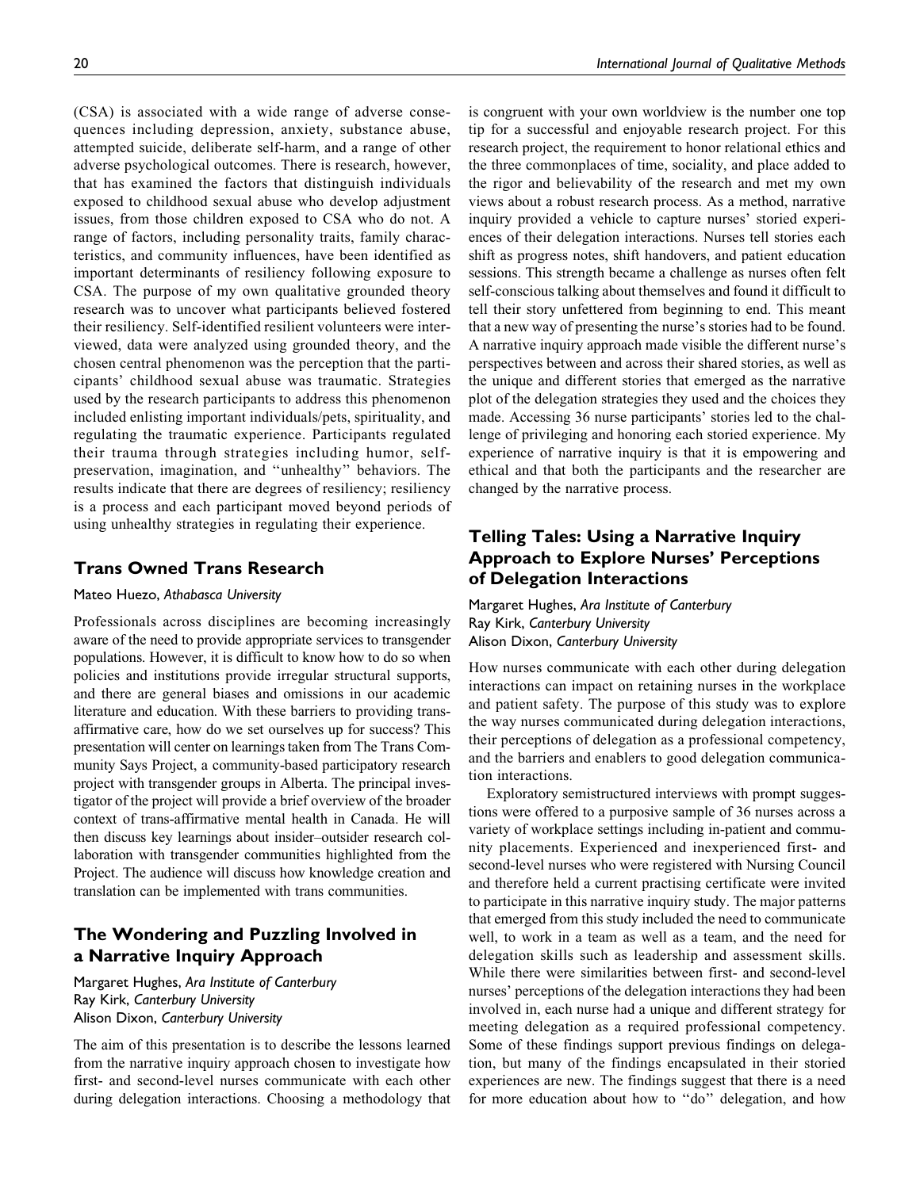(CSA) is associated with a wide range of adverse consequences including depression, anxiety, substance abuse, attempted suicide, deliberate self-harm, and a range of other adverse psychological outcomes. There is research, however, that has examined the factors that distinguish individuals exposed to childhood sexual abuse who develop adjustment issues, from those children exposed to CSA who do not. A range of factors, including personality traits, family characteristics, and community influences, have been identified as important determinants of resiliency following exposure to CSA. The purpose of my own qualitative grounded theory research was to uncover what participants believed fostered their resiliency. Self-identified resilient volunteers were interviewed, data were analyzed using grounded theory, and the chosen central phenomenon was the perception that the participants' childhood sexual abuse was traumatic. Strategies used by the research participants to address this phenomenon included enlisting important individuals/pets, spirituality, and regulating the traumatic experience. Participants regulated their trauma through strategies including humor, self-preservation, imagination, and "unhealthy" behaviors. The results indicate that there are degrees of resiliency; resiliency is a process and each participant moved beyond periods of using unhealthy strategies in regulating their experience.

## Trans Owned Trans Research

Mateo Huezo, *Athabasca University*

Professionals across disciplines are becoming increasingly aware of the need to provide appropriate services to transgender populations. However, it is difficult to know how to do so when policies and institutions provide irregular structural supports, and there are general biases and omissions in our academic literature and education. With these barriers to providing trans-affirmative care, how do we set ourselves up for success? This presentation will center on learnings taken from The Trans Community Says Project, a community-based participatory research project with transgender groups in Alberta. The principal investigator of the project will provide a brief overview of the broader context of trans-affirmative mental health in Canada. He will then discuss key learnings about insider–outsider research collaboration with transgender communities highlighted from the Project. The audience will discuss how knowledge creation and translation can be implemented with trans communities.

## The Wondering and Puzzling Involved in a Narrative Inquiry Approach

Margaret Hughes, *Ara Institute of Canterbury*
Ray Kirk, *Canterbury University*
Alison Dixon, *Canterbury University*

The aim of this presentation is to describe the lessons learned from the narrative inquiry approach chosen to investigate how first- and second-level nurses communicate with each other during delegation interactions. Choosing a methodology that is congruent with your own worldview is the number one top tip for a successful and enjoyable research project. For this research project, the requirement to honor relational ethics and the three commonplaces of time, sociality, and place added to the rigor and believability of the research and met my own views about a robust research process. As a method, narrative inquiry provided a vehicle to capture nurses' storied experiences of their delegation interactions. Nurses tell stories each shift as progress notes, shift handovers, and patient education sessions. This strength became a challenge as nurses often felt self-conscious talking about themselves and found it difficult to tell their story unfettered from beginning to end. This meant that a new way of presenting the nurse's stories had to be found. A narrative inquiry approach made visible the different nurse's perspectives between and across their shared stories, as well as the unique and different stories that emerged as the narrative plot of the delegation strategies they used and the choices they made. Accessing 36 nurse participants' stories led to the challenge of privileging and honoring each storied experience. My experience of narrative inquiry is that it is empowering and ethical and that both the participants and the researcher are changed by the narrative process.

## Telling Tales: Using a Narrative Inquiry Approach to Explore Nurses' Perceptions of Delegation Interactions

Margaret Hughes, *Ara Institute of Canterbury*
Ray Kirk, *Canterbury University*
Alison Dixon, *Canterbury University*

How nurses communicate with each other during delegation interactions can impact on retaining nurses in the workplace and patient safety. The purpose of this study was to explore the way nurses communicated during delegation interactions, their perceptions of delegation as a professional competency, and the barriers and enablers to good delegation communication interactions.

Exploratory semistructured interviews with prompt suggestions were offered to a purposive sample of 36 nurses across a variety of workplace settings including in-patient and community placements. Experienced and inexperienced first- and second-level nurses who were registered with Nursing Council and therefore held a current practising certificate were invited to participate in this narrative inquiry study. The major patterns that emerged from this study included the need to communicate well, to work in a team as well as a team, and the need for delegation skills such as leadership and assessment skills. While there were similarities between first- and second-level nurses' perceptions of the delegation interactions they had been involved in, each nurse had a unique and different strategy for meeting delegation as a required professional competency. Some of these findings support previous findings on delegation, but many of the findings encapsulated in their storied experiences are new. The findings suggest that there is a need for more education about how to "do" delegation, and how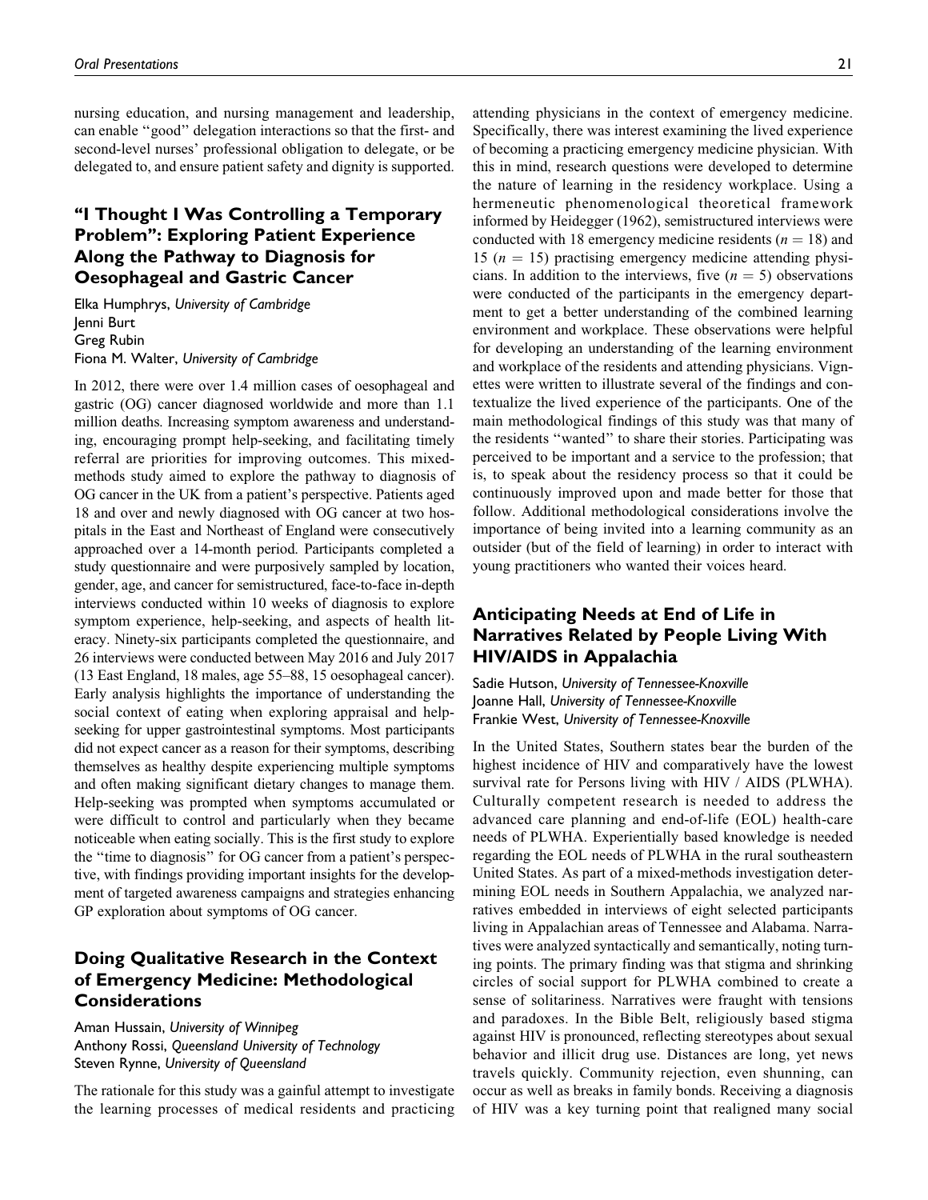nursing education, and nursing management and leadership, can enable "good" delegation interactions so that the first- and second-level nurses' professional obligation to delegate, or be delegated to, and ensure patient safety and dignity is supported.

## "I Thought I Was Controlling a Temporary Problem": Exploring Patient Experience Along the Pathway to Diagnosis for Oesophageal and Gastric Cancer

Elka Humphrys, *University of Cambridge*
Jenni Burt
Greg Rubin
Fiona M. Walter, *University of Cambridge*

In 2012, there were over 1.4 million cases of oesophageal and gastric (OG) cancer diagnosed worldwide and more than 1.1 million deaths. Increasing symptom awareness and understanding, encouraging prompt help-seeking, and facilitating timely referral are priorities for improving outcomes. This mixed-methods study aimed to explore the pathway to diagnosis of OG cancer in the UK from a patient's perspective. Patients aged 18 and over and newly diagnosed with OG cancer at two hospitals in the East and Northeast of England were consecutively approached over a 14-month period. Participants completed a study questionnaire and were purposively sampled by location, gender, age, and cancer for semistructured, face-to-face in-depth interviews conducted within 10 weeks of diagnosis to explore symptom experience, help-seeking, and aspects of health literacy. Ninety-six participants completed the questionnaire, and 26 interviews were conducted between May 2016 and July 2017 (13 East England, 18 males, age 55–88, 15 oesophageal cancer). Early analysis highlights the importance of understanding the social context of eating when exploring appraisal and help-seeking for upper gastrointestinal symptoms. Most participants did not expect cancer as a reason for their symptoms, describing themselves as healthy despite experiencing multiple symptoms and often making significant dietary changes to manage them. Help-seeking was prompted when symptoms accumulated or were difficult to control and particularly when they became noticeable when eating socially. This is the first study to explore the "time to diagnosis" for OG cancer from a patient's perspective, with findings providing important insights for the development of targeted awareness campaigns and strategies enhancing GP exploration about symptoms of OG cancer.

## Doing Qualitative Research in the Context of Emergency Medicine: Methodological Considerations

Aman Hussain, *University of Winnipeg*
Anthony Rossi, *Queensland University of Technology*
Steven Rynne, *University of Queensland*

The rationale for this study was a gainful attempt to investigate the learning processes of medical residents and practicing attending physicians in the context of emergency medicine. Specifically, there was interest examining the lived experience of becoming a practicing emergency medicine physician. With this in mind, research questions were developed to determine the nature of learning in the residency workplace. Using a hermeneutic phenomenological theoretical framework informed by Heidegger (1962), semistructured interviews were conducted with 18 emergency medicine residents ($n = 18$) and 15 ($n = 15$) practising emergency medicine attending physicians. In addition to the interviews, five ($n = 5$) observations were conducted of the participants in the emergency department to get a better understanding of the combined learning environment and workplace. These observations were helpful for developing an understanding of the learning environment and workplace of the residents and attending physicians. Vignettes were written to illustrate several of the findings and contextualize the lived experience of the participants. One of the main methodological findings of this study was that many of the residents "wanted" to share their stories. Participating was perceived to be important and a service to the profession; that is, to speak about the residency process so that it could be continuously improved upon and made better for those that follow. Additional methodological considerations involve the importance of being invited into a learning community as an outsider (but of the field of learning) in order to interact with young practitioners who wanted their voices heard.

## Anticipating Needs at End of Life in Narratives Related by People Living With HIV/AIDS in Appalachia

Sadie Hutson, *University of Tennessee-Knoxville*
Joanne Hall, *University of Tennessee-Knoxville*
Frankie West, *University of Tennessee-Knoxville*

In the United States, Southern states bear the burden of the highest incidence of HIV and comparatively have the lowest survival rate for Persons living with HIV / AIDS (PLWHA). Culturally competent research is needed to address the advanced care planning and end-of-life (EOL) health-care needs of PLWHA. Experientially based knowledge is needed regarding the EOL needs of PLWHA in the rural southeastern United States. As part of a mixed-methods investigation determining EOL needs in Southern Appalachia, we analyzed narratives embedded in interviews of eight selected participants living in Appalachian areas of Tennessee and Alabama. Narratives were analyzed syntactically and semantically, noting turning points. The primary finding was that stigma and shrinking circles of social support for PLWHA combined to create a sense of solitariness. Narratives were fraught with tensions and paradoxes. In the Bible Belt, religiously based stigma against HIV is pronounced, reflecting stereotypes about sexual behavior and illicit drug use. Distances are long, yet news travels quickly. Community rejection, even shunning, can occur as well as breaks in family bonds. Receiving a diagnosis of HIV was a key turning point that realigned many social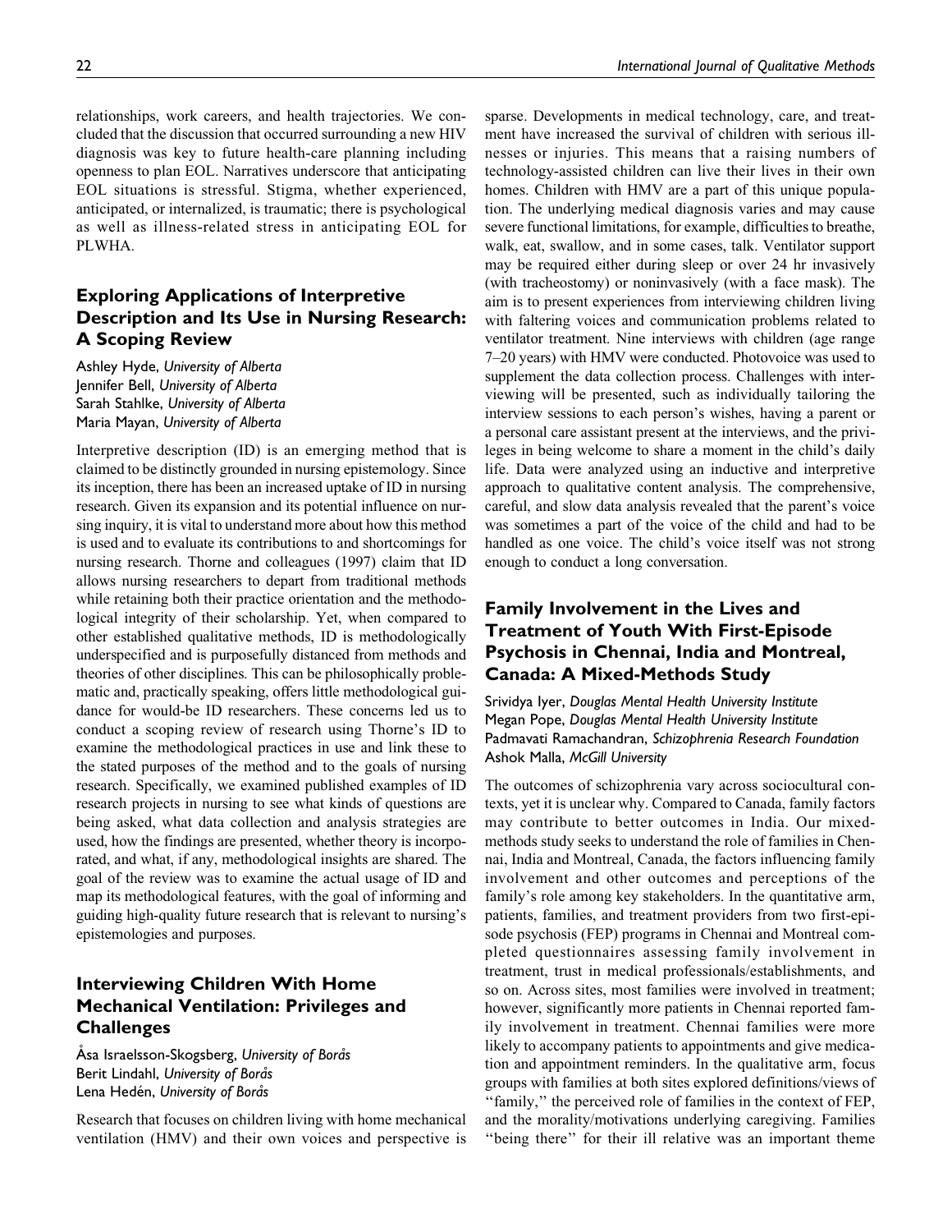relationships, work careers, and health trajectories. We concluded that the discussion that occurred surrounding a new HIV diagnosis was key to future health-care planning including openness to plan EOL. Narratives underscore that anticipating EOL situations is stressful. Stigma, whether experienced, anticipated, or internalized, is traumatic; there is psychological as well as illness-related stress in anticipating EOL for PLWHA.

## Exploring Applications of Interpretive Description and Its Use in Nursing Research: A Scoping Review

Ashley Hyde, *University of Alberta*
Jennifer Bell, *University of Alberta*
Sarah Stahlke, *University of Alberta*
Maria Mayan, *University of Alberta*

Interpretive description (ID) is an emerging method that is claimed to be distinctly grounded in nursing epistemology. Since its inception, there has been an increased uptake of ID in nursing research. Given its expansion and its potential influence on nursing inquiry, it is vital to understand more about how this method is used and to evaluate its contributions to and shortcomings for nursing research. Thorne and colleagues (1997) claim that ID allows nursing researchers to depart from traditional methods while retaining both their practice orientation and the methodological integrity of their scholarship. Yet, when compared to other established qualitative methods, ID is methodologically underspecified and is purposefully distanced from methods and theories of other disciplines. This can be philosophically problematic and, practically speaking, offers little methodological guidance for would-be ID researchers. These concerns led us to conduct a scoping review of research using Thorne's ID to examine the methodological practices in use and link these to the stated purposes of the method and to the goals of nursing research. Specifically, we examined published examples of ID research projects in nursing to see what kinds of questions are being asked, what data collection and analysis strategies are used, how the findings are presented, whether theory is incorporated, and what, if any, methodological insights are shared. The goal of the review was to examine the actual usage of ID and map its methodological features, with the goal of informing and guiding high-quality future research that is relevant to nursing's epistemologies and purposes.

## Interviewing Children With Home Mechanical Ventilation: Privileges and Challenges

Åsa Israelsson-Skogsberg, *University of Borås*
Berit Lindahl, *University of Borås*
Lena Hedén, *University of Borås*

Research that focuses on children living with home mechanical ventilation (HMV) and their own voices and perspective is sparse. Developments in medical technology, care, and treatment have increased the survival of children with serious illnesses or injuries. This means that a raising numbers of technology-assisted children can live their lives in their own homes. Children with HMV are a part of this unique population. The underlying medical diagnosis varies and may cause severe functional limitations, for example, difficulties to breathe, walk, eat, swallow, and in some cases, talk. Ventilator support may be required either during sleep or over 24 hr invasively (with tracheostomy) or noninvasively (with a face mask). The aim is to present experiences from interviewing children living with faltering voices and communication problems related to ventilator treatment. Nine interviews with children (age range 7–20 years) with HMV were conducted. Photovoice was used to supplement the data collection process. Challenges with interviewing will be presented, such as individually tailoring the interview sessions to each person's wishes, having a parent or a personal care assistant present at the interviews, and the privileges in being welcome to share a moment in the child's daily life. Data were analyzed using an inductive and interpretive approach to qualitative content analysis. The comprehensive, careful, and slow data analysis revealed that the parent's voice was sometimes a part of the voice of the child and had to be handled as one voice. The child's voice itself was not strong enough to conduct a long conversation.

## Family Involvement in the Lives and Treatment of Youth With First-Episode Psychosis in Chennai, India and Montreal, Canada: A Mixed-Methods Study

Srividya Iyer, *Douglas Mental Health University Institute*
Megan Pope, *Douglas Mental Health University Institute*
Padmavati Ramachandran, *Schizophrenia Research Foundation*
Ashok Malla, *McGill University*

The outcomes of schizophrenia vary across sociocultural contexts, yet it is unclear why. Compared to Canada, family factors may contribute to better outcomes in India. Our mixed-methods study seeks to understand the role of families in Chennai, India and Montreal, Canada, the factors influencing family involvement and other outcomes and perceptions of the family's role among key stakeholders. In the quantitative arm, patients, families, and treatment providers from two first-episode psychosis (FEP) programs in Chennai and Montreal completed questionnaires assessing family involvement in treatment, trust in medical professionals/establishments, and so on. Across sites, most families were involved in treatment; however, significantly more patients in Chennai reported family involvement in treatment. Chennai families were more likely to accompany patients to appointments and give medication and appointment reminders. In the qualitative arm, focus groups with families at both sites explored definitions/views of "family," the perceived role of families in the context of FEP, and the morality/motivations underlying caregiving. Families "being there" for their ill relative was an important theme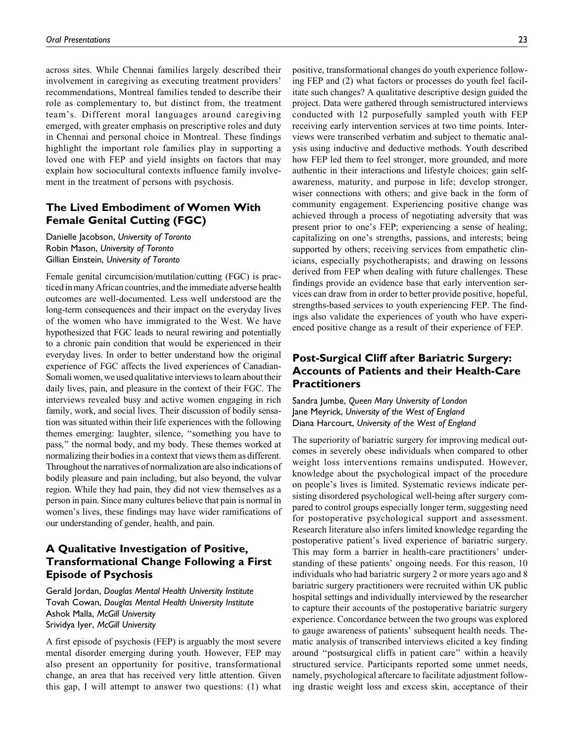across sites. While Chennai families largely described their involvement in caregiving as executing treatment providers' recommendations, Montreal families tended to describe their role as complementary to, but distinct from, the treatment team's. Different moral languages around caregiving emerged, with greater emphasis on prescriptive roles and duty in Chennai and personal choice in Montreal. These findings highlight the important role families play in supporting a loved one with FEP and yield insights on factors that may explain how sociocultural contexts influence family involvement in the treatment of persons with psychosis.

## The Lived Embodiment of Women With Female Genital Cutting (FGC)

Danielle Jacobson, *University of Toronto*
Robin Mason, *University of Toronto*
Gillian Einstein, *University of Toronto*

Female genital circumcision/mutilation/cutting (FGC) is practiced in many African countries, and the immediate adverse health outcomes are well-documented. Less well understood are the long-term consequences and their impact on the everyday lives of the women who have immigrated to the West. We have hypothesized that FGC leads to neural rewiring and potentially to a chronic pain condition that would be experienced in their everyday lives. In order to better understand how the original experience of FGC affects the lived experiences of Canadian-Somali women, we used qualitative interviews to learn about their daily lives, pain, and pleasure in the context of their FGC. The interviews revealed busy and active women engaging in rich family, work, and social lives. Their discussion of bodily sensation was situated within their life experiences with the following themes emerging: laughter, silence, "something you have to pass," the normal body, and my body. These themes worked at normalizing their bodies in a context that views them as different. Throughout the narratives of normalization are also indications of bodily pleasure and pain including, but also beyond, the vulvar region. While they had pain, they did not view themselves as a person in pain. Since many cultures believe that pain is normal in women's lives, these findings may have wider ramifications of our understanding of gender, health, and pain.

## A Qualitative Investigation of Positive, Transformational Change Following a First Episode of Psychosis

Gerald Jordan, *Douglas Mental Health University Institute*
Tovah Cowan, *Douglas Mental Health University Institute*
Ashok Malla, *McGill University*
Srividya Iyer, *McGill University*

A first episode of psychosis (FEP) is arguably the most severe mental disorder emerging during youth. However, FEP may also present an opportunity for positive, transformational change, an area that has received very little attention. Given this gap, I will attempt to answer two questions: (1) what positive, transformational changes do youth experience following FEP and (2) what factors or processes do youth feel facilitate such changes? A qualitative descriptive design guided the project. Data were gathered through semistructured interviews conducted with 12 purposefully sampled youth with FEP receiving early intervention services at two time points. Interviews were transcribed verbatim and subject to thematic analysis using inductive and deductive methods. Youth described how FEP led them to feel stronger, more grounded, and more authentic in their interactions and lifestyle choices; gain self-awareness, maturity, and purpose in life; develop stronger, wiser connections with others; and give back in the form of community engagement. Experiencing positive change was achieved through a process of negotiating adversity that was present prior to one's FEP; experiencing a sense of healing; capitalizing on one's strengths, passions, and interests; being supported by others; receiving services from empathetic clinicians, especially psychotherapists; and drawing on lessons derived from FEP when dealing with future challenges. These findings provide an evidence base that early intervention services can draw from in order to better provide positive, hopeful, strengths-based services to youth experiencing FEP. The findings also validate the experiences of youth who have experienced positive change as a result of their experience of FEP.

## Post-Surgical Cliff after Bariatric Surgery: Accounts of Patients and their Health-Care Practitioners

Sandra Jumbe, *Queen Mary University of London*
Jane Meyrick, *University of the West of England*
Diana Harcourt, *University of the West of England*

The superiority of bariatric surgery for improving medical outcomes in severely obese individuals when compared to other weight loss interventions remains undisputed. However, knowledge about the psychological impact of the procedure on people's lives is limited. Systematic reviews indicate persisting disordered psychological well-being after surgery compared to control groups especially longer term, suggesting need for postoperative psychological support and assessment. Research literature also infers limited knowledge regarding the postoperative patient's lived experience of bariatric surgery. This may form a barrier in health-care practitioners' understanding of these patients' ongoing needs. For this reason, 10 individuals who had bariatric surgery 2 or more years ago and 8 bariatric surgery practitioners were recruited within UK public hospital settings and individually interviewed by the researcher to capture their accounts of the postoperative bariatric surgery experience. Concordance between the two groups was explored to gauge awareness of patients' subsequent health needs. Thematic analysis of transcribed interviews elicited a key finding around "postsurgical cliffs in patient care" within a heavily structured service. Participants reported some unmet needs, namely, psychological aftercare to facilitate adjustment following drastic weight loss and excess skin, acceptance of their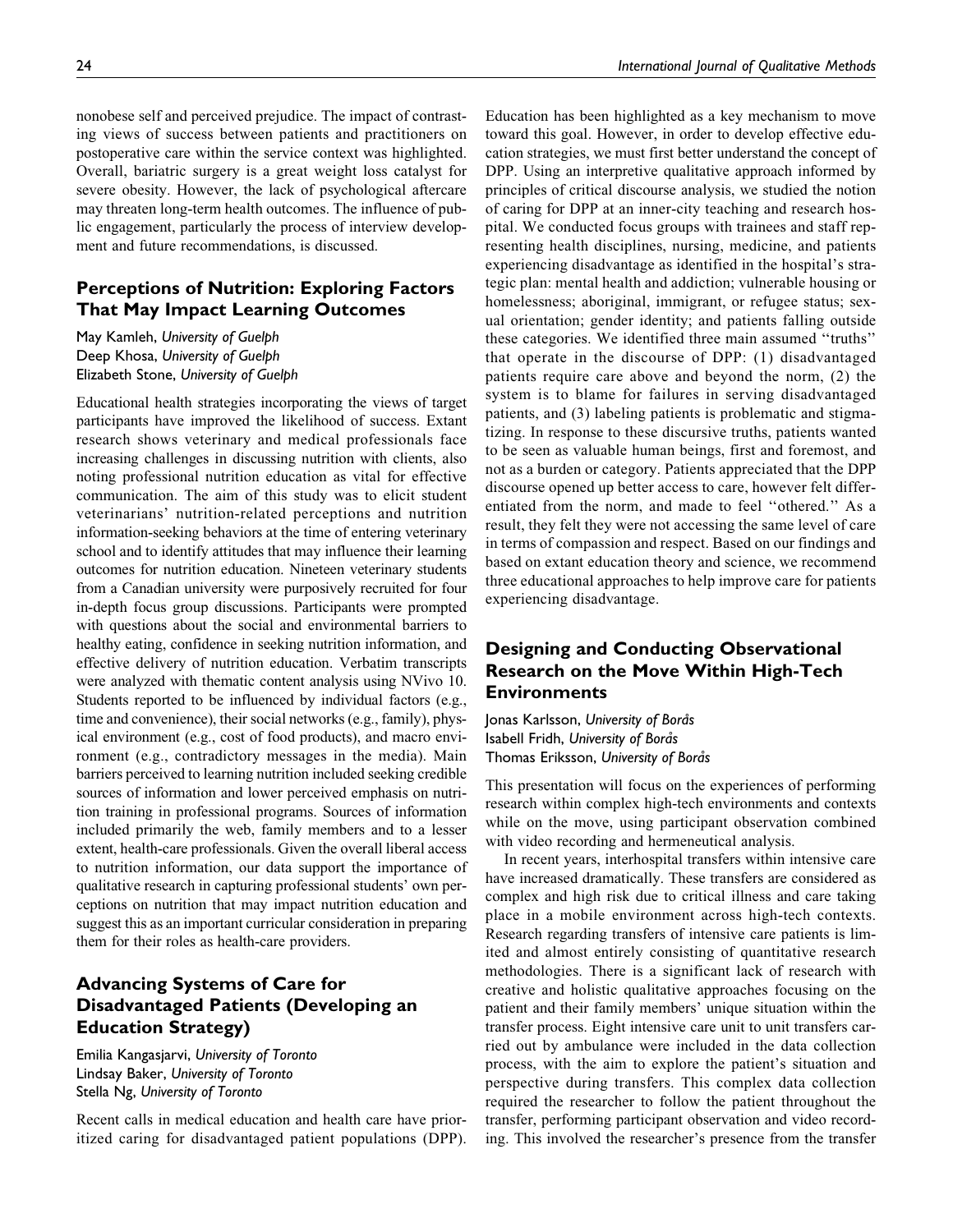nonobese self and perceived prejudice. The impact of contrasting views of success between patients and practitioners on postoperative care within the service context was highlighted. Overall, bariatric surgery is a great weight loss catalyst for severe obesity. However, the lack of psychological aftercare may threaten long-term health outcomes. The influence of public engagement, particularly the process of interview development and future recommendations, is discussed.

## Perceptions of Nutrition: Exploring Factors That May Impact Learning Outcomes

*May Kamleh, University of Guelph*
*Deep Khosa, University of Guelph*
*Elizabeth Stone, University of Guelph*

Educational health strategies incorporating the views of target participants have improved the likelihood of success. Extant research shows veterinary and medical professionals face increasing challenges in discussing nutrition with clients, also noting professional nutrition education as vital for effective communication. The aim of this study was to elicit student veterinarians' nutrition-related perceptions and nutrition information-seeking behaviors at the time of entering veterinary school and to identify attitudes that may influence their learning outcomes for nutrition education. Nineteen veterinary students from a Canadian university were purposively recruited for four in-depth focus group discussions. Participants were prompted with questions about the social and environmental barriers to healthy eating, confidence in seeking nutrition information, and effective delivery of nutrition education. Verbatim transcripts were analyzed with thematic content analysis using NVivo 10. Students reported to be influenced by individual factors (e.g., time and convenience), their social networks (e.g., family), physical environment (e.g., cost of food products), and macro environment (e.g., contradictory messages in the media). Main barriers perceived to learning nutrition included seeking credible sources of information and lower perceived emphasis on nutrition training in professional programs. Sources of information included primarily the web, family members and to a lesser extent, health-care professionals. Given the overall liberal access to nutrition information, our data support the importance of qualitative research in capturing professional students' own perceptions on nutrition that may impact nutrition education and suggest this as an important curricular consideration in preparing them for their roles as health-care providers.

## Advancing Systems of Care for Disadvantaged Patients (Developing an Education Strategy)

*Emilia Kangasjarvi, University of Toronto*
*Lindsay Baker, University of Toronto*
*Stella Ng, University of Toronto*

Recent calls in medical education and health care have prioritized caring for disadvantaged patient populations (DPP). Education has been highlighted as a key mechanism to move toward this goal. However, in order to develop effective education strategies, we must first better understand the concept of DPP. Using an interpretive qualitative approach informed by principles of critical discourse analysis, we studied the notion of caring for DPP at an inner-city teaching and research hospital. We conducted focus groups with trainees and staff representing health disciplines, nursing, medicine, and patients experiencing disadvantage as identified in the hospital's strategic plan: mental health and addiction; vulnerable housing or homelessness; aboriginal, immigrant, or refugee status; sexual orientation; gender identity; and patients falling outside these categories. We identified three main assumed "truths" that operate in the discourse of DPP: (1) disadvantaged patients require care above and beyond the norm, (2) the system is to blame for failures in serving disadvantaged patients, and (3) labeling patients is problematic and stigmatizing. In response to these discursive truths, patients wanted to be seen as valuable human beings, first and foremost, and not as a burden or category. Patients appreciated that the DPP discourse opened up better access to care, however felt differentiated from the norm, and made to feel "othered." As a result, they felt they were not accessing the same level of care in terms of compassion and respect. Based on our findings and based on extant education theory and science, we recommend three educational approaches to help improve care for patients experiencing disadvantage.

## Designing and Conducting Observational Research on the Move Within High-Tech Environments

*Jonas Karlsson, University of Borås*
*Isabell Fridh, University of Borås*
*Thomas Eriksson, University of Borås*

This presentation will focus on the experiences of performing research within complex high-tech environments and contexts while on the move, using participant observation combined with video recording and hermeneutical analysis.

In recent years, interhospital transfers within intensive care have increased dramatically. These transfers are considered as complex and high risk due to critical illness and care taking place in a mobile environment across high-tech contexts. Research regarding transfers of intensive care patients is limited and almost entirely consisting of quantitative research methodologies. There is a significant lack of research with creative and holistic qualitative approaches focusing on the patient and their family members' unique situation within the transfer process. Eight intensive care unit to unit transfers carried out by ambulance were included in the data collection process, with the aim to explore the patient's situation and perspective during transfers. This complex data collection required the researcher to follow the patient throughout the transfer, performing participant observation and video recording. This involved the researcher's presence from the transfer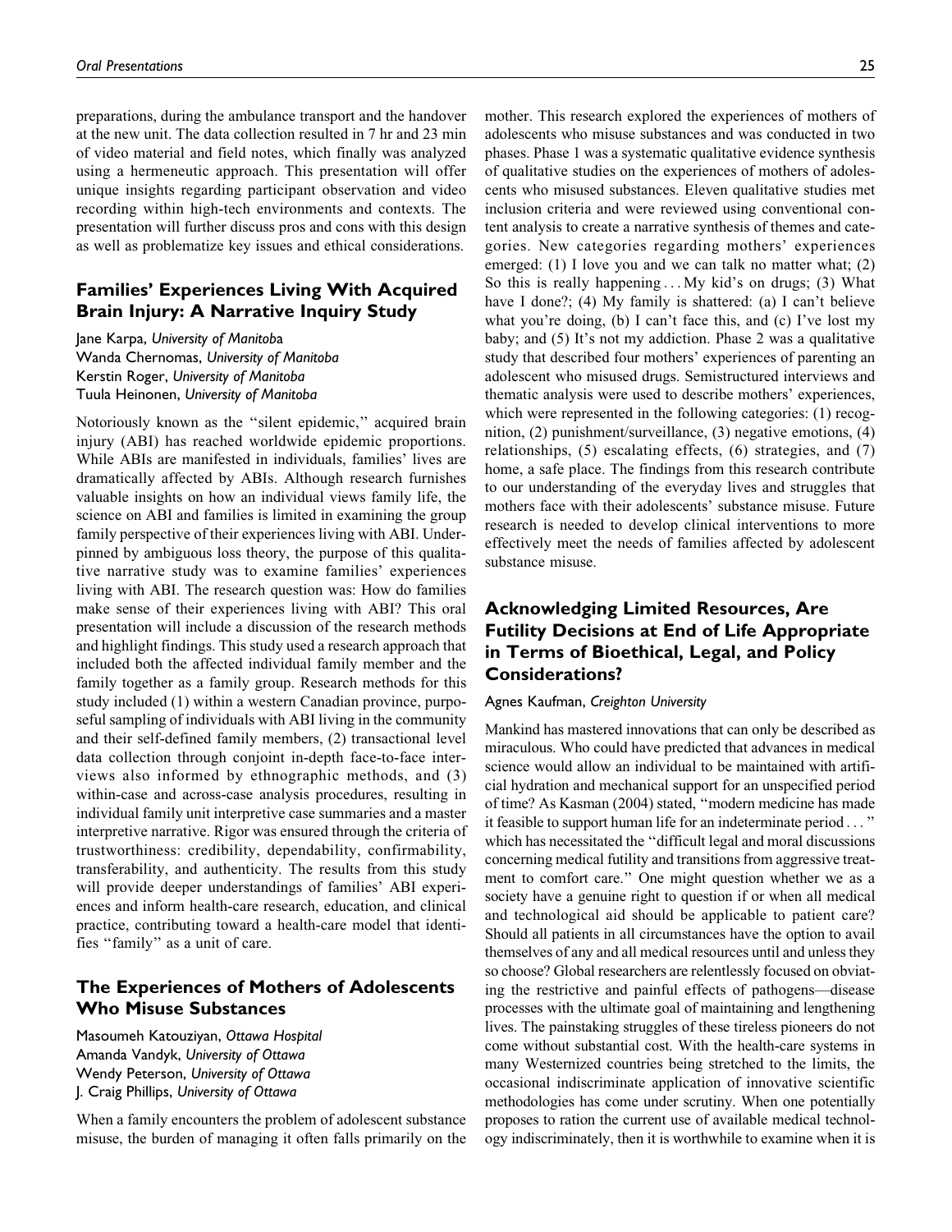preparations, during the ambulance transport and the handover at the new unit. The data collection resulted in 7 hr and 23 min of video material and field notes, which finally was analyzed using a hermeneutic approach. This presentation will offer unique insights regarding participant observation and video recording within high-tech environments and contexts. The presentation will further discuss pros and cons with this design as well as problematize key issues and ethical considerations.

## Families' Experiences Living With Acquired Brain Injury: A Narrative Inquiry Study

Jane Karpa, *University of Manitoba*
Wanda Chernomas, *University of Manitoba*
Kerstin Roger, *University of Manitoba*
Tuula Heinonen, *University of Manitoba*

Notoriously known as the "silent epidemic," acquired brain injury (ABI) has reached worldwide epidemic proportions. While ABIs are manifested in individuals, families' lives are dramatically affected by ABIs. Although research furnishes valuable insights on how an individual views family life, the science on ABI and families is limited in examining the group family perspective of their experiences living with ABI. Underpinned by ambiguous loss theory, the purpose of this qualitative narrative study was to examine families' experiences living with ABI. The research question was: How do families make sense of their experiences living with ABI? This oral presentation will include a discussion of the research methods and highlight findings. This study used a research approach that included both the affected individual family member and the family together as a family group. Research methods for this study included (1) within a western Canadian province, purposeful sampling of individuals with ABI living in the community and their self-defined family members, (2) transactional level data collection through conjoint in-depth face-to-face interviews also informed by ethnographic methods, and (3) within-case and across-case analysis procedures, resulting in individual family unit interpretive case summaries and a master interpretive narrative. Rigor was ensured through the criteria of trustworthiness: credibility, dependability, confirmability, transferability, and authenticity. The results from this study will provide deeper understandings of families' ABI experiences and inform health-care research, education, and clinical practice, contributing toward a health-care model that identifies "family" as a unit of care.

## The Experiences of Mothers of Adolescents Who Misuse Substances

Masoumeh Katouziyan, *Ottawa Hospital*
Amanda Vandyk, *University of Ottawa*
Wendy Peterson, *University of Ottawa*
J. Craig Phillips, *University of Ottawa*

When a family encounters the problem of adolescent substance misuse, the burden of managing it often falls primarily on the mother. This research explored the experiences of mothers of adolescents who misuse substances and was conducted in two phases. Phase 1 was a systematic qualitative evidence synthesis of qualitative studies on the experiences of mothers of adolescents who misused substances. Eleven qualitative studies met inclusion criteria and were reviewed using conventional content analysis to create a narrative synthesis of themes and categories. New categories regarding mothers' experiences emerged: (1) I love you and we can talk no matter what; (2) So this is really happening ... My kid's on drugs; (3) What have I done?; (4) My family is shattered: (a) I can't believe what you're doing, (b) I can't face this, and (c) I've lost my baby; and (5) It's not my addiction. Phase 2 was a qualitative study that described four mothers' experiences of parenting an adolescent who misused drugs. Semistructured interviews and thematic analysis were used to describe mothers' experiences, which were represented in the following categories: (1) recognition, (2) punishment/surveillance, (3) negative emotions, (4) relationships, (5) escalating effects, (6) strategies, and (7) home, a safe place. The findings from this research contribute to our understanding of the everyday lives and struggles that mothers face with their adolescents' substance misuse. Future research is needed to develop clinical interventions to more effectively meet the needs of families affected by adolescent substance misuse.

## Acknowledging Limited Resources, Are Futility Decisions at End of Life Appropriate in Terms of Bioethical, Legal, and Policy Considerations?

Agnes Kaufman, *Creighton University*

Mankind has mastered innovations that can only be described as miraculous. Who could have predicted that advances in medical science would allow an individual to be maintained with artificial hydration and mechanical support for an unspecified period of time? As Kasman (2004) stated, "modern medicine has made it feasible to support human life for an indeterminate period ... " which has necessitated the "difficult legal and moral discussions concerning medical futility and transitions from aggressive treatment to comfort care." One might question whether we as a society have a genuine right to question if or when all medical and technological aid should be applicable to patient care? Should all patients in all circumstances have the option to avail themselves of any and all medical resources until and unless they so choose? Global researchers are relentlessly focused on obviating the restrictive and painful effects of pathogens—disease processes with the ultimate goal of maintaining and lengthening lives. The painstaking struggles of these tireless pioneers do not come without substantial cost. With the health-care systems in many Westernized countries being stretched to the limits, the occasional indiscriminate application of innovative scientific methodologies has come under scrutiny. When one potentially proposes to ration the current use of available medical technology indiscriminately, then it is worthwhile to examine when it is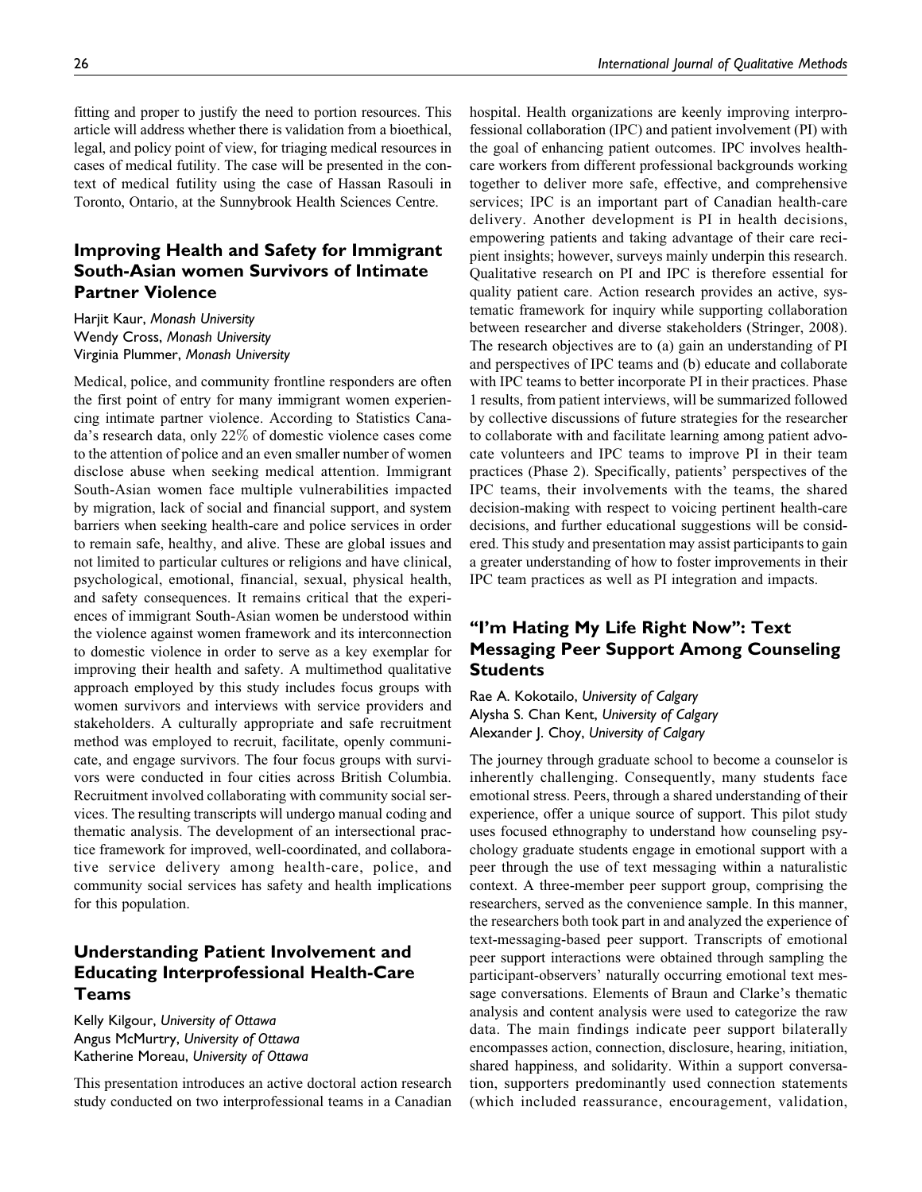fitting and proper to justify the need to portion resources. This article will address whether there is validation from a bioethical, legal, and policy point of view, for triaging medical resources in cases of medical futility. The case will be presented in the context of medical futility using the case of Hassan Rasouli in Toronto, Ontario, at the Sunnybrook Health Sciences Centre.

## Improving Health and Safety for Immigrant South-Asian women Survivors of Intimate Partner Violence

Harjit Kaur, *Monash University*
Wendy Cross, *Monash University*
Virginia Plummer, *Monash University*

Medical, police, and community frontline responders are often the first point of entry for many immigrant women experiencing intimate partner violence. According to Statistics Canada's research data, only 22% of domestic violence cases come to the attention of police and an even smaller number of women disclose abuse when seeking medical attention. Immigrant South-Asian women face multiple vulnerabilities impacted by migration, lack of social and financial support, and system barriers when seeking health-care and police services in order to remain safe, healthy, and alive. These are global issues and not limited to particular cultures or religions and have clinical, psychological, emotional, financial, sexual, physical health, and safety consequences. It remains critical that the experiences of immigrant South-Asian women be understood within the violence against women framework and its interconnection to domestic violence in order to serve as a key exemplar for improving their health and safety. A multimethod qualitative approach employed by this study includes focus groups with women survivors and interviews with service providers and stakeholders. A culturally appropriate and safe recruitment method was employed to recruit, facilitate, openly communicate, and engage survivors. The four focus groups with survivors were conducted in four cities across British Columbia. Recruitment involved collaborating with community social services. The resulting transcripts will undergo manual coding and thematic analysis. The development of an intersectional practice framework for improved, well-coordinated, and collaborative service delivery among health-care, police, and community social services has safety and health implications for this population.

## Understanding Patient Involvement and Educating Interprofessional Health-Care Teams

Kelly Kilgour, *University of Ottawa*
Angus McMurtry, *University of Ottawa*
Katherine Moreau, *University of Ottawa*

This presentation introduces an active doctoral action research study conducted on two interprofessional teams in a Canadian hospital. Health organizations are keenly improving interprofessional collaboration (IPC) and patient involvement (PI) with the goal of enhancing patient outcomes. IPC involves health-care workers from different professional backgrounds working together to deliver more safe, effective, and comprehensive services; IPC is an important part of Canadian health-care delivery. Another development is PI in health decisions, empowering patients and taking advantage of their care recipient insights; however, surveys mainly underpin this research. Qualitative research on PI and IPC is therefore essential for quality patient care. Action research provides an active, systematic framework for inquiry while supporting collaboration between researcher and diverse stakeholders (Stringer, 2008). The research objectives are to (a) gain an understanding of PI and perspectives of IPC teams and (b) educate and collaborate with IPC teams to better incorporate PI in their practices. Phase 1 results, from patient interviews, will be summarized followed by collective discussions of future strategies for the researcher to collaborate with and facilitate learning among patient advocate volunteers and IPC teams to improve PI in their team practices (Phase 2). Specifically, patients' perspectives of the IPC teams, their involvements with the teams, the shared decision-making with respect to voicing pertinent health-care decisions, and further educational suggestions will be considered. This study and presentation may assist participants to gain a greater understanding of how to foster improvements in their IPC team practices as well as PI integration and impacts.

## "I'm Hating My Life Right Now": Text Messaging Peer Support Among Counseling Students

Rae A. Kokotailo, *University of Calgary*
Alysha S. Chan Kent, *University of Calgary*
Alexander J. Choy, *University of Calgary*

The journey through graduate school to become a counselor is inherently challenging. Consequently, many students face emotional stress. Peers, through a shared understanding of their experience, offer a unique source of support. This pilot study uses focused ethnography to understand how counseling psychology graduate students engage in emotional support with a peer through the use of text messaging within a naturalistic context. A three-member peer support group, comprising the researchers, served as the convenience sample. In this manner, the researchers both took part in and analyzed the experience of text-messaging-based peer support. Transcripts of emotional peer support interactions were obtained through sampling the participant-observers' naturally occurring emotional text message conversations. Elements of Braun and Clarke's thematic analysis and content analysis were used to categorize the raw data. The main findings indicate peer support bilaterally encompasses action, connection, disclosure, hearing, initiation, shared happiness, and solidarity. Within a support conversation, supporters predominantly used connection statements (which included reassurance, encouragement, validation,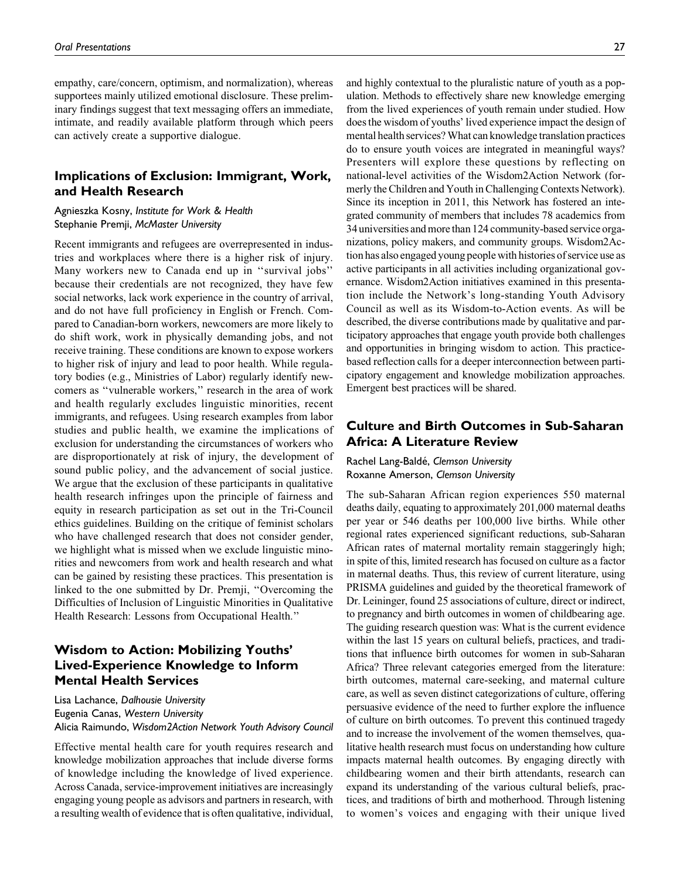empathy, care/concern, optimism, and normalization), whereas supportees mainly utilized emotional disclosure. These preliminary findings suggest that text messaging offers an immediate, intimate, and readily available platform through which peers can actively create a supportive dialogue.

## Implications of Exclusion: Immigrant, Work, and Health Research

Agnieszka Kosny, *Institute for Work & Health*
Stephanie Premji, *McMaster University*

Recent immigrants and refugees are overrepresented in industries and workplaces where there is a higher risk of injury. Many workers new to Canada end up in ''survival jobs'' because their credentials are not recognized, they have few social networks, lack work experience in the country of arrival, and do not have full proficiency in English or French. Compared to Canadian-born workers, newcomers are more likely to do shift work, work in physically demanding jobs, and not receive training. These conditions are known to expose workers to higher risk of injury and lead to poor health. While regulatory bodies (e.g., Ministries of Labor) regularly identify newcomers as ''vulnerable workers,'' research in the area of work and health regularly excludes linguistic minorities, recent immigrants, and refugees. Using research examples from labor studies and public health, we examine the implications of exclusion for understanding the circumstances of workers who are disproportionately at risk of injury, the development of sound public policy, and the advancement of social justice. We argue that the exclusion of these participants in qualitative health research infringes upon the principle of fairness and equity in research participation as set out in the Tri-Council ethics guidelines. Building on the critique of feminist scholars who have challenged research that does not consider gender, we highlight what is missed when we exclude linguistic minorities and newcomers from work and health research and what can be gained by resisting these practices. This presentation is linked to the one submitted by Dr. Premji, ''Overcoming the Difficulties of Inclusion of Linguistic Minorities in Qualitative Health Research: Lessons from Occupational Health.''

## Wisdom to Action: Mobilizing Youths' Lived-Experience Knowledge to Inform Mental Health Services

Lisa Lachance, *Dalhousie University*
Eugenia Canas, *Western University*
Alicia Raimundo, *Wisdom2Action Network Youth Advisory Council*

Effective mental health care for youth requires research and knowledge mobilization approaches that include diverse forms of knowledge including the knowledge of lived experience. Across Canada, service-improvement initiatives are increasingly engaging young people as advisors and partners in research, with a resulting wealth of evidence that is often qualitative, individual, and highly contextual to the pluralistic nature of youth as a population. Methods to effectively share new knowledge emerging from the lived experiences of youth remain under studied. How does the wisdom of youths' lived experience impact the design of mental health services? What can knowledge translation practices do to ensure youth voices are integrated in meaningful ways? Presenters will explore these questions by reflecting on national-level activities of the Wisdom2Action Network (formerly the Children and Youth in Challenging Contexts Network). Since its inception in 2011, this Network has fostered an integrated community of members that includes 78 academics from 34 universities and more than 124 community-based service organizations, policy makers, and community groups. Wisdom2Action has also engaged young people with histories of service use as active participants in all activities including organizational governance. Wisdom2Action initiatives examined in this presentation include the Network's long-standing Youth Advisory Council as well as its Wisdom-to-Action events. As will be described, the diverse contributions made by qualitative and participatory approaches that engage youth provide both challenges and opportunities in bringing wisdom to action. This practice-based reflection calls for a deeper interconnection between participatory engagement and knowledge mobilization approaches. Emergent best practices will be shared.

## Culture and Birth Outcomes in Sub-Saharan Africa: A Literature Review

Rachel Lang-Baldé, *Clemson University*
Roxanne Amerson, *Clemson University*

The sub-Saharan African region experiences 550 maternal deaths daily, equating to approximately 201,000 maternal deaths per year or 546 deaths per 100,000 live births. While other regional rates experienced significant reductions, sub-Saharan African rates of maternal mortality remain staggeringly high; in spite of this, limited research has focused on culture as a factor in maternal deaths. Thus, this review of current literature, using PRISMA guidelines and guided by the theoretical framework of Dr. Leininger, found 25 associations of culture, direct or indirect, to pregnancy and birth outcomes in women of childbearing age. The guiding research question was: What is the current evidence within the last 15 years on cultural beliefs, practices, and traditions that influence birth outcomes for women in sub-Saharan Africa? Three relevant categories emerged from the literature: birth outcomes, maternal care-seeking, and maternal culture care, as well as seven distinct categorizations of culture, offering persuasive evidence of the need to further explore the influence of culture on birth outcomes. To prevent this continued tragedy and to increase the involvement of the women themselves, qualitative health research must focus on understanding how culture impacts maternal health outcomes. By engaging directly with childbearing women and their birth attendants, research can expand its understanding of the various cultural beliefs, practices, and traditions of birth and motherhood. Through listening to women's voices and engaging with their unique lived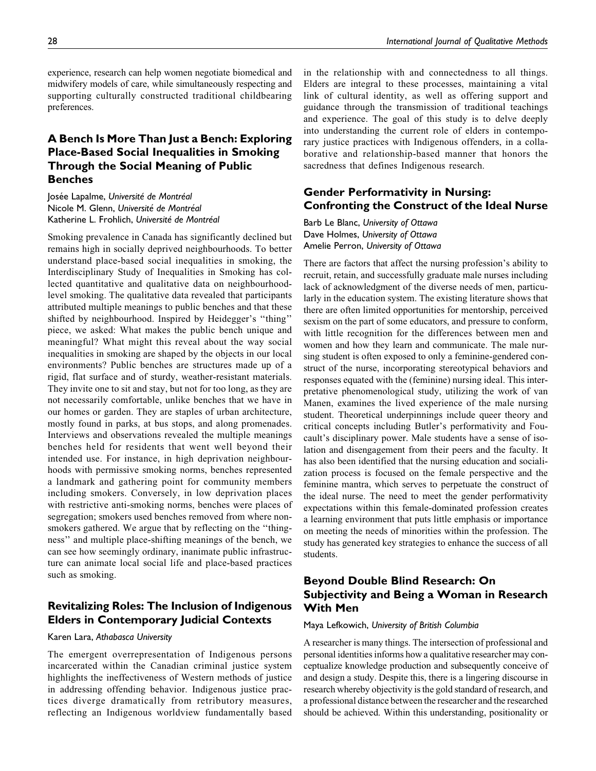experience, research can help women negotiate biomedical and midwifery models of care, while simultaneously respecting and supporting culturally constructed traditional childbearing preferences.

## A Bench Is More Than Just a Bench: Exploring Place-Based Social Inequalities in Smoking Through the Social Meaning of Public Benches

Josée Lapalme, *Université de Montréal*
Nicole M. Glenn, *Université de Montréal*
Katherine L. Frohlich, *Université de Montréal*

Smoking prevalence in Canada has significantly declined but remains high in socially deprived neighbourhoods. To better understand place-based social inequalities in smoking, the Interdisciplinary Study of Inequalities in Smoking has collected quantitative and qualitative data on neighbourhood-level smoking. The qualitative data revealed that participants attributed multiple meanings to public benches and that these shifted by neighbourhood. Inspired by Heidegger's "thing" piece, we asked: What makes the public bench unique and meaningful? What might this reveal about the way social inequalities in smoking are shaped by the objects in our local environments? Public benches are structures made up of a rigid, flat surface and of sturdy, weather-resistant materials. They invite one to sit and stay, but not for too long, as they are not necessarily comfortable, unlike benches that we have in our homes or garden. They are staples of urban architecture, mostly found in parks, at bus stops, and along promenades. Interviews and observations revealed the multiple meanings benches held for residents that went well beyond their intended use. For instance, in high deprivation neighbourhoods with permissive smoking norms, benches represented a landmark and gathering point for community members including smokers. Conversely, in low deprivation places with restrictive anti-smoking norms, benches were places of segregation; smokers used benches removed from where non-smokers gathered. We argue that by reflecting on the "thingness" and multiple place-shifting meanings of the bench, we can see how seemingly ordinary, inanimate public infrastructure can animate local social life and place-based practices such as smoking.

## Revitalizing Roles: The Inclusion of Indigenous Elders in Contemporary Judicial Contexts

Karen Lara, *Athabasca University*

The emergent overrepresentation of Indigenous persons incarcerated within the Canadian criminal justice system highlights the ineffectiveness of Western methods of justice in addressing offending behavior. Indigenous justice practices diverge dramatically from retributory measures, reflecting an Indigenous worldview fundamentally based in the relationship with and connectedness to all things. Elders are integral to these processes, maintaining a vital link of cultural identity, as well as offering support and guidance through the transmission of traditional teachings and experience. The goal of this study is to delve deeply into understanding the current role of elders in contemporary justice practices with Indigenous offenders, in a collaborative and relationship-based manner that honors the sacredness that defines Indigenous research.

## Gender Performativity in Nursing: Confronting the Construct of the Ideal Nurse

Barb Le Blanc, *University of Ottawa*
Dave Holmes, *University of Ottawa*
Amelie Perron, *University of Ottawa*

There are factors that affect the nursing profession's ability to recruit, retain, and successfully graduate male nurses including lack of acknowledgment of the diverse needs of men, particularly in the education system. The existing literature shows that there are often limited opportunities for mentorship, perceived sexism on the part of some educators, and pressure to conform, with little recognition for the differences between men and women and how they learn and communicate. The male nursing student is often exposed to only a feminine-gendered construct of the nurse, incorporating stereotypical behaviors and responses equated with the (feminine) nursing ideal. This interpretative phenomenological study, utilizing the work of van Manen, examines the lived experience of the male nursing student. Theoretical underpinnings include queer theory and critical concepts including Butler's performativity and Foucault's disciplinary power. Male students have a sense of isolation and disengagement from their peers and the faculty. It has also been identified that the nursing education and socialization process is focused on the female perspective and the feminine mantra, which serves to perpetuate the construct of the ideal nurse. The need to meet the gender performativity expectations within this female-dominated profession creates a learning environment that puts little emphasis or importance on meeting the needs of minorities within the profession. The study has generated key strategies to enhance the success of all students.

## Beyond Double Blind Research: On Subjectivity and Being a Woman in Research With Men

Maya Lefkowich, *University of British Columbia*

A researcher is many things. The intersection of professional and personal identities informs how a qualitative researcher may conceptualize knowledge production and subsequently conceive of and design a study. Despite this, there is a lingering discourse in research whereby objectivity is the gold standard of research, and a professional distance between the researcher and the researched should be achieved. Within this understanding, positionality or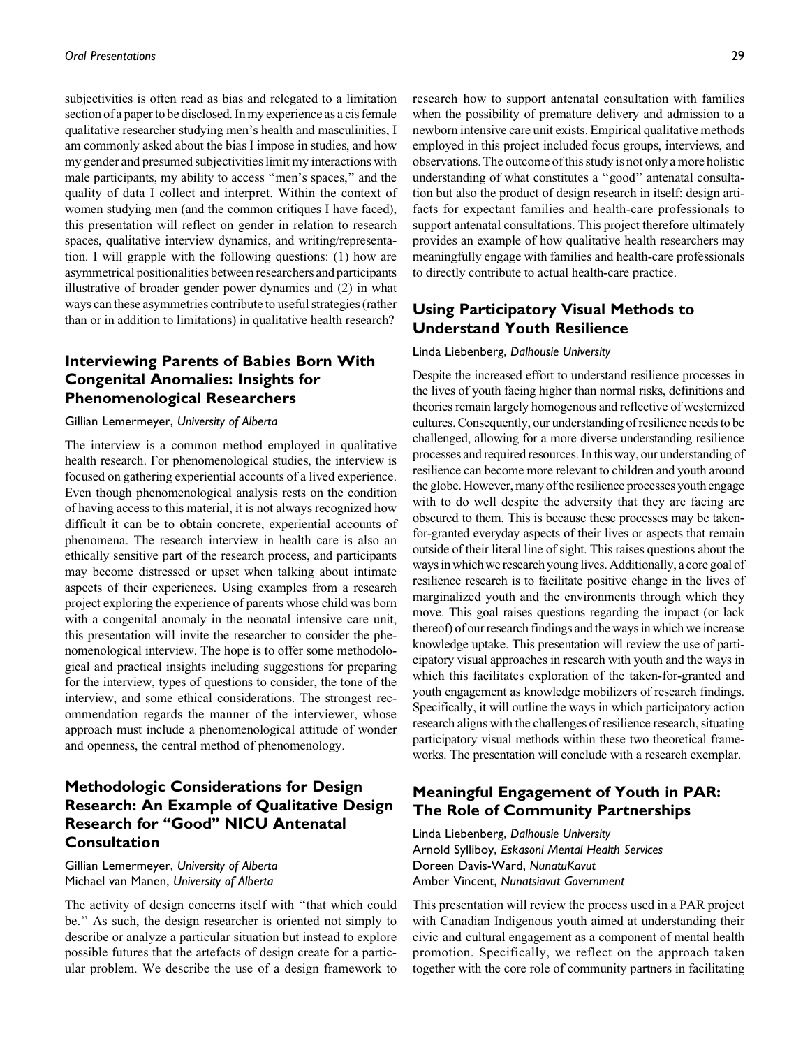subjectivities is often read as bias and relegated to a limitation section of a paper to be disclosed. In my experience as a cis female qualitative researcher studying men's health and masculinities, I am commonly asked about the bias I impose in studies, and how my gender and presumed subjectivities limit my interactions with male participants, my ability to access "men's spaces," and the quality of data I collect and interpret. Within the context of women studying men (and the common critiques I have faced), this presentation will reflect on gender in relation to research spaces, qualitative interview dynamics, and writing/representation. I will grapple with the following questions: (1) how are asymmetrical positionalities between researchers and participants illustrative of broader gender power dynamics and (2) in what ways can these asymmetries contribute to useful strategies (rather than or in addition to limitations) in qualitative health research?

## Interviewing Parents of Babies Born With Congenital Anomalies: Insights for Phenomenological Researchers

Gillian Lemermeyer, *University of Alberta*

The interview is a common method employed in qualitative health research. For phenomenological studies, the interview is focused on gathering experiential accounts of a lived experience. Even though phenomenological analysis rests on the condition of having access to this material, it is not always recognized how difficult it can be to obtain concrete, experiential accounts of phenomena. The research interview in health care is also an ethically sensitive part of the research process, and participants may become distressed or upset when talking about intimate aspects of their experiences. Using examples from a research project exploring the experience of parents whose child was born with a congenital anomaly in the neonatal intensive care unit, this presentation will invite the researcher to consider the phenomenological interview. The hope is to offer some methodological and practical insights including suggestions for preparing for the interview, types of questions to consider, the tone of the interview, and some ethical considerations. The strongest recommendation regards the manner of the interviewer, whose approach must include a phenomenological attitude of wonder and openness, the central method of phenomenology.

## Methodologic Considerations for Design Research: An Example of Qualitative Design Research for "Good" NICU Antenatal Consultation

Gillian Lemermeyer, *University of Alberta*
Michael van Manen, *University of Alberta*

The activity of design concerns itself with "that which could be." As such, the design researcher is oriented not simply to describe or analyze a particular situation but instead to explore possible futures that the artefacts of design create for a particular problem. We describe the use of a design framework to research how to support antenatal consultation with families when the possibility of premature delivery and admission to a newborn intensive care unit exists. Empirical qualitative methods employed in this project included focus groups, interviews, and observations. The outcome of this study is not only a more holistic understanding of what constitutes a "good" antenatal consultation but also the product of design research in itself: design artifacts for expectant families and health-care professionals to support antenatal consultations. This project therefore ultimately provides an example of how qualitative health researchers may meaningfully engage with families and health-care professionals to directly contribute to actual health-care practice.

## Using Participatory Visual Methods to Understand Youth Resilience

Linda Liebenberg, *Dalhousie University*

Despite the increased effort to understand resilience processes in the lives of youth facing higher than normal risks, definitions and theories remain largely homogenous and reflective of westernized cultures. Consequently, our understanding of resilience needs to be challenged, allowing for a more diverse understanding resilience processes and required resources. In this way, our understanding of resilience can become more relevant to children and youth around the globe. However, many of the resilience processes youth engage with to do well despite the adversity that they are facing are obscured to them. This is because these processes may be taken-for-granted everyday aspects of their lives or aspects that remain outside of their literal line of sight. This raises questions about the ways in which we research young lives. Additionally, a core goal of resilience research is to facilitate positive change in the lives of marginalized youth and the environments through which they move. This goal raises questions regarding the impact (or lack thereof) of our research findings and the ways in which we increase knowledge uptake. This presentation will review the use of participatory visual approaches in research with youth and the ways in which this facilitates exploration of the taken-for-granted and youth engagement as knowledge mobilizers of research findings. Specifically, it will outline the ways in which participatory action research aligns with the challenges of resilience research, situating participatory visual methods within these two theoretical frameworks. The presentation will conclude with a research exemplar.

## Meaningful Engagement of Youth in PAR: The Role of Community Partnerships

Linda Liebenberg, *Dalhousie University*
Arnold Sylliboy, *Eskasoni Mental Health Services*
Doreen Davis-Ward, *NunatuKavut*
Amber Vincent, *Nunatsiavut Government*

This presentation will review the process used in a PAR project with Canadian Indigenous youth aimed at understanding their civic and cultural engagement as a component of mental health promotion. Specifically, we reflect on the approach taken together with the core role of community partners in facilitating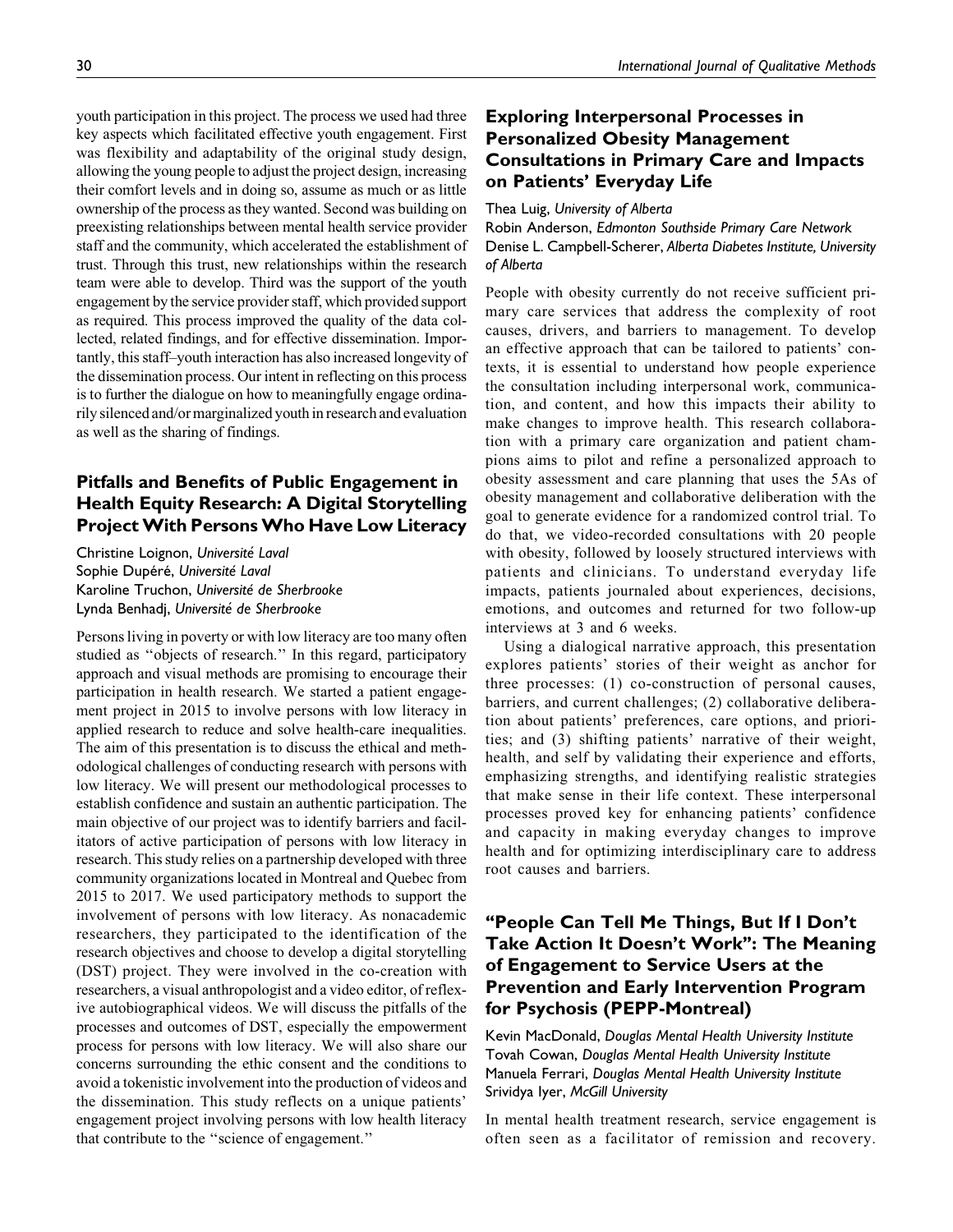youth participation in this project. The process we used had three key aspects which facilitated effective youth engagement. First was flexibility and adaptability of the original study design, allowing the young people to adjust the project design, increasing their comfort levels and in doing so, assume as much or as little ownership of the process as they wanted. Second was building on preexisting relationships between mental health service provider staff and the community, which accelerated the establishment of trust. Through this trust, new relationships within the research team were able to develop. Third was the support of the youth engagement by the service provider staff, which provided support as required. This process improved the quality of the data collected, related findings, and for effective dissemination. Importantly, this staff–youth interaction has also increased longevity of the dissemination process. Our intent in reflecting on this process is to further the dialogue on how to meaningfully engage ordinarily silenced and/or marginalized youth in research and evaluation as well as the sharing of findings.

## Pitfalls and Benefits of Public Engagement in Health Equity Research: A Digital Storytelling Project With Persons Who Have Low Literacy

Christine Loignon, *Université Laval*
Sophie Dupéré, *Université Laval*
Karoline Truchon, *Université de Sherbrooke*
Lynda Benhadj, *Université de Sherbrooke*

Persons living in poverty or with low literacy are too many often studied as ''objects of research.'' In this regard, participatory approach and visual methods are promising to encourage their participation in health research. We started a patient engagement project in 2015 to involve persons with low literacy in applied research to reduce and solve health-care inequalities. The aim of this presentation is to discuss the ethical and methodological challenges of conducting research with persons with low literacy. We will present our methodological processes to establish confidence and sustain an authentic participation. The main objective of our project was to identify barriers and facilitators of active participation of persons with low literacy in research. This study relies on a partnership developed with three community organizations located in Montreal and Quebec from 2015 to 2017. We used participatory methods to support the involvement of persons with low literacy. As nonacademic researchers, they participated to the identification of the research objectives and choose to develop a digital storytelling (DST) project. They were involved in the co-creation with researchers, a visual anthropologist and a video editor, of reflexive autobiographical videos. We will discuss the pitfalls of the processes and outcomes of DST, especially the empowerment process for persons with low literacy. We will also share our concerns surrounding the ethic consent and the conditions to avoid a tokenistic involvement into the production of videos and the dissemination. This study reflects on a unique patients' engagement project involving persons with low health literacy that contribute to the ''science of engagement.''

## Exploring Interpersonal Processes in Personalized Obesity Management Consultations in Primary Care and Impacts on Patients' Everyday Life

Thea Luig, *University of Alberta*
Robin Anderson, *Edmonton Southside Primary Care Network*
Denise L. Campbell-Scherer, *Alberta Diabetes Institute, University of Alberta*

People with obesity currently do not receive sufficient primary care services that address the complexity of root causes, drivers, and barriers to management. To develop an effective approach that can be tailored to patients' contexts, it is essential to understand how people experience the consultation including interpersonal work, communication, and content, and how this impacts their ability to make changes to improve health. This research collaboration with a primary care organization and patient champions aims to pilot and refine a personalized approach to obesity assessment and care planning that uses the 5As of obesity management and collaborative deliberation with the goal to generate evidence for a randomized control trial. To do that, we video-recorded consultations with 20 people with obesity, followed by loosely structured interviews with patients and clinicians. To understand everyday life impacts, patients journaled about experiences, decisions, emotions, and outcomes and returned for two follow-up interviews at 3 and 6 weeks.

Using a dialogical narrative approach, this presentation explores patients' stories of their weight as anchor for three processes: (1) co-construction of personal causes, barriers, and current challenges; (2) collaborative deliberation about patients' preferences, care options, and priorities; and (3) shifting patients' narrative of their weight, health, and self by validating their experience and efforts, emphasizing strengths, and identifying realistic strategies that make sense in their life context. These interpersonal processes proved key for enhancing patients' confidence and capacity in making everyday changes to improve health and for optimizing interdisciplinary care to address root causes and barriers.

## "People Can Tell Me Things, But If I Don't Take Action It Doesn't Work": The Meaning of Engagement to Service Users at the Prevention and Early Intervention Program for Psychosis (PEPP-Montreal)

Kevin MacDonald, *Douglas Mental Health University Institute*
Tovah Cowan, *Douglas Mental Health University Institute*
Manuela Ferrari, *Douglas Mental Health University Institute*
Srividya Iyer, *McGill University*

In mental health treatment research, service engagement is often seen as a facilitator of remission and recovery.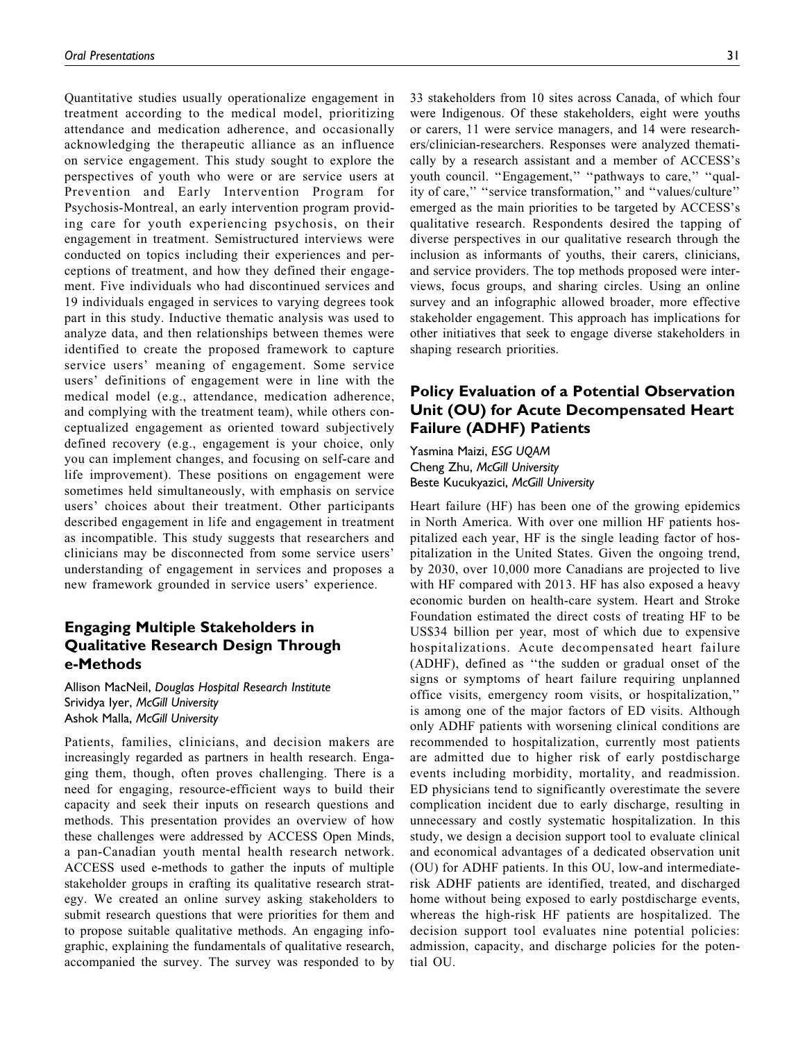Quantitative studies usually operationalize engagement in treatment according to the medical model, prioritizing attendance and medication adherence, and occasionally acknowledging the therapeutic alliance as an influence on service engagement. This study sought to explore the perspectives of youth who were or are service users at Prevention and Early Intervention Program for Psychosis-Montreal, an early intervention program providing care for youth experiencing psychosis, on their engagement in treatment. Semistructured interviews were conducted on topics including their experiences and perceptions of treatment, and how they defined their engagement. Five individuals who had discontinued services and 19 individuals engaged in services to varying degrees took part in this study. Inductive thematic analysis was used to analyze data, and then relationships between themes were identified to create the proposed framework to capture service users' meaning of engagement. Some service users' definitions of engagement were in line with the medical model (e.g., attendance, medication adherence, and complying with the treatment team), while others conceptualized engagement as oriented toward subjectively defined recovery (e.g., engagement is your choice, only you can implement changes, and focusing on self-care and life improvement). These positions on engagement were sometimes held simultaneously, with emphasis on service users' choices about their treatment. Other participants described engagement in life and engagement in treatment as incompatible. This study suggests that researchers and clinicians may be disconnected from some service users' understanding of engagement in services and proposes a new framework grounded in service users' experience.

## Engaging Multiple Stakeholders in Qualitative Research Design Through e-Methods

Allison MacNeil, *Douglas Hospital Research Institute*
Srividya Iyer, *McGill University*
Ashok Malla, *McGill University*

Patients, families, clinicians, and decision makers are increasingly regarded as partners in health research. Engaging them, though, often proves challenging. There is a need for engaging, resource-efficient ways to build their capacity and seek their inputs on research questions and methods. This presentation provides an overview of how these challenges were addressed by ACCESS Open Minds, a pan-Canadian youth mental health research network. ACCESS used e-methods to gather the inputs of multiple stakeholder groups in crafting its qualitative research strategy. We created an online survey asking stakeholders to submit research questions that were priorities for them and to propose suitable qualitative methods. An engaging infographic, explaining the fundamentals of qualitative research, accompanied the survey. The survey was responded to by 33 stakeholders from 10 sites across Canada, of which four were Indigenous. Of these stakeholders, eight were youths or carers, 11 were service managers, and 14 were researchers/clinician-researchers. Responses were analyzed thematically by a research assistant and a member of ACCESS's youth council. ''Engagement,'' ''pathways to care,'' ''quality of care,'' ''service transformation,'' and ''values/culture'' emerged as the main priorities to be targeted by ACCESS's qualitative research. Respondents desired the tapping of diverse perspectives in our qualitative research through the inclusion as informants of youths, their carers, clinicians, and service providers. The top methods proposed were interviews, focus groups, and sharing circles. Using an online survey and an infographic allowed broader, more effective stakeholder engagement. This approach has implications for other initiatives that seek to engage diverse stakeholders in shaping research priorities.

## Policy Evaluation of a Potential Observation Unit (OU) for Acute Decompensated Heart Failure (ADHF) Patients

Yasmina Maizi, *ESG UQAM*
Cheng Zhu, *McGill University*
Beste Kucukyazici, *McGill University*

Heart failure (HF) has been one of the growing epidemics in North America. With over one million HF patients hospitalized each year, HF is the single leading factor of hospitalization in the United States. Given the ongoing trend, by 2030, over 10,000 more Canadians are projected to live with HF compared with 2013. HF has also exposed a heavy economic burden on health-care system. Heart and Stroke Foundation estimated the direct costs of treating HF to be US$34 billion per year, most of which due to expensive hospitalizations. Acute decompensated heart failure (ADHF), defined as ''the sudden or gradual onset of the signs or symptoms of heart failure requiring unplanned office visits, emergency room visits, or hospitalization,'' is among one of the major factors of ED visits. Although only ADHF patients with worsening clinical conditions are recommended to hospitalization, currently most patients are admitted due to higher risk of early postdischarge events including morbidity, mortality, and readmission. ED physicians tend to significantly overestimate the severe complication incident due to early discharge, resulting in unnecessary and costly systematic hospitalization. In this study, we design a decision support tool to evaluate clinical and economical advantages of a dedicated observation unit (OU) for ADHF patients. In this OU, low-and intermediate-risk ADHF patients are identified, treated, and discharged home without being exposed to early postdischarge events, whereas the high-risk HF patients are hospitalized. The decision support tool evaluates nine potential policies: admission, capacity, and discharge policies for the potential OU.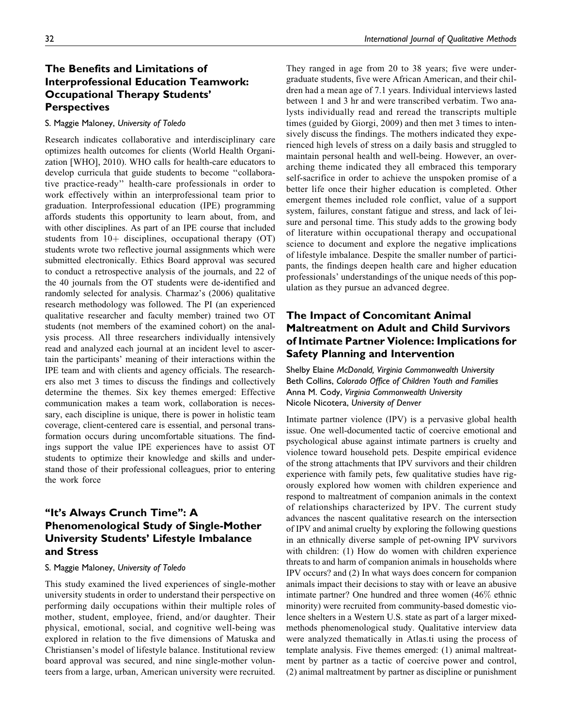## The Benefits and Limitations of Interprofessional Education Teamwork: Occupational Therapy Students' Perspectives

S. Maggie Maloney, *University of Toledo*

Research indicates collaborative and interdisciplinary care optimizes health outcomes for clients (World Health Organization [WHO], 2010). WHO calls for health-care educators to develop curricula that guide students to become ''collaborative practice-ready'' health-care professionals in order to work effectively within an interprofessional team prior to graduation. Interprofessional education (IPE) programming affords students this opportunity to learn about, from, and with other disciplines. As part of an IPE course that included students from 10+ disciplines, occupational therapy (OT) students wrote two reflective journal assignments which were submitted electronically. Ethics Board approval was secured to conduct a retrospective analysis of the journals, and 22 of the 40 journals from the OT students were de-identified and randomly selected for analysis. Charmaz's (2006) qualitative research methodology was followed. The PI (an experienced qualitative researcher and faculty member) trained two OT students (not members of the examined cohort) on the analysis process. All three researchers individually intensively read and analyzed each journal at an incident level to ascertain the participants' meaning of their interactions within the IPE team and with clients and agency officials. The researchers also met 3 times to discuss the findings and collectively determine the themes. Six key themes emerged: Effective communication makes a team work, collaboration is necessary, each discipline is unique, there is power in holistic team coverage, client-centered care is essential, and personal transformation occurs during uncomfortable situations. The findings support the value IPE experiences have to assist OT students to optimize their knowledge and skills and understand those of their professional colleagues, prior to entering the work force

## "It's Always Crunch Time": A Phenomenological Study of Single-Mother University Students' Lifestyle Imbalance and Stress

S. Maggie Maloney, *University of Toledo*

This study examined the lived experiences of single-mother university students in order to understand their perspective on performing daily occupations within their multiple roles of mother, student, employee, friend, and/or daughter. Their physical, emotional, social, and cognitive well-being was explored in relation to the five dimensions of Matuska and Christiansen's model of lifestyle balance. Institutional review board approval was secured, and nine single-mother volunteers from a large, urban, American university were recruited. They ranged in age from 20 to 38 years; five were undergraduate students, five were African American, and their children had a mean age of 7.1 years. Individual interviews lasted between 1 and 3 hr and were transcribed verbatim. Two analysts individually read and reread the transcripts multiple times (guided by Giorgi, 2009) and then met 3 times to intensively discuss the findings. The mothers indicated they experienced high levels of stress on a daily basis and struggled to maintain personal health and well-being. However, an overarching theme indicated they all embraced this temporary self-sacrifice in order to achieve the unspoken promise of a better life once their higher education is completed. Other emergent themes included role conflict, value of a support system, failures, constant fatigue and stress, and lack of leisure and personal time. This study adds to the growing body of literature within occupational therapy and occupational science to document and explore the negative implications of lifestyle imbalance. Despite the smaller number of participants, the findings deepen health care and higher education professionals' understandings of the unique needs of this population as they pursue an advanced degree.

## The Impact of Concomitant Animal Maltreatment on Adult and Child Survivors of Intimate Partner Violence: Implications for Safety Planning and Intervention

Shelby Elaine *McDonald, Virginia Commonwealth University*
Beth Collins, *Colorado Office of Children Youth and Families*
Anna M. Cody, *Virginia Commonwealth University*
Nicole Nicotera, *University of Denver*

Intimate partner violence (IPV) is a pervasive global health issue. One well-documented tactic of coercive emotional and psychological abuse against intimate partners is cruelty and violence toward household pets. Despite empirical evidence of the strong attachments that IPV survivors and their children experience with family pets, few qualitative studies have rigorously explored how women with children experience and respond to maltreatment of companion animals in the context of relationships characterized by IPV. The current study advances the nascent qualitative research on the intersection of IPV and animal cruelty by exploring the following questions in an ethnically diverse sample of pet-owning IPV survivors with children: (1) How do women with children experience threats to and harm of companion animals in households where IPV occurs? and (2) In what ways does concern for companion animals impact their decisions to stay with or leave an abusive intimate partner? One hundred and three women (46% ethnic minority) were recruited from community-based domestic violence shelters in a Western U.S. state as part of a larger mixed-methods phenomenological study. Qualitative interview data were analyzed thematically in Atlas.ti using the process of template analysis. Five themes emerged: (1) animal maltreatment by partner as a tactic of coercive power and control, (2) animal maltreatment by partner as discipline or punishment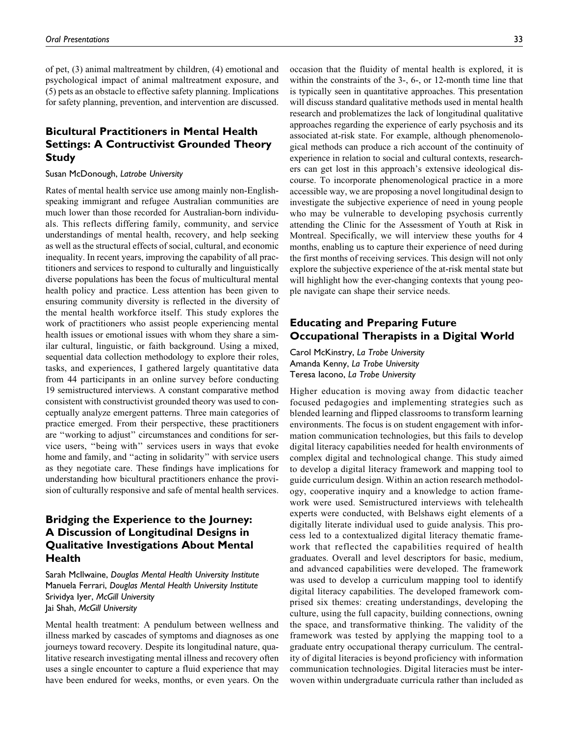of pet, (3) animal maltreatment by children, (4) emotional and psychological impact of animal maltreatment exposure, and (5) pets as an obstacle to effective safety planning. Implications for safety planning, prevention, and intervention are discussed.

## Bicultural Practitioners in Mental Health Settings: A Contructivist Grounded Theory Study

Susan McDonough, *Latrobe University*

Rates of mental health service use among mainly non-English-speaking immigrant and refugee Australian communities are much lower than those recorded for Australian-born individuals. This reflects differing family, community, and service understandings of mental health, recovery, and help seeking as well as the structural effects of social, cultural, and economic inequality. In recent years, improving the capability of all practitioners and services to respond to culturally and linguistically diverse populations has been the focus of multicultural mental health policy and practice. Less attention has been given to ensuring community diversity is reflected in the diversity of the mental health workforce itself. This study explores the work of practitioners who assist people experiencing mental health issues or emotional issues with whom they share a similar cultural, linguistic, or faith background. Using a mixed, sequential data collection methodology to explore their roles, tasks, and experiences, I gathered largely quantitative data from 44 participants in an online survey before conducting 19 semistructured interviews. A constant comparative method consistent with constructivist grounded theory was used to conceptually analyze emergent patterns. Three main categories of practice emerged. From their perspective, these practitioners are ''working to adjust'' circumstances and conditions for service users, ''being with'' services users in ways that evoke home and family, and ''acting in solidarity'' with service users as they negotiate care. These findings have implications for understanding how bicultural practitioners enhance the provision of culturally responsive and safe of mental health services.

## Bridging the Experience to the Journey: A Discussion of Longitudinal Designs in Qualitative Investigations About Mental Health

Sarah McIlwaine, *Douglas Mental Health University Institute*
Manuela Ferrari, *Douglas Mental Health University Institute*
Srividya Iyer, *McGill University*
Jai Shah, *McGill University*

Mental health treatment: A pendulum between wellness and illness marked by cascades of symptoms and diagnoses as one journeys toward recovery. Despite its longitudinal nature, qualitative research investigating mental illness and recovery often uses a single encounter to capture a fluid experience that may have been endured for weeks, months, or even years. On the occasion that the fluidity of mental health is explored, it is within the constraints of the 3-, 6-, or 12-month time line that is typically seen in quantitative approaches. This presentation will discuss standard qualitative methods used in mental health research and problematizes the lack of longitudinal qualitative approaches regarding the experience of early psychosis and its associated at-risk state. For example, although phenomenological methods can produce a rich account of the continuity of experience in relation to social and cultural contexts, researchers can get lost in this approach's extensive ideological discourse. To incorporate phenomenological practice in a more accessible way, we are proposing a novel longitudinal design to investigate the subjective experience of need in young people who may be vulnerable to developing psychosis currently attending the Clinic for the Assessment of Youth at Risk in Montreal. Specifically, we will interview these youths for 4 months, enabling us to capture their experience of need during the first months of receiving services. This design will not only explore the subjective experience of the at-risk mental state but will highlight how the ever-changing contexts that young people navigate can shape their service needs.

## Educating and Preparing Future Occupational Therapists in a Digital World

Carol McKinstry, *La Trobe University*
Amanda Kenny, *La Trobe University*
Teresa Iacono, *La Trobe University*

Higher education is moving away from didactic teacher focused pedagogies and implementing strategies such as blended learning and flipped classrooms to transform learning environments. The focus is on student engagement with information communication technologies, but this fails to develop digital literacy capabilities needed for health environments of complex digital and technological change. This study aimed to develop a digital literacy framework and mapping tool to guide curriculum design. Within an action research methodology, cooperative inquiry and a knowledge to action framework were used. Semistructured interviews with telehealth experts were conducted, with Belshaws eight elements of a digitally literate individual used to guide analysis. This process led to a contextualized digital literacy thematic framework that reflected the capabilities required of health graduates. Overall and level descriptors for basic, medium, and advanced capabilities were developed. The framework was used to develop a curriculum mapping tool to identify digital literacy capabilities. The developed framework comprised six themes: creating understandings, developing the culture, using the full capacity, building connections, owning the space, and transformative thinking. The validity of the framework was tested by applying the mapping tool to a graduate entry occupational therapy curriculum. The centrality of digital literacies is beyond proficiency with information communication technologies. Digital literacies must be interwoven within undergraduate curricula rather than included as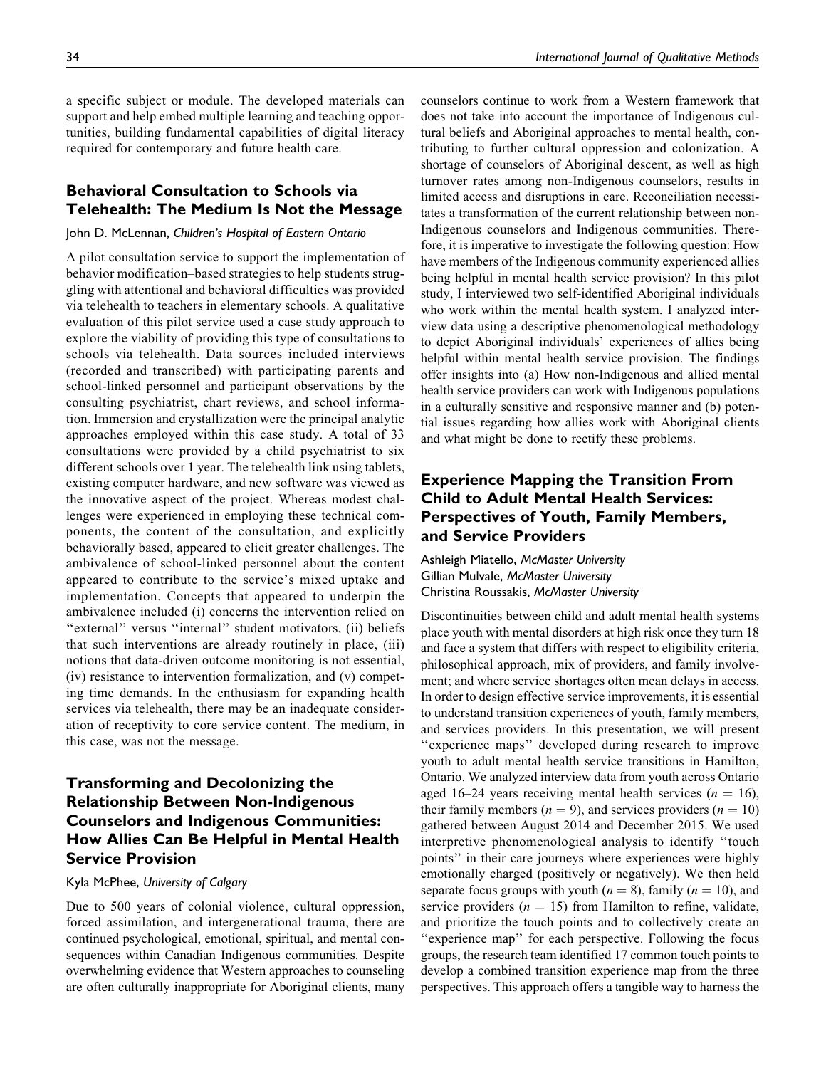a specific subject or module. The developed materials can support and help embed multiple learning and teaching opportunities, building fundamental capabilities of digital literacy required for contemporary and future health care.

## Behavioral Consultation to Schools via Telehealth: The Medium Is Not the Message

John D. McLennan, *Children's Hospital of Eastern Ontario*

A pilot consultation service to support the implementation of behavior modification–based strategies to help students struggling with attentional and behavioral difficulties was provided via telehealth to teachers in elementary schools. A qualitative evaluation of this pilot service used a case study approach to explore the viability of providing this type of consultations to schools via telehealth. Data sources included interviews (recorded and transcribed) with participating parents and school-linked personnel and participant observations by the consulting psychiatrist, chart reviews, and school information. Immersion and crystallization were the principal analytic approaches employed within this case study. A total of 33 consultations were provided by a child psychiatrist to six different schools over 1 year. The telehealth link using tablets, existing computer hardware, and new software was viewed as the innovative aspect of the project. Whereas modest challenges were experienced in employing these technical components, the content of the consultation, and explicitly behaviorally based, appeared to elicit greater challenges. The ambivalence of school-linked personnel about the content appeared to contribute to the service's mixed uptake and implementation. Concepts that appeared to underpin the ambivalence included (i) concerns the intervention relied on "external" versus "internal" student motivators, (ii) beliefs that such interventions are already routinely in place, (iii) notions that data-driven outcome monitoring is not essential, (iv) resistance to intervention formalization, and (v) competing time demands. In the enthusiasm for expanding health services via telehealth, there may be an inadequate consideration of receptivity to core service content. The medium, in this case, was not the message.

## Transforming and Decolonizing the Relationship Between Non-Indigenous Counselors and Indigenous Communities: How Allies Can Be Helpful in Mental Health Service Provision

Kyla McPhee, *University of Calgary*

Due to 500 years of colonial violence, cultural oppression, forced assimilation, and intergenerational trauma, there are continued psychological, emotional, spiritual, and mental consequences within Canadian Indigenous communities. Despite overwhelming evidence that Western approaches to counseling are often culturally inappropriate for Aboriginal clients, many counselors continue to work from a Western framework that does not take into account the importance of Indigenous cultural beliefs and Aboriginal approaches to mental health, contributing to further cultural oppression and colonization. A shortage of counselors of Aboriginal descent, as well as high turnover rates among non-Indigenous counselors, results in limited access and disruptions in care. Reconciliation necessitates a transformation of the current relationship between non-Indigenous counselors and Indigenous communities. Therefore, it is imperative to investigate the following question: How have members of the Indigenous community experienced allies being helpful in mental health service provision? In this pilot study, I interviewed two self-identified Aboriginal individuals who work within the mental health system. I analyzed interview data using a descriptive phenomenological methodology to depict Aboriginal individuals' experiences of allies being helpful within mental health service provision. The findings offer insights into (a) How non-Indigenous and allied mental health service providers can work with Indigenous populations in a culturally sensitive and responsive manner and (b) potential issues regarding how allies work with Aboriginal clients and what might be done to rectify these problems.

## Experience Mapping the Transition From Child to Adult Mental Health Services: Perspectives of Youth, Family Members, and Service Providers

Ashleigh Miatello, *McMaster University*
Gillian Mulvale, *McMaster University*
Christina Roussakis, *McMaster University*

Discontinuities between child and adult mental health systems place youth with mental disorders at high risk once they turn 18 and face a system that differs with respect to eligibility criteria, philosophical approach, mix of providers, and family involvement; and where service shortages often mean delays in access. In order to design effective service improvements, it is essential to understand transition experiences of youth, family members, and services providers. In this presentation, we will present "experience maps" developed during research to improve youth to adult mental health service transitions in Hamilton, Ontario. We analyzed interview data from youth across Ontario aged 16–24 years receiving mental health services ($n = 16$), their family members ($n = 9$), and services providers ($n = 10$) gathered between August 2014 and December 2015. We used interpretive phenomenological analysis to identify "touch points" in their care journeys where experiences were highly emotionally charged (positively or negatively). We then held separate focus groups with youth ($n = 8$), family ($n = 10$), and service providers ($n = 15$) from Hamilton to refine, validate, and prioritize the touch points and to collectively create an "experience map" for each perspective. Following the focus groups, the research team identified 17 common touch points to develop a combined transition experience map from the three perspectives. This approach offers a tangible way to harness the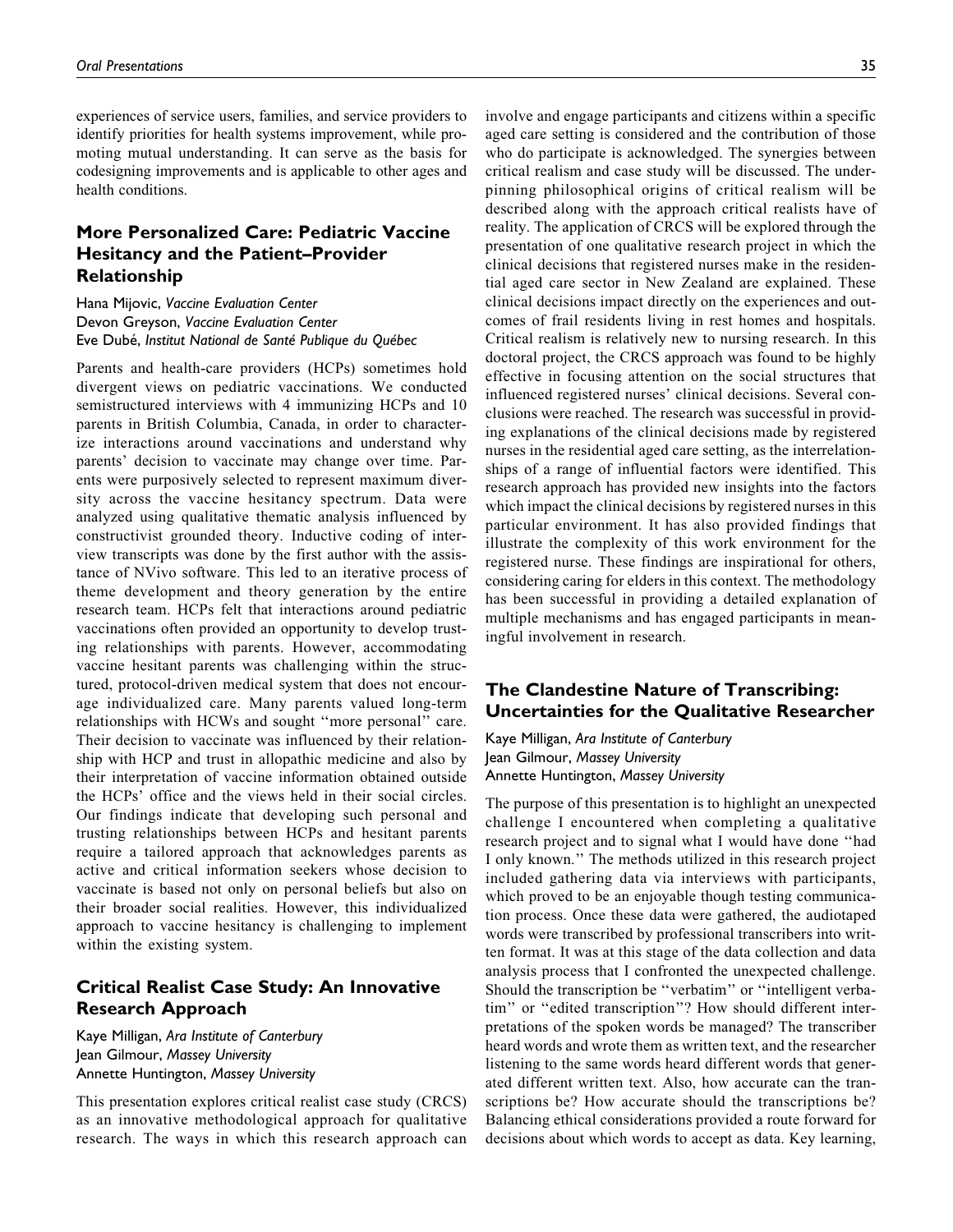experiences of service users, families, and service providers to identify priorities for health systems improvement, while promoting mutual understanding. It can serve as the basis for codesigning improvements and is applicable to other ages and health conditions.

## More Personalized Care: Pediatric Vaccine Hesitancy and the Patient–Provider Relationship

Hana Mijovic, *Vaccine Evaluation Center*
Devon Greyson, *Vaccine Evaluation Center*
Eve Dubé, *Institut National de Santé Publique du Québec*

Parents and health-care providers (HCPs) sometimes hold divergent views on pediatric vaccinations. We conducted semistructured interviews with 4 immunizing HCPs and 10 parents in British Columbia, Canada, in order to characterize interactions around vaccinations and understand why parents' decision to vaccinate may change over time. Parents were purposively selected to represent maximum diversity across the vaccine hesitancy spectrum. Data were analyzed using qualitative thematic analysis influenced by constructivist grounded theory. Inductive coding of interview transcripts was done by the first author with the assistance of NVivo software. This led to an iterative process of theme development and theory generation by the entire research team. HCPs felt that interactions around pediatric vaccinations often provided an opportunity to develop trusting relationships with parents. However, accommodating vaccine hesitant parents was challenging within the structured, protocol-driven medical system that does not encourage individualized care. Many parents valued long-term relationships with HCWs and sought ''more personal'' care. Their decision to vaccinate was influenced by their relationship with HCP and trust in allopathic medicine and also by their interpretation of vaccine information obtained outside the HCPs' office and the views held in their social circles. Our findings indicate that developing such personal and trusting relationships between HCPs and hesitant parents require a tailored approach that acknowledges parents as active and critical information seekers whose decision to vaccinate is based not only on personal beliefs but also on their broader social realities. However, this individualized approach to vaccine hesitancy is challenging to implement within the existing system.

## Critical Realist Case Study: An Innovative Research Approach

Kaye Milligan, *Ara Institute of Canterbury*
Jean Gilmour, *Massey University*
Annette Huntington, *Massey University*

This presentation explores critical realist case study (CRCS) as an innovative methodological approach for qualitative research. The ways in which this research approach can involve and engage participants and citizens within a specific aged care setting is considered and the contribution of those who do participate is acknowledged. The synergies between critical realism and case study will be discussed. The underpinning philosophical origins of critical realism will be described along with the approach critical realists have of reality. The application of CRCS will be explored through the presentation of one qualitative research project in which the clinical decisions that registered nurses make in the residential aged care sector in New Zealand are explained. These clinical decisions impact directly on the experiences and outcomes of frail residents living in rest homes and hospitals. Critical realism is relatively new to nursing research. In this doctoral project, the CRCS approach was found to be highly effective in focusing attention on the social structures that influenced registered nurses' clinical decisions. Several conclusions were reached. The research was successful in providing explanations of the clinical decisions made by registered nurses in the residential aged care setting, as the interrelationships of a range of influential factors were identified. This research approach has provided new insights into the factors which impact the clinical decisions by registered nurses in this particular environment. It has also provided findings that illustrate the complexity of this work environment for the registered nurse. These findings are inspirational for others, considering caring for elders in this context. The methodology has been successful in providing a detailed explanation of multiple mechanisms and has engaged participants in meaningful involvement in research.

## The Clandestine Nature of Transcribing: Uncertainties for the Qualitative Researcher

Kaye Milligan, *Ara Institute of Canterbury*
Jean Gilmour, *Massey University*
Annette Huntington, *Massey University*

The purpose of this presentation is to highlight an unexpected challenge I encountered when completing a qualitative research project and to signal what I would have done ''had I only known.'' The methods utilized in this research project included gathering data via interviews with participants, which proved to be an enjoyable though testing communication process. Once these data were gathered, the audiotaped words were transcribed by professional transcribers into written format. It was at this stage of the data collection and data analysis process that I confronted the unexpected challenge. Should the transcription be ''verbatim'' or ''intelligent verbatim'' or ''edited transcription''? How should different interpretations of the spoken words be managed? The transcriber heard words and wrote them as written text, and the researcher listening to the same words heard different words that generated different written text. Also, how accurate can the transcriptions be? How accurate should the transcriptions be? Balancing ethical considerations provided a route forward for decisions about which words to accept as data. Key learning,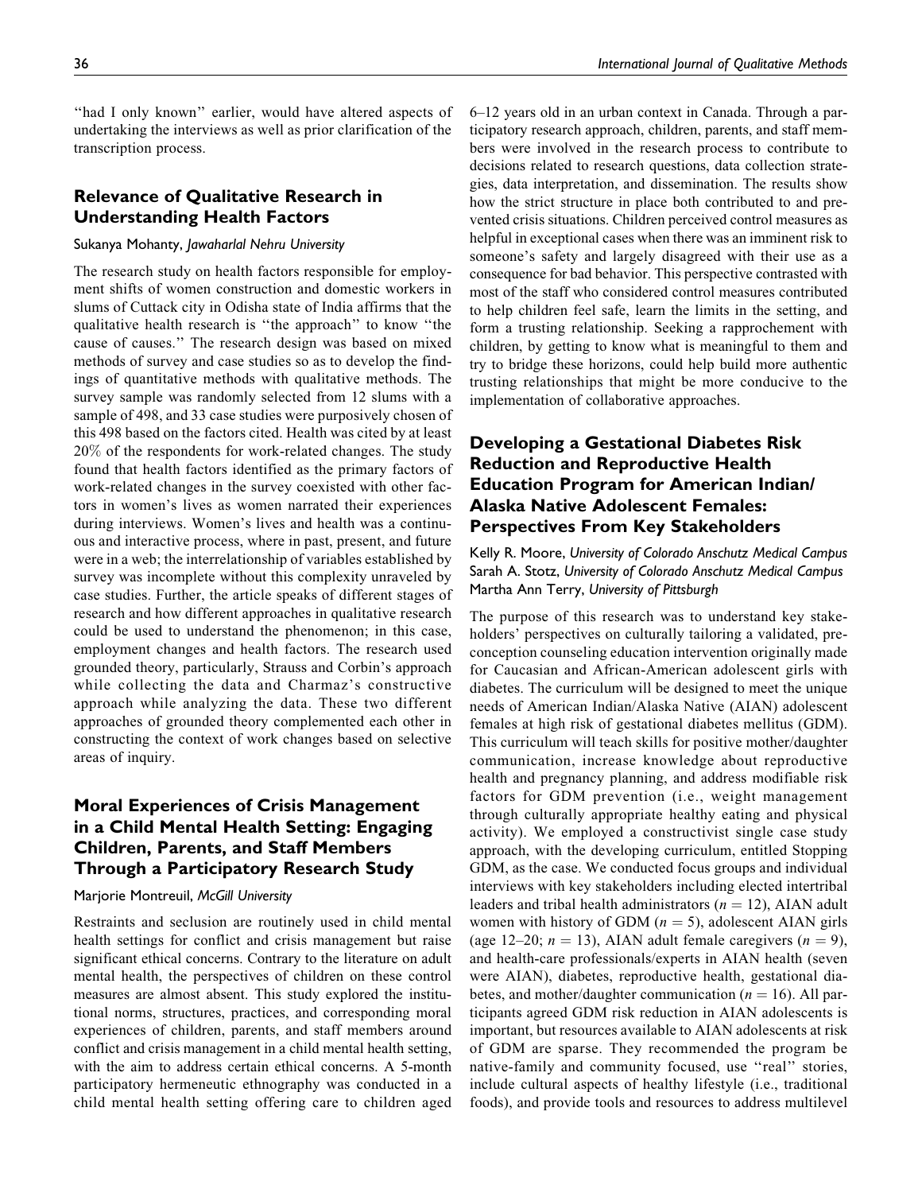"had I only known" earlier, would have altered aspects of undertaking the interviews as well as prior clarification of the transcription process.

## Relevance of Qualitative Research in Understanding Health Factors

Sukanya Mohanty, *Jawaharlal Nehru University*

The research study on health factors responsible for employment shifts of women construction and domestic workers in slums of Cuttack city in Odisha state of India affirms that the qualitative health research is "the approach" to know "the cause of causes." The research design was based on mixed methods of survey and case studies so as to develop the findings of quantitative methods with qualitative methods. The survey sample was randomly selected from 12 slums with a sample of 498, and 33 case studies were purposively chosen of this 498 based on the factors cited. Health was cited by at least 20% of the respondents for work-related changes. The study found that health factors identified as the primary factors of work-related changes in the survey coexisted with other factors in women's lives as women narrated their experiences during interviews. Women's lives and health was a continuous and interactive process, where in past, present, and future were in a web; the interrelationship of variables established by survey was incomplete without this complexity unraveled by case studies. Further, the article speaks of different stages of research and how different approaches in qualitative research could be used to understand the phenomenon; in this case, employment changes and health factors. The research used grounded theory, particularly, Strauss and Corbin's approach while collecting the data and Charmaz's constructive approach while analyzing the data. These two different approaches of grounded theory complemented each other in constructing the context of work changes based on selective areas of inquiry.

## Moral Experiences of Crisis Management in a Child Mental Health Setting: Engaging Children, Parents, and Staff Members Through a Participatory Research Study

Marjorie Montreuil, *McGill University*

Restraints and seclusion are routinely used in child mental health settings for conflict and crisis management but raise significant ethical concerns. Contrary to the literature on adult mental health, the perspectives of children on these control measures are almost absent. This study explored the institutional norms, structures, practices, and corresponding moral experiences of children, parents, and staff members around conflict and crisis management in a child mental health setting, with the aim to address certain ethical concerns. A 5-month participatory hermeneutic ethnography was conducted in a child mental health setting offering care to children aged 6–12 years old in an urban context in Canada. Through a participatory research approach, children, parents, and staff members were involved in the research process to contribute to decisions related to research questions, data collection strategies, data interpretation, and dissemination. The results show how the strict structure in place both contributed to and prevented crisis situations. Children perceived control measures as helpful in exceptional cases when there was an imminent risk to someone's safety and largely disagreed with their use as a consequence for bad behavior. This perspective contrasted with most of the staff who considered control measures contributed to help children feel safe, learn the limits in the setting, and form a trusting relationship. Seeking a rapprochement with children, by getting to know what is meaningful to them and try to bridge these horizons, could help build more authentic trusting relationships that might be more conducive to the implementation of collaborative approaches.

## Developing a Gestational Diabetes Risk Reduction and Reproductive Health Education Program for American Indian/Alaska Native Adolescent Females: Perspectives From Key Stakeholders

Kelly R. Moore, *University of Colorado Anschutz Medical Campus*
Sarah A. Stotz, *University of Colorado Anschutz Medical Campus*
Martha Ann Terry, *University of Pittsburgh*

The purpose of this research was to understand key stakeholders' perspectives on culturally tailoring a validated, preconception counseling education intervention originally made for Caucasian and African-American adolescent girls with diabetes. The curriculum will be designed to meet the unique needs of American Indian/Alaska Native (AIAN) adolescent females at high risk of gestational diabetes mellitus (GDM). This curriculum will teach skills for positive mother/daughter communication, increase knowledge about reproductive health and pregnancy planning, and address modifiable risk factors for GDM prevention (i.e., weight management through culturally appropriate healthy eating and physical activity). We employed a constructivist single case study approach, with the developing curriculum, entitled Stopping GDM, as the case. We conducted focus groups and individual interviews with key stakeholders including elected intertribal leaders and tribal health administrators ($n = 12$), AIAN adult women with history of GDM ($n = 5$), adolescent AIAN girls (age 12–20; $n = 13$), AIAN adult female caregivers ($n = 9$), and health-care professionals/experts in AIAN health (seven were AIAN), diabetes, reproductive health, gestational diabetes, and mother/daughter communication ($n = 16$). All participants agreed GDM risk reduction in AIAN adolescents is important, but resources available to AIAN adolescents at risk of GDM are sparse. They recommended the program be native-family and community focused, use "real" stories, include cultural aspects of healthy lifestyle (i.e., traditional foods), and provide tools and resources to address multilevel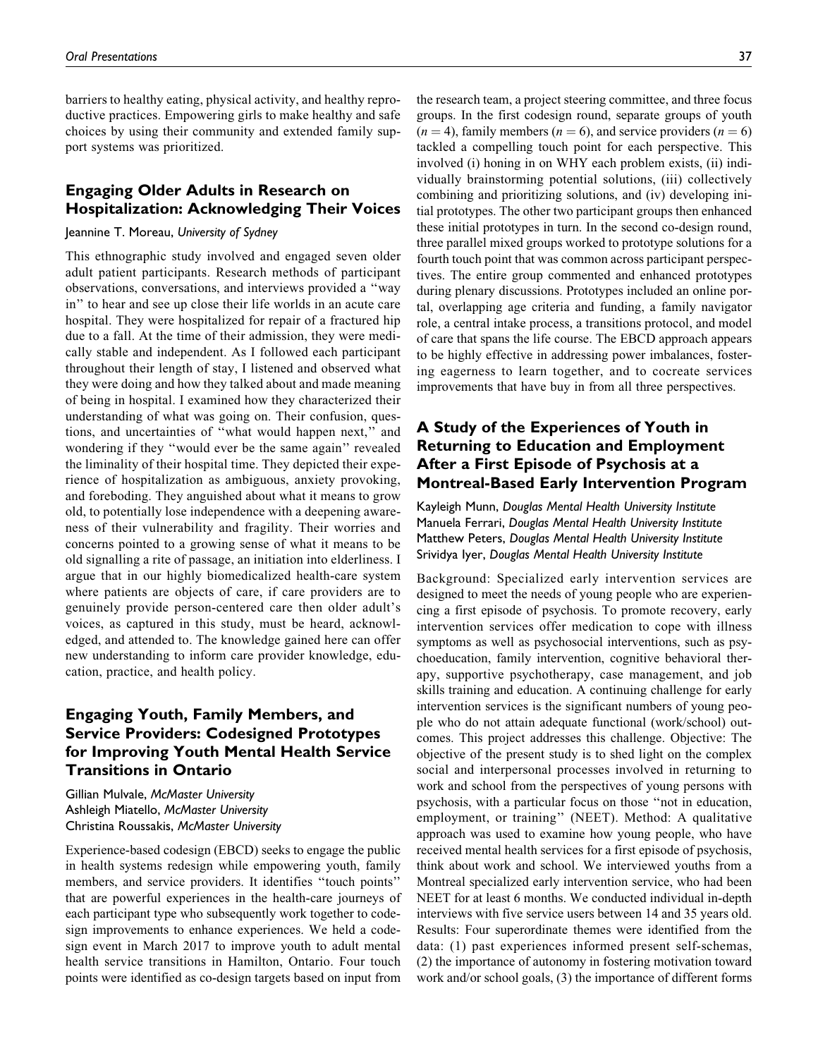barriers to healthy eating, physical activity, and healthy reproductive practices. Empowering girls to make healthy and safe choices by using their community and extended family support systems was prioritized.

## Engaging Older Adults in Research on Hospitalization: Acknowledging Their Voices

Jeannine T. Moreau, *University of Sydney*

This ethnographic study involved and engaged seven older adult patient participants. Research methods of participant observations, conversations, and interviews provided a "way in" to hear and see up close their life worlds in an acute care hospital. They were hospitalized for repair of a fractured hip due to a fall. At the time of their admission, they were medically stable and independent. As I followed each participant throughout their length of stay, I listened and observed what they were doing and how they talked about and made meaning of being in hospital. I examined how they characterized their understanding of what was going on. Their confusion, questions, and uncertainties of "what would happen next," and wondering if they "would ever be the same again" revealed the liminality of their hospital time. They depicted their experience of hospitalization as ambiguous, anxiety provoking, and foreboding. They anguished about what it means to grow old, to potentially lose independence with a deepening awareness of their vulnerability and fragility. Their worries and concerns pointed to a growing sense of what it means to be old signalling a rite of passage, an initiation into elderliness. I argue that in our highly biomedicalized health-care system where patients are objects of care, if care providers are to genuinely provide person-centered care then older adult's voices, as captured in this study, must be heard, acknowledged, and attended to. The knowledge gained here can offer new understanding to inform care provider knowledge, education, practice, and health policy.

## Engaging Youth, Family Members, and Service Providers: Codesigned Prototypes for Improving Youth Mental Health Service Transitions in Ontario

Gillian Mulvale, *McMaster University*
Ashleigh Miatello, *McMaster University*
Christina Roussakis, *McMaster University*

Experience-based codesign (EBCD) seeks to engage the public in health systems redesign while empowering youth, family members, and service providers. It identifies "touch points" that are powerful experiences in the health-care journeys of each participant type who subsequently work together to codesign improvements to enhance experiences. We held a codesign event in March 2017 to improve youth to adult mental health service transitions in Hamilton, Ontario. Four touch points were identified as co-design targets based on input from the research team, a project steering committee, and three focus groups. In the first codesign round, separate groups of youth ($n = 4$), family members ($n = 6$), and service providers ($n = 6$) tackled a compelling touch point for each perspective. This involved (i) honing in on WHY each problem exists, (ii) individually brainstorming potential solutions, (iii) collectively combining and prioritizing solutions, and (iv) developing initial prototypes. The other two participant groups then enhanced these initial prototypes in turn. In the second co-design round, three parallel mixed groups worked to prototype solutions for a fourth touch point that was common across participant perspectives. The entire group commented and enhanced prototypes during plenary discussions. Prototypes included an online portal, overlapping age criteria and funding, a family navigator role, a central intake process, a transitions protocol, and model of care that spans the life course. The EBCD approach appears to be highly effective in addressing power imbalances, fostering eagerness to learn together, and to cocreate services improvements that have buy in from all three perspectives.

## A Study of the Experiences of Youth in Returning to Education and Employment After a First Episode of Psychosis at a Montreal-Based Early Intervention Program

Kayleigh Munn, *Douglas Mental Health University Institute*
Manuela Ferrari, *Douglas Mental Health University Institute*
Matthew Peters, *Douglas Mental Health University Institute*
Srividya Iyer, *Douglas Mental Health University Institute*

Background: Specialized early intervention services are designed to meet the needs of young people who are experiencing a first episode of psychosis. To promote recovery, early intervention services offer medication to cope with illness symptoms as well as psychosocial interventions, such as psychoeducation, family intervention, cognitive behavioral therapy, supportive psychotherapy, case management, and job skills training and education. A continuing challenge for early intervention services is the significant numbers of young people who do not attain adequate functional (work/school) outcomes. This project addresses this challenge. Objective: The objective of the present study is to shed light on the complex social and interpersonal processes involved in returning to work and school from the perspectives of young persons with psychosis, with a particular focus on those "not in education, employment, or training" (NEET). Method: A qualitative approach was used to examine how young people, who have received mental health services for a first episode of psychosis, think about work and school. We interviewed youths from a Montreal specialized early intervention service, who had been NEET for at least 6 months. We conducted individual in-depth interviews with five service users between 14 and 35 years old. Results: Four superordinate themes were identified from the data: (1) past experiences informed present self-schemas, (2) the importance of autonomy in fostering motivation toward work and/or school goals, (3) the importance of different forms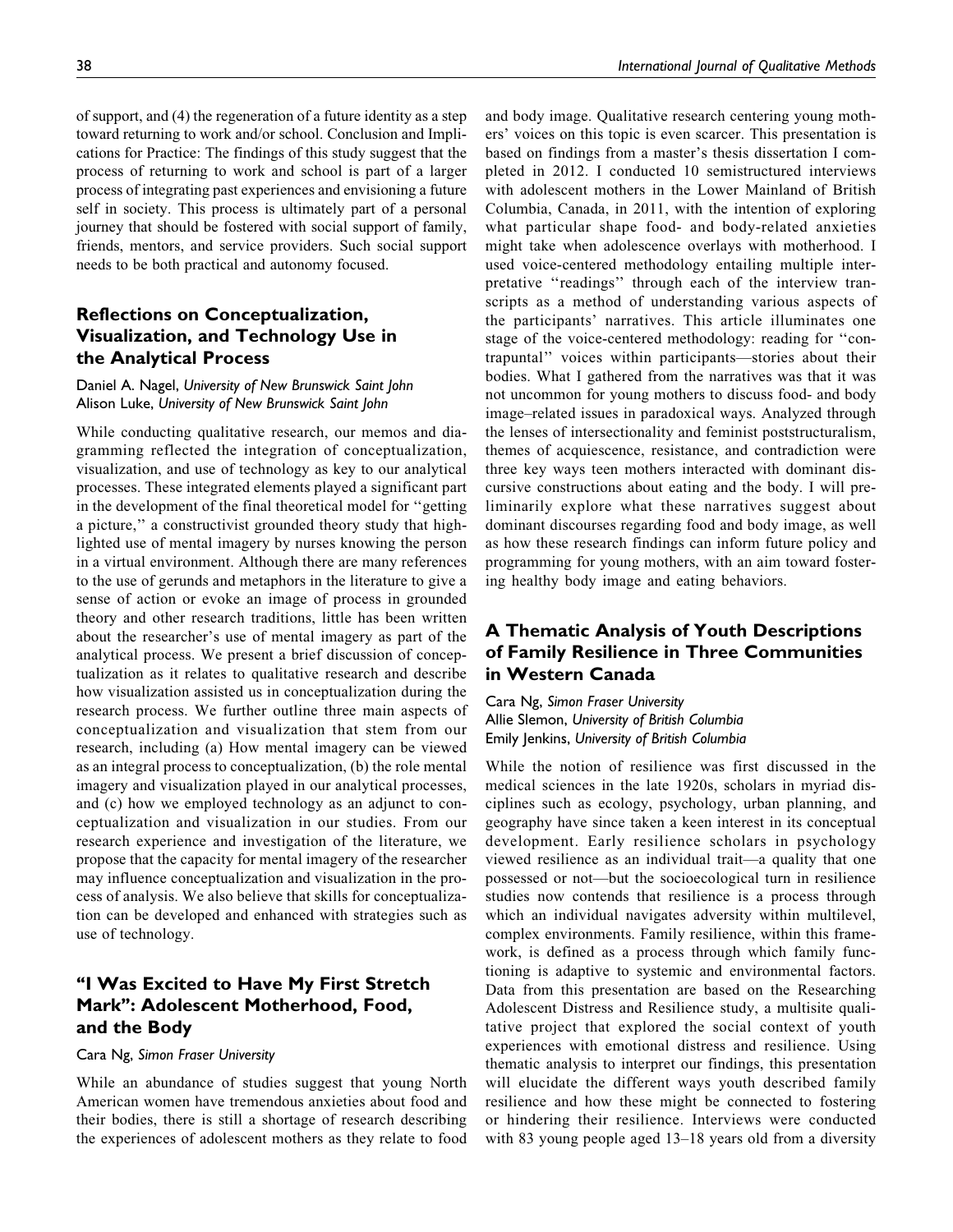of support, and (4) the regeneration of a future identity as a step toward returning to work and/or school. Conclusion and Implications for Practice: The findings of this study suggest that the process of returning to work and school is part of a larger process of integrating past experiences and envisioning a future self in society. This process is ultimately part of a personal journey that should be fostered with social support of family, friends, mentors, and service providers. Such social support needs to be both practical and autonomy focused.

## Reflections on Conceptualization, Visualization, and Technology Use in the Analytical Process

*Daniel A. Nagel, University of New Brunswick Saint John*
*Alison Luke, University of New Brunswick Saint John*

While conducting qualitative research, our memos and diagramming reflected the integration of conceptualization, visualization, and use of technology as key to our analytical processes. These integrated elements played a significant part in the development of the final theoretical model for ''getting a picture,'' a constructivist grounded theory study that highlighted use of mental imagery by nurses knowing the person in a virtual environment. Although there are many references to the use of gerunds and metaphors in the literature to give a sense of action or evoke an image of process in grounded theory and other research traditions, little has been written about the researcher's use of mental imagery as part of the analytical process. We present a brief discussion of conceptualization as it relates to qualitative research and describe how visualization assisted us in conceptualization during the research process. We further outline three main aspects of conceptualization and visualization that stem from our research, including (a) How mental imagery can be viewed as an integral process to conceptualization, (b) the role mental imagery and visualization played in our analytical processes, and (c) how we employed technology as an adjunct to conceptualization and visualization in our studies. From our research experience and investigation of the literature, we propose that the capacity for mental imagery of the researcher may influence conceptualization and visualization in the process of analysis. We also believe that skills for conceptualization can be developed and enhanced with strategies such as use of technology.

## "I Was Excited to Have My First Stretch Mark": Adolescent Motherhood, Food, and the Body

*Cara Ng, Simon Fraser University*

While an abundance of studies suggest that young North American women have tremendous anxieties about food and their bodies, there is still a shortage of research describing the experiences of adolescent mothers as they relate to food and body image. Qualitative research centering young mothers' voices on this topic is even scarcer. This presentation is based on findings from a master's thesis dissertation I completed in 2012. I conducted 10 semistructured interviews with adolescent mothers in the Lower Mainland of British Columbia, Canada, in 2011, with the intention of exploring what particular shape food- and body-related anxieties might take when adolescence overlays with motherhood. I used voice-centered methodology entailing multiple interpretative ''readings'' through each of the interview transcripts as a method of understanding various aspects of the participants' narratives. This article illuminates one stage of the voice-centered methodology: reading for ''contrapuntal'' voices within participants—stories about their bodies. What I gathered from the narratives was that it was not uncommon for young mothers to discuss food- and body image–related issues in paradoxical ways. Analyzed through the lenses of intersectionality and feminist poststructuralism, themes of acquiescence, resistance, and contradiction were three key ways teen mothers interacted with dominant discursive constructions about eating and the body. I will preliminarily explore what these narratives suggest about dominant discourses regarding food and body image, as well as how these research findings can inform future policy and programming for young mothers, with an aim toward fostering healthy body image and eating behaviors.

## A Thematic Analysis of Youth Descriptions of Family Resilience in Three Communities in Western Canada

*Cara Ng, Simon Fraser University*
*Allie Slemon, University of British Columbia*
*Emily Jenkins, University of British Columbia*

While the notion of resilience was first discussed in the medical sciences in the late 1920s, scholars in myriad disciplines such as ecology, psychology, urban planning, and geography have since taken a keen interest in its conceptual development. Early resilience scholars in psychology viewed resilience as an individual trait—a quality that one possessed or not—but the socioecological turn in resilience studies now contends that resilience is a process through which an individual navigates adversity within multilevel, complex environments. Family resilience, within this framework, is defined as a process through which family functioning is adaptive to systemic and environmental factors. Data from this presentation are based on the Researching Adolescent Distress and Resilience study, a multisite qualitative project that explored the social context of youth experiences with emotional distress and resilience. Using thematic analysis to interpret our findings, this presentation will elucidate the different ways youth described family resilience and how these might be connected to fostering or hindering their resilience. Interviews were conducted with 83 young people aged 13–18 years old from a diversity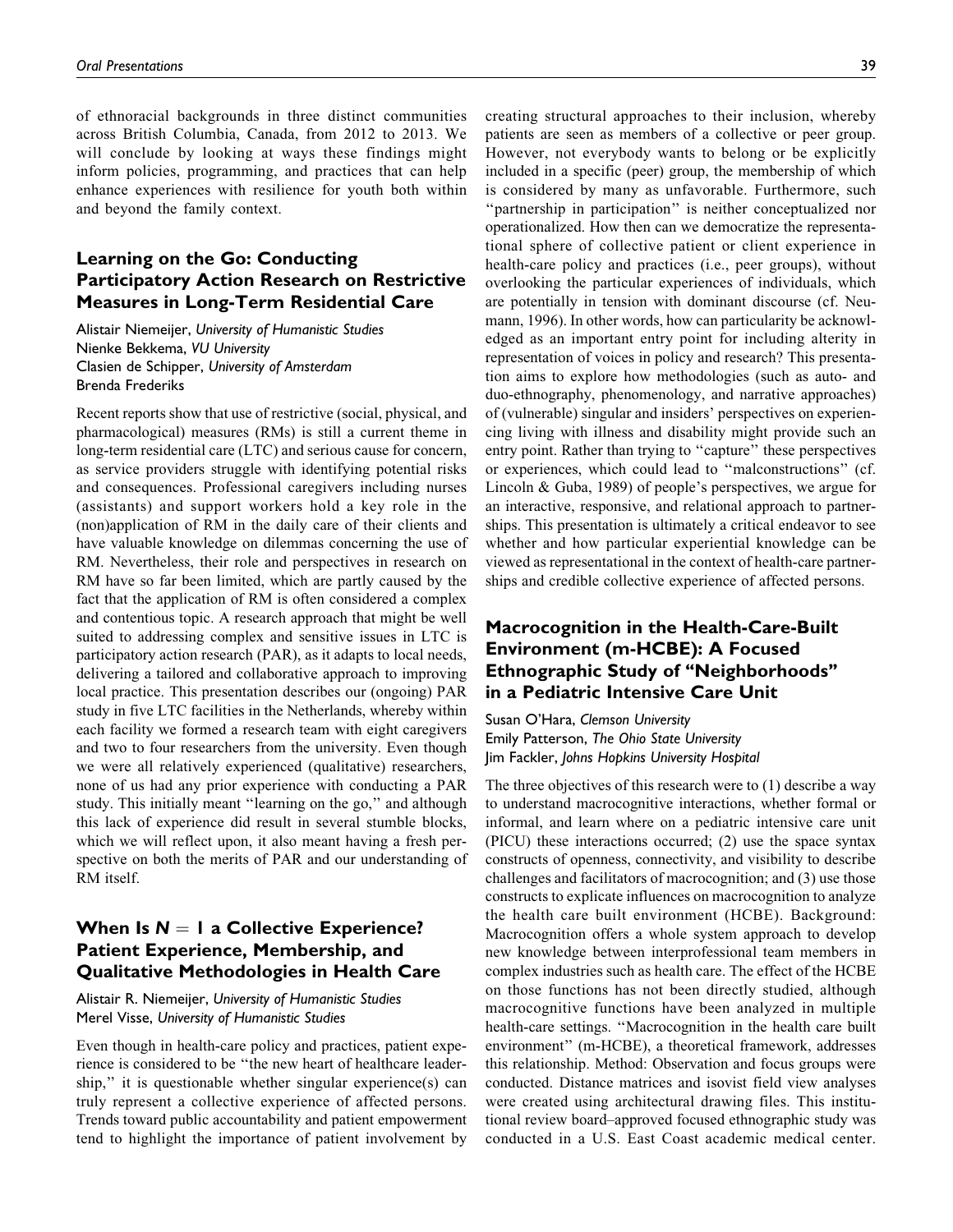of ethnoracial backgrounds in three distinct communities across British Columbia, Canada, from 2012 to 2013. We will conclude by looking at ways these findings might inform policies, programming, and practices that can help enhance experiences with resilience for youth both within and beyond the family context.

## Learning on the Go: Conducting Participatory Action Research on Restrictive Measures in Long-Term Residential Care

Alistair Niemeijer, *University of Humanistic Studies*
Nienke Bekkema, *VU University*
Clasien de Schipper, *University of Amsterdam*
Brenda Frederiks

Recent reports show that use of restrictive (social, physical, and pharmacological) measures (RMs) is still a current theme in long-term residential care (LTC) and serious cause for concern, as service providers struggle with identifying potential risks and consequences. Professional caregivers including nurses (assistants) and support workers hold a key role in the (non)application of RM in the daily care of their clients and have valuable knowledge on dilemmas concerning the use of RM. Nevertheless, their role and perspectives in research on RM have so far been limited, which are partly caused by the fact that the application of RM is often considered a complex and contentious topic. A research approach that might be well suited to addressing complex and sensitive issues in LTC is participatory action research (PAR), as it adapts to local needs, delivering a tailored and collaborative approach to improving local practice. This presentation describes our (ongoing) PAR study in five LTC facilities in the Netherlands, whereby within each facility we formed a research team with eight caregivers and two to four researchers from the university. Even though we were all relatively experienced (qualitative) researchers, none of us had any prior experience with conducting a PAR study. This initially meant "learning on the go," and although this lack of experience did result in several stumble blocks, which we will reflect upon, it also meant having a fresh perspective on both the merits of PAR and our understanding of RM itself.

## When Is $N = 1$ a Collective Experience? Patient Experience, Membership, and Qualitative Methodologies in Health Care

Alistair R. Niemeijer, *University of Humanistic Studies*
Merel Visse, *University of Humanistic Studies*

Even though in health-care policy and practices, patient experience is considered to be "the new heart of healthcare leadership," it is questionable whether singular experience(s) can truly represent a collective experience of affected persons. Trends toward public accountability and patient empowerment tend to highlight the importance of patient involvement by creating structural approaches to their inclusion, whereby patients are seen as members of a collective or peer group. However, not everybody wants to belong or be explicitly included in a specific (peer) group, the membership of which is considered by many as unfavorable. Furthermore, such "partnership in participation" is neither conceptualized nor operationalized. How then can we democratize the representational sphere of collective patient or client experience in health-care policy and practices (i.e., peer groups), without overlooking the particular experiences of individuals, which are potentially in tension with dominant discourse (cf. Neumann, 1996). In other words, how can particularity be acknowledged as an important entry point for including alterity in representation of voices in policy and research? This presentation aims to explore how methodologies (such as auto- and duo-ethnography, phenomenology, and narrative approaches) of (vulnerable) singular and insiders' perspectives on experiencing living with illness and disability might provide such an entry point. Rather than trying to "capture" these perspectives or experiences, which could lead to "malconstructions" (cf. Lincoln & Guba, 1989) of people's perspectives, we argue for an interactive, responsive, and relational approach to partnerships. This presentation is ultimately a critical endeavor to see whether and how particular experiential knowledge can be viewed as representational in the context of health-care partnerships and credible collective experience of affected persons.

## Macrocognition in the Health-Care-Built Environment (m-HCBE): A Focused Ethnographic Study of "Neighborhoods" in a Pediatric Intensive Care Unit

Susan O'Hara, *Clemson University*
Emily Patterson, *The Ohio State University*
Jim Fackler, *Johns Hopkins University Hospital*

The three objectives of this research were to (1) describe a way to understand macrocognitive interactions, whether formal or informal, and learn where on a pediatric intensive care unit (PICU) these interactions occurred; (2) use the space syntax constructs of openness, connectivity, and visibility to describe challenges and facilitators of macrocognition; and (3) use those constructs to explicate influences on macrocognition to analyze the health care built environment (HCBE). Background: Macrocognition offers a whole system approach to develop new knowledge between interprofessional team members in complex industries such as health care. The effect of the HCBE on those functions has not been directly studied, although macrocognitive functions have been analyzed in multiple health-care settings. "Macrocognition in the health care built environment" (m-HCBE), a theoretical framework, addresses this relationship. Method: Observation and focus groups were conducted. Distance matrices and isovist field view analyses were created using architectural drawing files. This institutional review board–approved focused ethnographic study was conducted in a U.S. East Coast academic medical center.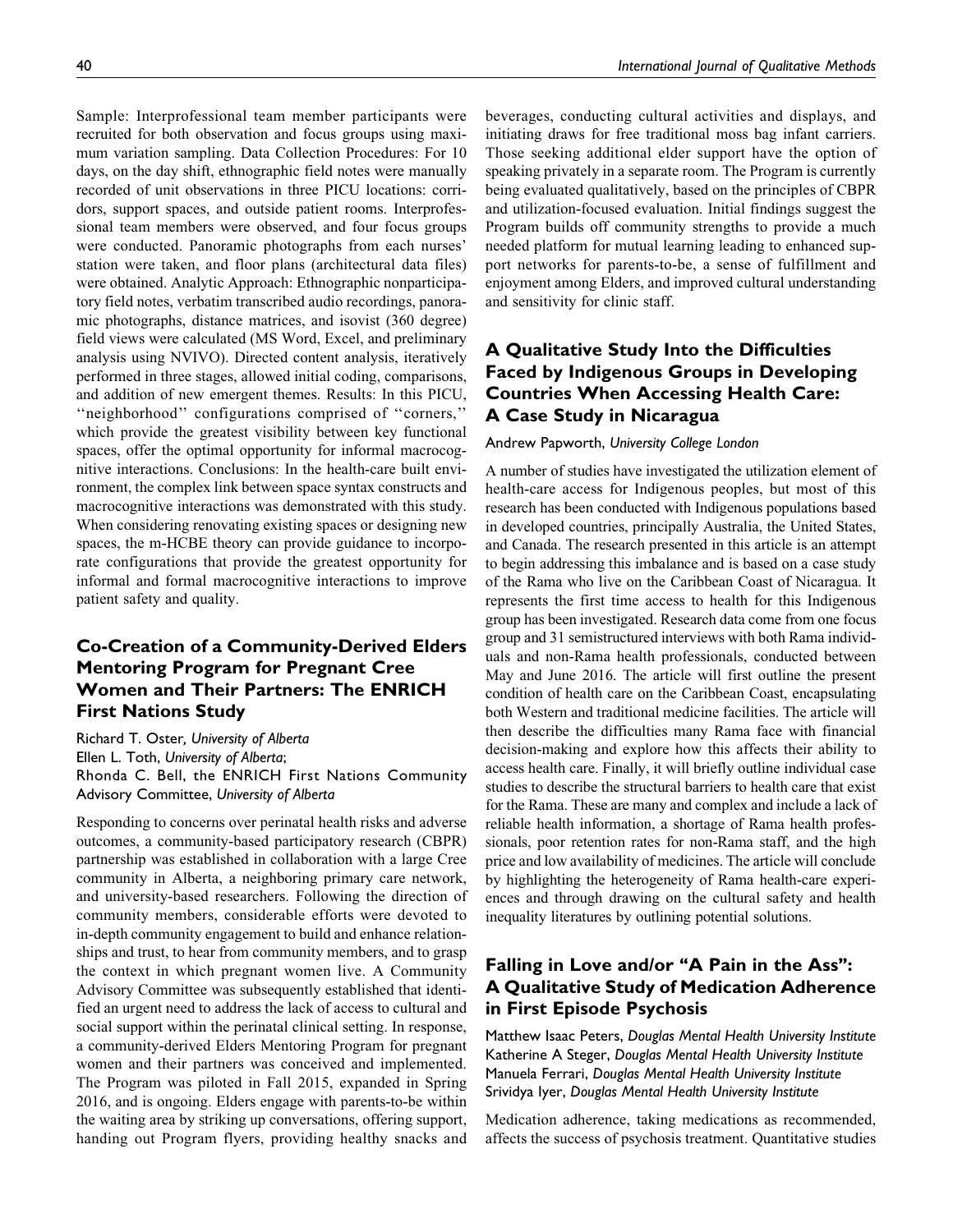Sample: Interprofessional team member participants were recruited for both observation and focus groups using maximum variation sampling. Data Collection Procedures: For 10 days, on the day shift, ethnographic field notes were manually recorded of unit observations in three PICU locations: corridors, support spaces, and outside patient rooms. Interprofessional team members were observed, and four focus groups were conducted. Panoramic photographs from each nurses' station were taken, and floor plans (architectural data files) were obtained. Analytic Approach: Ethnographic nonparticipatory field notes, verbatim transcribed audio recordings, panoramic photographs, distance matrices, and isovist (360 degree) field views were calculated (MS Word, Excel, and preliminary analysis using NVIVO). Directed content analysis, iteratively performed in three stages, allowed initial coding, comparisons, and addition of new emergent themes. Results: In this PICU, ''neighborhood'' configurations comprised of ''corners,'' which provide the greatest visibility between key functional spaces, offer the optimal opportunity for informal macrocognitive interactions. Conclusions: In the health-care built environment, the complex link between space syntax constructs and macrocognitive interactions was demonstrated with this study. When considering renovating existing spaces or designing new spaces, the m-HCBE theory can provide guidance to incorporate configurations that provide the greatest opportunity for informal and formal macrocognitive interactions to improve patient safety and quality.

## Co-Creation of a Community-Derived Elders Mentoring Program for Pregnant Cree Women and Their Partners: The ENRICH First Nations Study

Richard T. Oster, *University of Alberta*
Ellen L. Toth, *University of Alberta*;
Rhonda C. Bell, the ENRICH First Nations Community Advisory Committee, *University of Alberta*

Responding to concerns over perinatal health risks and adverse outcomes, a community-based participatory research (CBPR) partnership was established in collaboration with a large Cree community in Alberta, a neighboring primary care network, and university-based researchers. Following the direction of community members, considerable efforts were devoted to in-depth community engagement to build and enhance relationships and trust, to hear from community members, and to grasp the context in which pregnant women live. A Community Advisory Committee was subsequently established that identified an urgent need to address the lack of access to cultural and social support within the perinatal clinical setting. In response, a community-derived Elders Mentoring Program for pregnant women and their partners was conceived and implemented. The Program was piloted in Fall 2015, expanded in Spring 2016, and is ongoing. Elders engage with parents-to-be within the waiting area by striking up conversations, offering support, handing out Program flyers, providing healthy snacks and beverages, conducting cultural activities and displays, and initiating draws for free traditional moss bag infant carriers. Those seeking additional elder support have the option of speaking privately in a separate room. The Program is currently being evaluated qualitatively, based on the principles of CBPR and utilization-focused evaluation. Initial findings suggest the Program builds off community strengths to provide a much needed platform for mutual learning leading to enhanced support networks for parents-to-be, a sense of fulfillment and enjoyment among Elders, and improved cultural understanding and sensitivity for clinic staff.

## A Qualitative Study Into the Difficulties Faced by Indigenous Groups in Developing Countries When Accessing Health Care: A Case Study in Nicaragua

Andrew Papworth, *University College London*

A number of studies have investigated the utilization element of health-care access for Indigenous peoples, but most of this research has been conducted with Indigenous populations based in developed countries, principally Australia, the United States, and Canada. The research presented in this article is an attempt to begin addressing this imbalance and is based on a case study of the Rama who live on the Caribbean Coast of Nicaragua. It represents the first time access to health for this Indigenous group has been investigated. Research data come from one focus group and 31 semistructured interviews with both Rama individuals and non-Rama health professionals, conducted between May and June 2016. The article will first outline the present condition of health care on the Caribbean Coast, encapsulating both Western and traditional medicine facilities. The article will then describe the difficulties many Rama face with financial decision-making and explore how this affects their ability to access health care. Finally, it will briefly outline individual case studies to describe the structural barriers to health care that exist for the Rama. These are many and complex and include a lack of reliable health information, a shortage of Rama health professionals, poor retention rates for non-Rama staff, and the high price and low availability of medicines. The article will conclude by highlighting the heterogeneity of Rama health-care experiences and through drawing on the cultural safety and health inequality literatures by outlining potential solutions.

## Falling in Love and/or "A Pain in the Ass": A Qualitative Study of Medication Adherence in First Episode Psychosis

Matthew Isaac Peters, *Douglas Mental Health University Institute*
Katherine A Steger, *Douglas Mental Health University Institute*
Manuela Ferrari, *Douglas Mental Health University Institute*
Srividya Iyer, *Douglas Mental Health University Institute*

Medication adherence, taking medications as recommended, affects the success of psychosis treatment. Quantitative studies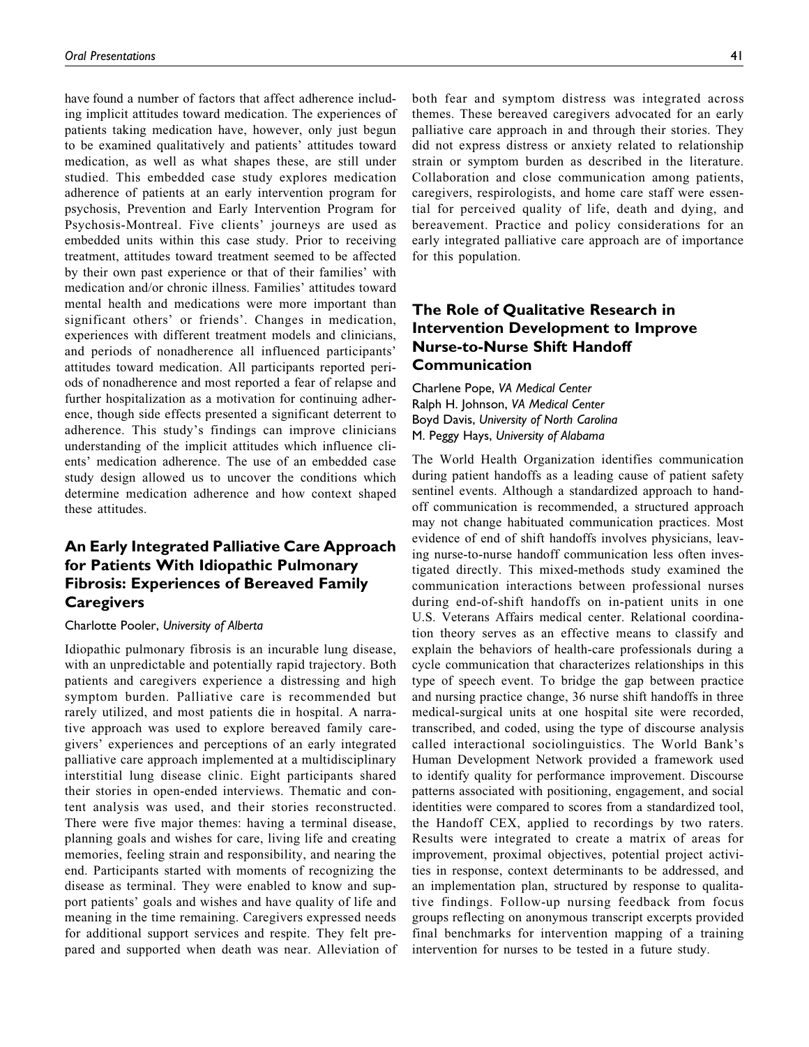have found a number of factors that affect adherence including implicit attitudes toward medication. The experiences of patients taking medication have, however, only just begun to be examined qualitatively and patients' attitudes toward medication, as well as what shapes these, are still under studied. This embedded case study explores medication adherence of patients at an early intervention program for psychosis, Prevention and Early Intervention Program for Psychosis-Montreal. Five clients' journeys are used as embedded units within this case study. Prior to receiving treatment, attitudes toward treatment seemed to be affected by their own past experience or that of their families' with medication and/or chronic illness. Families' attitudes toward mental health and medications were more important than significant others' or friends'. Changes in medication, experiences with different treatment models and clinicians, and periods of nonadherence all influenced participants' attitudes toward medication. All participants reported periods of nonadherence and most reported a fear of relapse and further hospitalization as a motivation for continuing adherence, though side effects presented a significant deterrent to adherence. This study's findings can improve clinicians understanding of the implicit attitudes which influence clients' medication adherence. The use of an embedded case study design allowed us to uncover the conditions which determine medication adherence and how context shaped these attitudes.

## An Early Integrated Palliative Care Approach for Patients With Idiopathic Pulmonary Fibrosis: Experiences of Bereaved Family Caregivers

Charlotte Pooler, *University of Alberta*

Idiopathic pulmonary fibrosis is an incurable lung disease, with an unpredictable and potentially rapid trajectory. Both patients and caregivers experience a distressing and high symptom burden. Palliative care is recommended but rarely utilized, and most patients die in hospital. A narrative approach was used to explore bereaved family caregivers' experiences and perceptions of an early integrated palliative care approach implemented at a multidisciplinary interstitial lung disease clinic. Eight participants shared their stories in open-ended interviews. Thematic and content analysis was used, and their stories reconstructed. There were five major themes: having a terminal disease, planning goals and wishes for care, living life and creating memories, feeling strain and responsibility, and nearing the end. Participants started with moments of recognizing the disease as terminal. They were enabled to know and support patients' goals and wishes and have quality of life and meaning in the time remaining. Caregivers expressed needs for additional support services and respite. They felt prepared and supported when death was near. Alleviation of both fear and symptom distress was integrated across themes. These bereaved caregivers advocated for an early palliative care approach in and through their stories. They did not express distress or anxiety related to relationship strain or symptom burden as described in the literature. Collaboration and close communication among patients, caregivers, respirologists, and home care staff were essential for perceived quality of life, death and dying, and bereavement. Practice and policy considerations for an early integrated palliative care approach are of importance for this population.

## The Role of Qualitative Research in Intervention Development to Improve Nurse-to-Nurse Shift Handoff Communication

Charlene Pope, *VA Medical Center*
Ralph H. Johnson, *VA Medical Center*
Boyd Davis, *University of North Carolina*
M. Peggy Hays, *University of Alabama*

The World Health Organization identifies communication during patient handoffs as a leading cause of patient safety sentinel events. Although a standardized approach to handoff communication is recommended, a structured approach may not change habituated communication practices. Most evidence of end of shift handoffs involves physicians, leaving nurse-to-nurse handoff communication less often investigated directly. This mixed-methods study examined the communication interactions between professional nurses during end-of-shift handoffs on in-patient units in one U.S. Veterans Affairs medical center. Relational coordination theory serves as an effective means to classify and explain the behaviors of health-care professionals during a cycle communication that characterizes relationships in this type of speech event. To bridge the gap between practice and nursing practice change, 36 nurse shift handoffs in three medical-surgical units at one hospital site were recorded, transcribed, and coded, using the type of discourse analysis called interactional sociolinguistics. The World Bank's Human Development Network provided a framework used to identify quality for performance improvement. Discourse patterns associated with positioning, engagement, and social identities were compared to scores from a standardized tool, the Handoff CEX, applied to recordings by two raters. Results were integrated to create a matrix of areas for improvement, proximal objectives, potential project activities in response, context determinants to be addressed, and an implementation plan, structured by response to qualitative findings. Follow-up nursing feedback from focus groups reflecting on anonymous transcript excerpts provided final benchmarks for intervention mapping of a training intervention for nurses to be tested in a future study.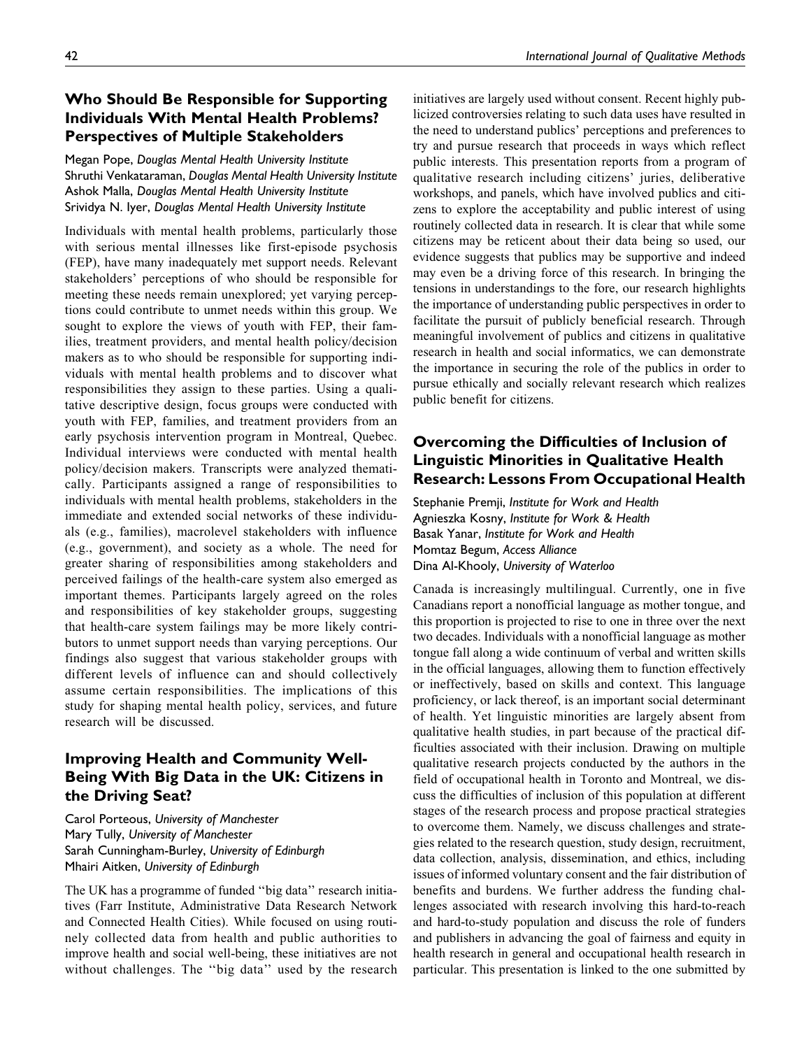## Who Should Be Responsible for Supporting Individuals With Mental Health Problems? Perspectives of Multiple Stakeholders

Megan Pope, *Douglas Mental Health University Institute*
Shruthi Venkataraman, *Douglas Mental Health University Institute*
Ashok Malla, *Douglas Mental Health University Institute*
Srividya N. Iyer, *Douglas Mental Health University Institute*

Individuals with mental health problems, particularly those with serious mental illnesses like first-episode psychosis (FEP), have many inadequately met support needs. Relevant stakeholders' perceptions of who should be responsible for meeting these needs remain unexplored; yet varying perceptions could contribute to unmet needs within this group. We sought to explore the views of youth with FEP, their families, treatment providers, and mental health policy/decision makers as to who should be responsible for supporting individuals with mental health problems and to discover what responsibilities they assign to these parties. Using a qualitative descriptive design, focus groups were conducted with youth with FEP, families, and treatment providers from an early psychosis intervention program in Montreal, Quebec. Individual interviews were conducted with mental health policy/decision makers. Transcripts were analyzed thematically. Participants assigned a range of responsibilities to individuals with mental health problems, stakeholders in the immediate and extended social networks of these individuals (e.g., families), macrolevel stakeholders with influence (e.g., government), and society as a whole. The need for greater sharing of responsibilities among stakeholders and perceived failings of the health-care system also emerged as important themes. Participants largely agreed on the roles and responsibilities of key stakeholder groups, suggesting that health-care system failings may be more likely contributors to unmet support needs than varying perceptions. Our findings also suggest that various stakeholder groups with different levels of influence can and should collectively assume certain responsibilities. The implications of this study for shaping mental health policy, services, and future research will be discussed.

## Improving Health and Community Well-Being With Big Data in the UK: Citizens in the Driving Seat?

Carol Porteous, *University of Manchester*
Mary Tully, *University of Manchester*
Sarah Cunningham-Burley, *University of Edinburgh*
Mhairi Aitken, *University of Edinburgh*

The UK has a programme of funded "big data" research initiatives (Farr Institute, Administrative Data Research Network and Connected Health Cities). While focused on using routinely collected data from health and public authorities to improve health and social well-being, these initiatives are not without challenges. The "big data" used by the research initiatives are largely used without consent. Recent highly publicized controversies relating to such data uses have resulted in the need to understand publics' perceptions and preferences to try and pursue research that proceeds in ways which reflect public interests. This presentation reports from a program of qualitative research including citizens' juries, deliberative workshops, and panels, which have involved publics and citizens to explore the acceptability and public interest of using routinely collected data in research. It is clear that while some citizens may be reticent about their data being so used, our evidence suggests that publics may be supportive and indeed may even be a driving force of this research. In bringing the tensions in understandings to the fore, our research highlights the importance of understanding public perspectives in order to facilitate the pursuit of publicly beneficial research. Through meaningful involvement of publics and citizens in qualitative research in health and social informatics, we can demonstrate the importance in securing the role of the publics in order to pursue ethically and socially relevant research which realizes public benefit for citizens.

## Overcoming the Difficulties of Inclusion of Linguistic Minorities in Qualitative Health Research: Lessons From Occupational Health

Stephanie Premji, *Institute for Work and Health*
Agnieszka Kosny, *Institute for Work & Health*
Basak Yanar, *Institute for Work and Health*
Momtaz Begum, *Access Alliance*
Dina Al-Khooly, *University of Waterloo*

Canada is increasingly multilingual. Currently, one in five Canadians report a nonofficial language as mother tongue, and this proportion is projected to rise to one in three over the next two decades. Individuals with a nonofficial language as mother tongue fall along a wide continuum of verbal and written skills in the official languages, allowing them to function effectively or ineffectively, based on skills and context. This language proficiency, or lack thereof, is an important social determinant of health. Yet linguistic minorities are largely absent from qualitative health studies, in part because of the practical difficulties associated with their inclusion. Drawing on multiple qualitative research projects conducted by the authors in the field of occupational health in Toronto and Montreal, we discuss the difficulties of inclusion of this population at different stages of the research process and propose practical strategies to overcome them. Namely, we discuss challenges and strategies related to the research question, study design, recruitment, data collection, analysis, dissemination, and ethics, including issues of informed voluntary consent and the fair distribution of benefits and burdens. We further address the funding challenges associated with research involving this hard-to-reach and hard-to-study population and discuss the role of funders and publishers in advancing the goal of fairness and equity in health research in general and occupational health research in particular. This presentation is linked to the one submitted by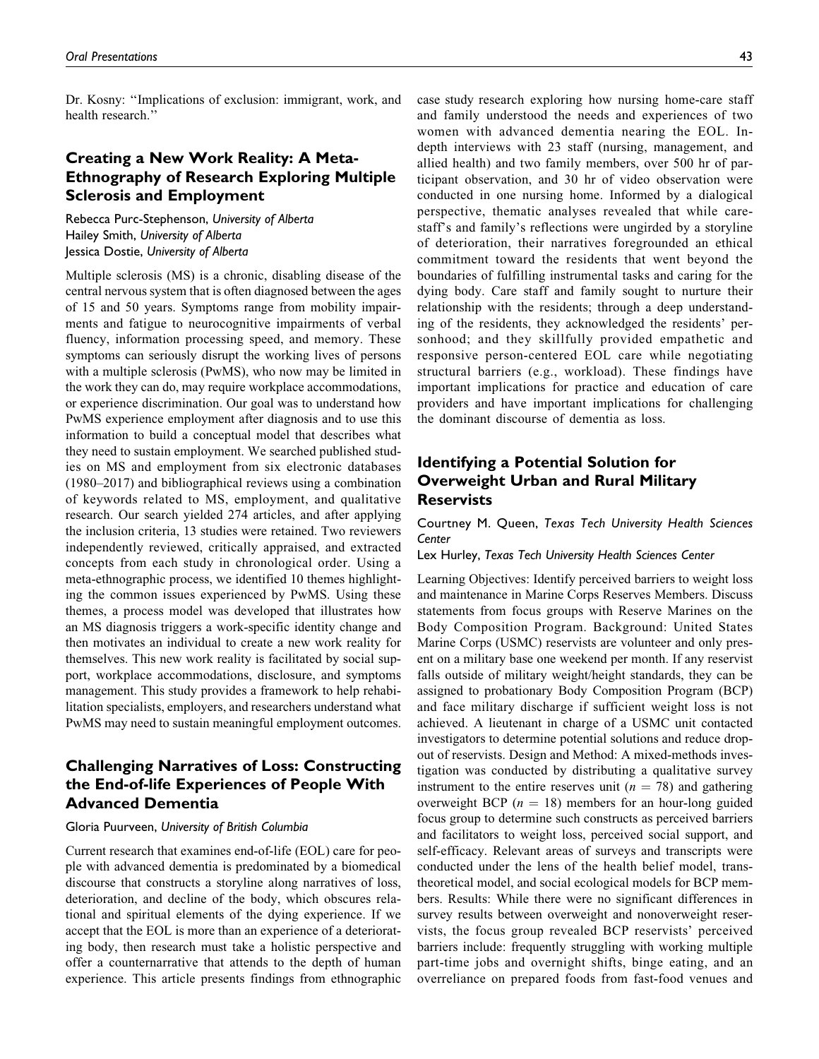Dr. Kosny: "Implications of exclusion: immigrant, work, and health research."

## Creating a New Work Reality: A Meta-Ethnography of Research Exploring Multiple Sclerosis and Employment

Rebecca Purc-Stephenson, *University of Alberta*
Hailey Smith, *University of Alberta*
Jessica Dostie, *University of Alberta*

Multiple sclerosis (MS) is a chronic, disabling disease of the central nervous system that is often diagnosed between the ages of 15 and 50 years. Symptoms range from mobility impairments and fatigue to neurocognitive impairments of verbal fluency, information processing speed, and memory. These symptoms can seriously disrupt the working lives of persons with a multiple sclerosis (PwMS), who now may be limited in the work they can do, may require workplace accommodations, or experience discrimination. Our goal was to understand how PwMS experience employment after diagnosis and to use this information to build a conceptual model that describes what they need to sustain employment. We searched published studies on MS and employment from six electronic databases (1980–2017) and bibliographical reviews using a combination of keywords related to MS, employment, and qualitative research. Our search yielded 274 articles, and after applying the inclusion criteria, 13 studies were retained. Two reviewers independently reviewed, critically appraised, and extracted concepts from each study in chronological order. Using a meta-ethnographic process, we identified 10 themes highlighting the common issues experienced by PwMS. Using these themes, a process model was developed that illustrates how an MS diagnosis triggers a work-specific identity change and then motivates an individual to create a new work reality for themselves. This new work reality is facilitated by social support, workplace accommodations, disclosure, and symptoms management. This study provides a framework to help rehabilitation specialists, employers, and researchers understand what PwMS may need to sustain meaningful employment outcomes.

## Challenging Narratives of Loss: Constructing the End-of-life Experiences of People With Advanced Dementia

Gloria Puurveen, *University of British Columbia*

Current research that examines end-of-life (EOL) care for people with advanced dementia is predominated by a biomedical discourse that constructs a storyline along narratives of loss, deterioration, and decline of the body, which obscures relational and spiritual elements of the dying experience. If we accept that the EOL is more than an experience of a deteriorating body, then research must take a holistic perspective and offer a counternarrative that attends to the depth of human experience. This article presents findings from ethnographic case study research exploring how nursing home-care staff and family understood the needs and experiences of two women with advanced dementia nearing the EOL. In-depth interviews with 23 staff (nursing, management, and allied health) and two family members, over 500 hr of participant observation, and 30 hr of video observation were conducted in one nursing home. Informed by a dialogical perspective, thematic analyses revealed that while care-staff's and family's reflections were ungirded by a storyline of deterioration, their narratives foregrounded an ethical commitment toward the residents that went beyond the boundaries of fulfilling instrumental tasks and caring for the dying body. Care staff and family sought to nurture their relationship with the residents; through a deep understanding of the residents, they acknowledged the residents' personhood; and they skillfully provided empathetic and responsive person-centered EOL care while negotiating structural barriers (e.g., workload). These findings have important implications for practice and education of care providers and have important implications for challenging the dominant discourse of dementia as loss.

## Identifying a Potential Solution for Overweight Urban and Rural Military Reservists

Courtney M. Queen, *Texas Tech University Health Sciences Center*
Lex Hurley, *Texas Tech University Health Sciences Center*

Learning Objectives: Identify perceived barriers to weight loss and maintenance in Marine Corps Reserves Members. Discuss statements from focus groups with Reserve Marines on the Body Composition Program. Background: United States Marine Corps (USMC) reservists are volunteer and only present on a military base one weekend per month. If any reservist falls outside of military weight/height standards, they can be assigned to probationary Body Composition Program (BCP) and face military discharge if sufficient weight loss is not achieved. A lieutenant in charge of a USMC unit contacted investigators to determine potential solutions and reduce dropout of reservists. Design and Method: A mixed-methods investigation was conducted by distributing a qualitative survey instrument to the entire reserves unit ($n = 78$) and gathering overweight BCP ($n = 18$) members for an hour-long guided focus group to determine such constructs as perceived barriers and facilitators to weight loss, perceived social support, and self-efficacy. Relevant areas of surveys and transcripts were conducted under the lens of the health belief model, transtheoretical model, and social ecological models for BCP members. Results: While there were no significant differences in survey results between overweight and nonoverweight reservists, the focus group revealed BCP reservists' perceived barriers include: frequently struggling with working multiple part-time jobs and overnight shifts, binge eating, and an overreliance on prepared foods from fast-food venues and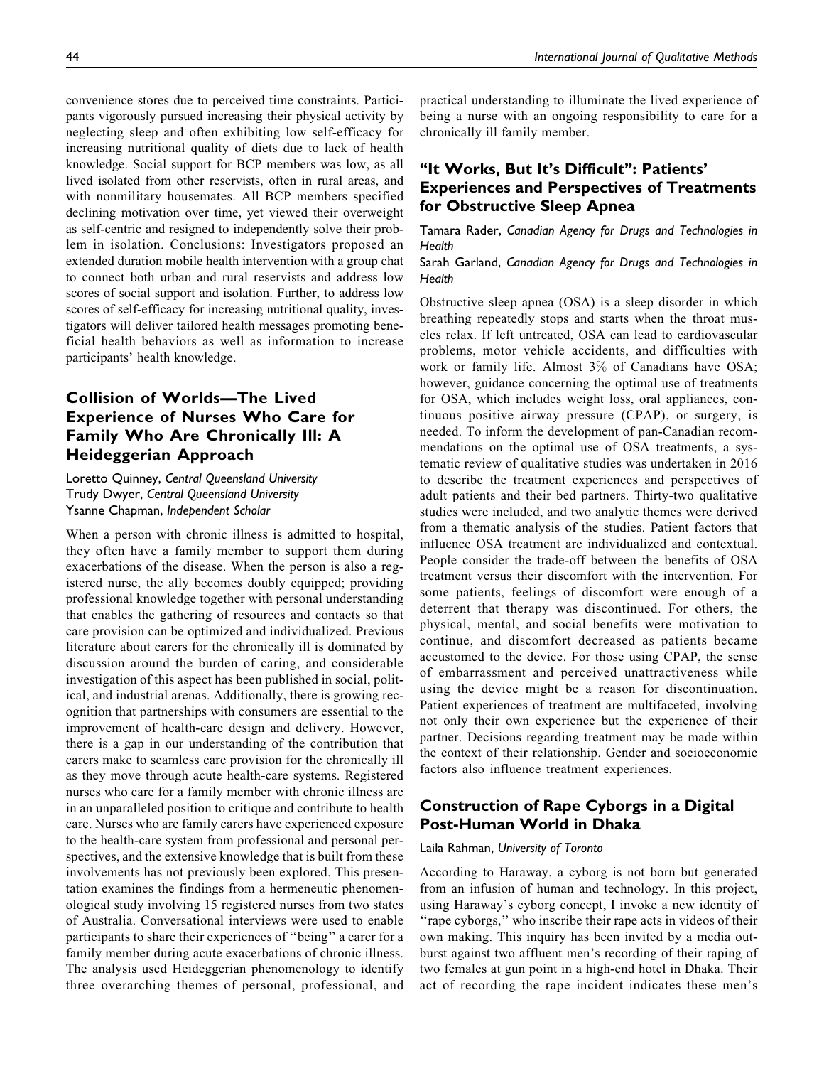convenience stores due to perceived time constraints. Participants vigorously pursued increasing their physical activity by neglecting sleep and often exhibiting low self-efficacy for increasing nutritional quality of diets due to lack of health knowledge. Social support for BCP members was low, as all lived isolated from other reservists, often in rural areas, and with nonmilitary housemates. All BCP members specified declining motivation over time, yet viewed their overweight as self-centric and resigned to independently solve their problem in isolation. Conclusions: Investigators proposed an extended duration mobile health intervention with a group chat to connect both urban and rural reservists and address low scores of social support and isolation. Further, to address low scores of self-efficacy for increasing nutritional quality, investigators will deliver tailored health messages promoting beneficial health behaviors as well as information to increase participants' health knowledge.

## Collision of Worlds—The Lived Experience of Nurses Who Care for Family Who Are Chronically Ill: A Heideggerian Approach

Loretto Quinney, *Central Queensland University*
Trudy Dwyer, *Central Queensland University*
Ysanne Chapman, *Independent Scholar*

When a person with chronic illness is admitted to hospital, they often have a family member to support them during exacerbations of the disease. When the person is also a registered nurse, the ally becomes doubly equipped; providing professional knowledge together with personal understanding that enables the gathering of resources and contacts so that care provision can be optimized and individualized. Previous literature about carers for the chronically ill is dominated by discussion around the burden of caring, and considerable investigation of this aspect has been published in social, political, and industrial arenas. Additionally, there is growing recognition that partnerships with consumers are essential to the improvement of health-care design and delivery. However, there is a gap in our understanding of the contribution that carers make to seamless care provision for the chronically ill as they move through acute health-care systems. Registered nurses who care for a family member with chronic illness are in an unparalleled position to critique and contribute to health care. Nurses who are family carers have experienced exposure to the health-care system from professional and personal perspectives, and the extensive knowledge that is built from these involvements has not previously been explored. This presentation examines the findings from a hermeneutic phenomenological study involving 15 registered nurses from two states of Australia. Conversational interviews were used to enable participants to share their experiences of ''being'' a carer for a family member during acute exacerbations of chronic illness. The analysis used Heideggerian phenomenology to identify three overarching themes of personal, professional, and practical understanding to illuminate the lived experience of being a nurse with an ongoing responsibility to care for a chronically ill family member.

## "It Works, But It's Difficult": Patients' Experiences and Perspectives of Treatments for Obstructive Sleep Apnea

Tamara Rader, *Canadian Agency for Drugs and Technologies in Health*
Sarah Garland, *Canadian Agency for Drugs and Technologies in Health*

Obstructive sleep apnea (OSA) is a sleep disorder in which breathing repeatedly stops and starts when the throat muscles relax. If left untreated, OSA can lead to cardiovascular problems, motor vehicle accidents, and difficulties with work or family life. Almost 3% of Canadians have OSA; however, guidance concerning the optimal use of treatments for OSA, which includes weight loss, oral appliances, continuous positive airway pressure (CPAP), or surgery, is needed. To inform the development of pan-Canadian recommendations on the optimal use of OSA treatments, a systematic review of qualitative studies was undertaken in 2016 to describe the treatment experiences and perspectives of adult patients and their bed partners. Thirty-two qualitative studies were included, and two analytic themes were derived from a thematic analysis of the studies. Patient factors that influence OSA treatment are individualized and contextual. People consider the trade-off between the benefits of OSA treatment versus their discomfort with the intervention. For some patients, feelings of discomfort were enough of a deterrent that therapy was discontinued. For others, the physical, mental, and social benefits were motivation to continue, and discomfort decreased as patients became accustomed to the device. For those using CPAP, the sense of embarrassment and perceived unattractiveness while using the device might be a reason for discontinuation. Patient experiences of treatment are multifaceted, involving not only their own experience but the experience of their partner. Decisions regarding treatment may be made within the context of their relationship. Gender and socioeconomic factors also influence treatment experiences.

## Construction of Rape Cyborgs in a Digital Post-Human World in Dhaka

Laila Rahman, *University of Toronto*

According to Haraway, a cyborg is not born but generated from an infusion of human and technology. In this project, using Haraway's cyborg concept, I invoke a new identity of ''rape cyborgs,'' who inscribe their rape acts in videos of their own making. This inquiry has been invited by a media outburst against two affluent men's recording of their raping of two females at gun point in a high-end hotel in Dhaka. Their act of recording the rape incident indicates these men's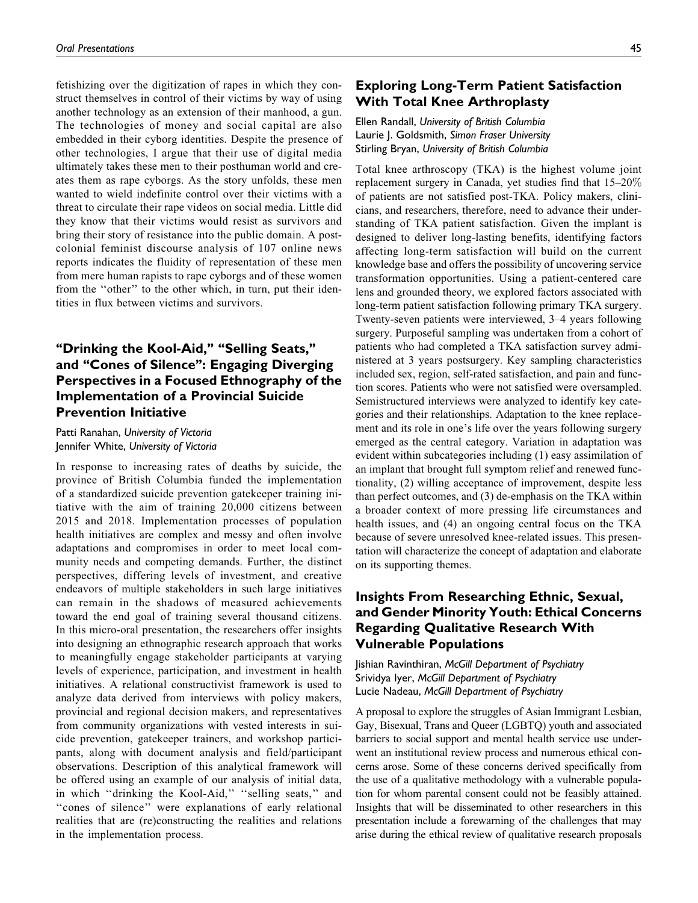fetishizing over the digitization of rapes in which they construct themselves in control of their victims by way of using another technology as an extension of their manhood, a gun. The technologies of money and social capital are also embedded in their cyborg identities. Despite the presence of other technologies, I argue that their use of digital media ultimately takes these men to their posthuman world and creates them as rape cyborgs. As the story unfolds, these men wanted to wield indefinite control over their victims with a threat to circulate their rape videos on social media. Little did they know that their victims would resist as survivors and bring their story of resistance into the public domain. A postcolonial feminist discourse analysis of 107 online news reports indicates the fluidity of representation of these men from mere human rapists to rape cyborgs and of these women from the ''other'' to the other which, in turn, put their identities in flux between victims and survivors.

## "Drinking the Kool-Aid," "Selling Seats," and "Cones of Silence": Engaging Diverging Perspectives in a Focused Ethnography of the Implementation of a Provincial Suicide Prevention Initiative

Patti Ranahan, *University of Victoria*
Jennifer White, *University of Victoria*

In response to increasing rates of deaths by suicide, the province of British Columbia funded the implementation of a standardized suicide prevention gatekeeper training initiative with the aim of training 20,000 citizens between 2015 and 2018. Implementation processes of population health initiatives are complex and messy and often involve adaptations and compromises in order to meet local community needs and competing demands. Further, the distinct perspectives, differing levels of investment, and creative endeavors of multiple stakeholders in such large initiatives can remain in the shadows of measured achievements toward the end goal of training several thousand citizens. In this micro-oral presentation, the researchers offer insights into designing an ethnographic research approach that works to meaningfully engage stakeholder participants at varying levels of experience, participation, and investment in health initiatives. A relational constructivist framework is used to analyze data derived from interviews with policy makers, provincial and regional decision makers, and representatives from community organizations with vested interests in suicide prevention, gatekeeper trainers, and workshop participants, along with document analysis and field/participant observations. Description of this analytical framework will be offered using an example of our analysis of initial data, in which ''drinking the Kool-Aid,'' ''selling seats,'' and ''cones of silence'' were explanations of early relational realities that are (re)constructing the realities and relations in the implementation process.

## Exploring Long-Term Patient Satisfaction With Total Knee Arthroplasty

Ellen Randall, *University of British Columbia*
Laurie J. Goldsmith, *Simon Fraser University*
Stirling Bryan, *University of British Columbia*

Total knee arthroscopy (TKA) is the highest volume joint replacement surgery in Canada, yet studies find that 15–20% of patients are not satisfied post-TKA. Policy makers, clinicians, and researchers, therefore, need to advance their understanding of TKA patient satisfaction. Given the implant is designed to deliver long-lasting benefits, identifying factors affecting long-term satisfaction will build on the current knowledge base and offers the possibility of uncovering service transformation opportunities. Using a patient-centered care lens and grounded theory, we explored factors associated with long-term patient satisfaction following primary TKA surgery. Twenty-seven patients were interviewed, 3–4 years following surgery. Purposeful sampling was undertaken from a cohort of patients who had completed a TKA satisfaction survey administered at 3 years postsurgery. Key sampling characteristics included sex, region, self-rated satisfaction, and pain and function scores. Patients who were not satisfied were oversampled. Semistructured interviews were analyzed to identify key categories and their relationships. Adaptation to the knee replacement and its role in one's life over the years following surgery emerged as the central category. Variation in adaptation was evident within subcategories including (1) easy assimilation of an implant that brought full symptom relief and renewed functionality, (2) willing acceptance of improvement, despite less than perfect outcomes, and (3) de-emphasis on the TKA within a broader context of more pressing life circumstances and health issues, and (4) an ongoing central focus on the TKA because of severe unresolved knee-related issues. This presentation will characterize the concept of adaptation and elaborate on its supporting themes.

## Insights From Researching Ethnic, Sexual, and Gender Minority Youth: Ethical Concerns Regarding Qualitative Research With Vulnerable Populations

Jishian Ravinthiran, *McGill Department of Psychiatry*
Srividya Iyer, *McGill Department of Psychiatry*
Lucie Nadeau, *McGill Department of Psychiatry*

A proposal to explore the struggles of Asian Immigrant Lesbian, Gay, Bisexual, Trans and Queer (LGBTQ) youth and associated barriers to social support and mental health service use underwent an institutional review process and numerous ethical concerns arose. Some of these concerns derived specifically from the use of a qualitative methodology with a vulnerable population for whom parental consent could not be feasibly attained. Insights that will be disseminated to other researchers in this presentation include a forewarning of the challenges that may arise during the ethical review of qualitative research proposals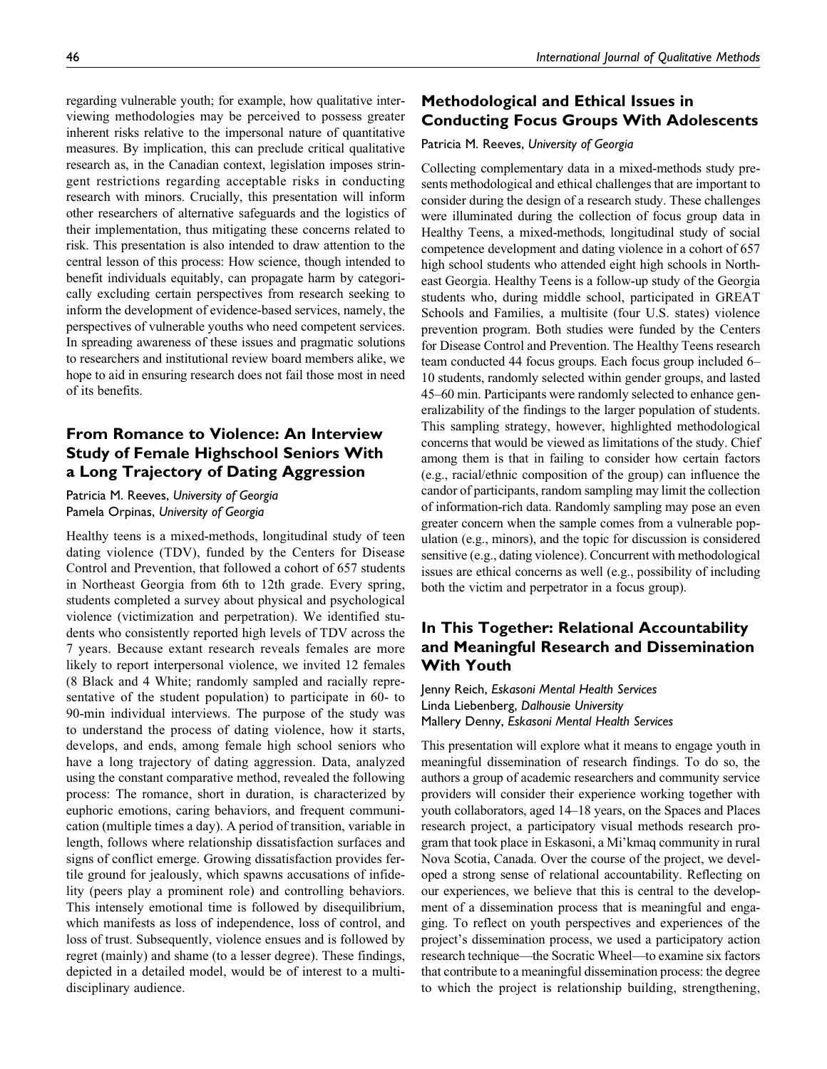regarding vulnerable youth; for example, how qualitative interviewing methodologies may be perceived to possess greater inherent risks relative to the impersonal nature of quantitative measures. By implication, this can preclude critical qualitative research as, in the Canadian context, legislation imposes stringent restrictions regarding acceptable risks in conducting research with minors. Crucially, this presentation will inform other researchers of alternative safeguards and the logistics of their implementation, thus mitigating these concerns related to risk. This presentation is also intended to draw attention to the central lesson of this process: How science, though intended to benefit individuals equitably, can propagate harm by categorically excluding certain perspectives from research seeking to inform the development of evidence-based services, namely, the perspectives of vulnerable youths who need competent services. In spreading awareness of these issues and pragmatic solutions to researchers and institutional review board members alike, we hope to aid in ensuring research does not fail those most in need of its benefits.

## From Romance to Violence: An Interview Study of Female Highschool Seniors With a Long Trajectory of Dating Aggression

Patricia M. Reeves, *University of Georgia*
Pamela Orpinas, *University of Georgia*

Healthy teens is a mixed-methods, longitudinal study of teen dating violence (TDV), funded by the Centers for Disease Control and Prevention, that followed a cohort of 657 students in Northeast Georgia from 6th to 12th grade. Every spring, students completed a survey about physical and psychological violence (victimization and perpetration). We identified students who consistently reported high levels of TDV across the 7 years. Because extant research reveals females are more likely to report interpersonal violence, we invited 12 females (8 Black and 4 White; randomly sampled and racially representative of the student population) to participate in 60- to 90-min individual interviews. The purpose of the study was to understand the process of dating violence, how it starts, develops, and ends, among female high school seniors who have a long trajectory of dating aggression. Data, analyzed using the constant comparative method, revealed the following process: The romance, short in duration, is characterized by euphoric emotions, caring behaviors, and frequent communication (multiple times a day). A period of transition, variable in length, follows where relationship dissatisfaction surfaces and signs of conflict emerge. Growing dissatisfaction provides fertile ground for jealously, which spawns accusations of infidelity (peers play a prominent role) and controlling behaviors. This intensely emotional time is followed by disequilibrium, which manifests as loss of independence, loss of control, and loss of trust. Subsequently, violence ensues and is followed by regret (mainly) and shame (to a lesser degree). These findings, depicted in a detailed model, would be of interest to a multidisciplinary audience.

## Methodological and Ethical Issues in Conducting Focus Groups With Adolescents

Patricia M. Reeves, *University of Georgia*

Collecting complementary data in a mixed-methods study presents methodological and ethical challenges that are important to consider during the design of a research study. These challenges were illuminated during the collection of focus group data in Healthy Teens, a mixed-methods, longitudinal study of social competence development and dating violence in a cohort of 657 high school students who attended eight high schools in Northeast Georgia. Healthy Teens is a follow-up study of the Georgia students who, during middle school, participated in GREAT Schools and Families, a multisite (four U.S. states) violence prevention program. Both studies were funded by the Centers for Disease Control and Prevention. The Healthy Teens research team conducted 44 focus groups. Each focus group included 6–10 students, randomly selected within gender groups, and lasted 45–60 min. Participants were randomly selected to enhance generalizability of the findings to the larger population of students. This sampling strategy, however, highlighted methodological concerns that would be viewed as limitations of the study. Chief among them is that in failing to consider how certain factors (e.g., racial/ethnic composition of the group) can influence the candor of participants, random sampling may limit the collection of information-rich data. Randomly sampling may pose an even greater concern when the sample comes from a vulnerable population (e.g., minors), and the topic for discussion is considered sensitive (e.g., dating violence). Concurrent with methodological issues are ethical concerns as well (e.g., possibility of including both the victim and perpetrator in a focus group).

## In This Together: Relational Accountability and Meaningful Research and Dissemination With Youth

Jenny Reich, *Eskasoni Mental Health Services*
Linda Liebenberg, *Dalhousie University*
Mallery Denny, *Eskasoni Mental Health Services*

This presentation will explore what it means to engage youth in meaningful dissemination of research findings. To do so, the authors a group of academic researchers and community service providers will consider their experience working together with youth collaborators, aged 14–18 years, on the Spaces and Places research project, a participatory visual methods research program that took place in Eskasoni, a Mi'kmaq community in rural Nova Scotia, Canada. Over the course of the project, we developed a strong sense of relational accountability. Reflecting on our experiences, we believe that this is central to the development of a dissemination process that is meaningful and engaging. To reflect on youth perspectives and experiences of the project's dissemination process, we used a participatory action research technique—the Socratic Wheel—to examine six factors that contribute to a meaningful dissemination process: the degree to which the project is relationship building, strengthening,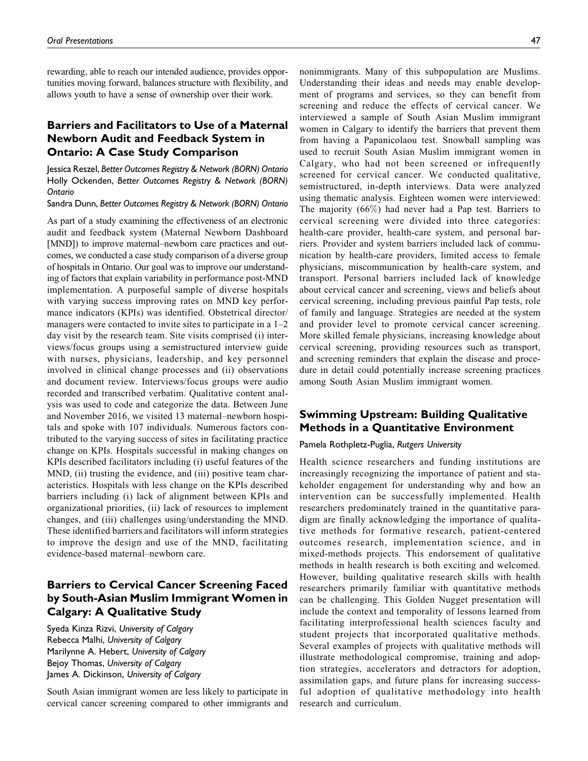rewarding, able to reach our intended audience, provides opportunities moving forward, balances structure with flexibility, and allows youth to have a sense of ownership over their work.

## Barriers and Facilitators to Use of a Maternal Newborn Audit and Feedback System in Ontario: A Case Study Comparison

*Jessica Reszel, Better Outcomes Registry & Network (BORN) Ontario*
*Holly Ockenden, Better Outcomes Registry & Network (BORN) Ontario*
*Sandra Dunn, Better Outcomes Registry & Network (BORN) Ontario*

As part of a study examining the effectiveness of an electronic audit and feedback system (Maternal Newborn Dashboard [MND]) to improve maternal–newborn care practices and outcomes, we conducted a case study comparison of a diverse group of hospitals in Ontario. Our goal was to improve our understanding of factors that explain variability in performance post-MND implementation. A purposeful sample of diverse hospitals with varying success improving rates on MND key performance indicators (KPIs) was identified. Obstetrical director/managers were contacted to invite sites to participate in a 1–2 day visit by the research team. Site visits comprised (i) interviews/focus groups using a semistructured interview guide with nurses, physicians, leadership, and key personnel involved in clinical change processes and (ii) observations and document review. Interviews/focus groups were audio recorded and transcribed verbatim. Qualitative content analysis was used to code and categorize the data. Between June and November 2016, we visited 13 maternal–newborn hospitals and spoke with 107 individuals. Numerous factors contributed to the varying success of sites in facilitating practice change on KPIs. Hospitals successful in making changes on KPIs described facilitators including (i) useful features of the MND, (ii) trusting the evidence, and (iii) positive team characteristics. Hospitals with less change on the KPIs described barriers including (i) lack of alignment between KPIs and organizational priorities, (ii) lack of resources to implement changes, and (iii) challenges using/understanding the MND. These identified barriers and facilitators will inform strategies to improve the design and use of the MND, facilitating evidence-based maternal–newborn care.

## Barriers to Cervical Cancer Screening Faced by South-Asian Muslim Immigrant Women in Calgary: A Qualitative Study

*Syeda Kinza Rizvi, University of Calgary*
*Rebecca Malhi, University of Calgary*
*Marilynne A. Hebert, University of Calgary*
*Bejoy Thomas, University of Calgary*
*James A. Dickinson, University of Calgary*

South Asian immigrant women are less likely to participate in cervical cancer screening compared to other immigrants and nonimmigrants. Many of this subpopulation are Muslims. Understanding their ideas and needs may enable development of programs and services, so they can benefit from screening and reduce the effects of cervical cancer. We interviewed a sample of South Asian Muslim immigrant women in Calgary to identify the barriers that prevent them from having a Papanicolaou test. Snowball sampling was used to recruit South Asian Muslim immigrant women in Calgary, who had not been screened or infrequently screened for cervical cancer. We conducted qualitative, semistructured, in-depth interviews. Data were analyzed using thematic analysis. Eighteen women were interviewed: The majority (66%) had never had a Pap test. Barriers to cervical screening were divided into three categories: health-care provider, health-care system, and personal barriers. Provider and system barriers included lack of communication by health-care providers, limited access to female physicians, miscommunication by health-care system, and transport. Personal barriers included lack of knowledge about cervical cancer and screening, views and beliefs about cervical screening, including previous painful Pap tests, role of family and language. Strategies are needed at the system and provider level to promote cervical cancer screening. More skilled female physicians, increasing knowledge about cervical screening, providing resources such as transport, and screening reminders that explain the disease and procedure in detail could potentially increase screening practices among South Asian Muslim immigrant women.

## Swimming Upstream: Building Qualitative Methods in a Quantitative Environment

*Pamela Rothpletz-Puglia, Rutgers University*

Health science researchers and funding institutions are increasingly recognizing the importance of patient and stakeholder engagement for understanding why and how an intervention can be successfully implemented. Health researchers predominately trained in the quantitative paradigm are finally acknowledging the importance of qualitative methods for formative research, patient-centered outcomes research, implementation science, and in mixed-methods projects. This endorsement of qualitative methods in health research is both exciting and welcomed. However, building qualitative research skills with health researchers primarily familiar with quantitative methods can be challenging. This Golden Nugget presentation will include the context and temporality of lessons learned from facilitating interprofessional health sciences faculty and student projects that incorporated qualitative methods. Several examples of projects with qualitative methods will illustrate methodological compromise, training and adoption strategies, accelerators and detractors for adoption, assimilation gaps, and future plans for increasing successful adoption of qualitative methodology into health research and curriculum.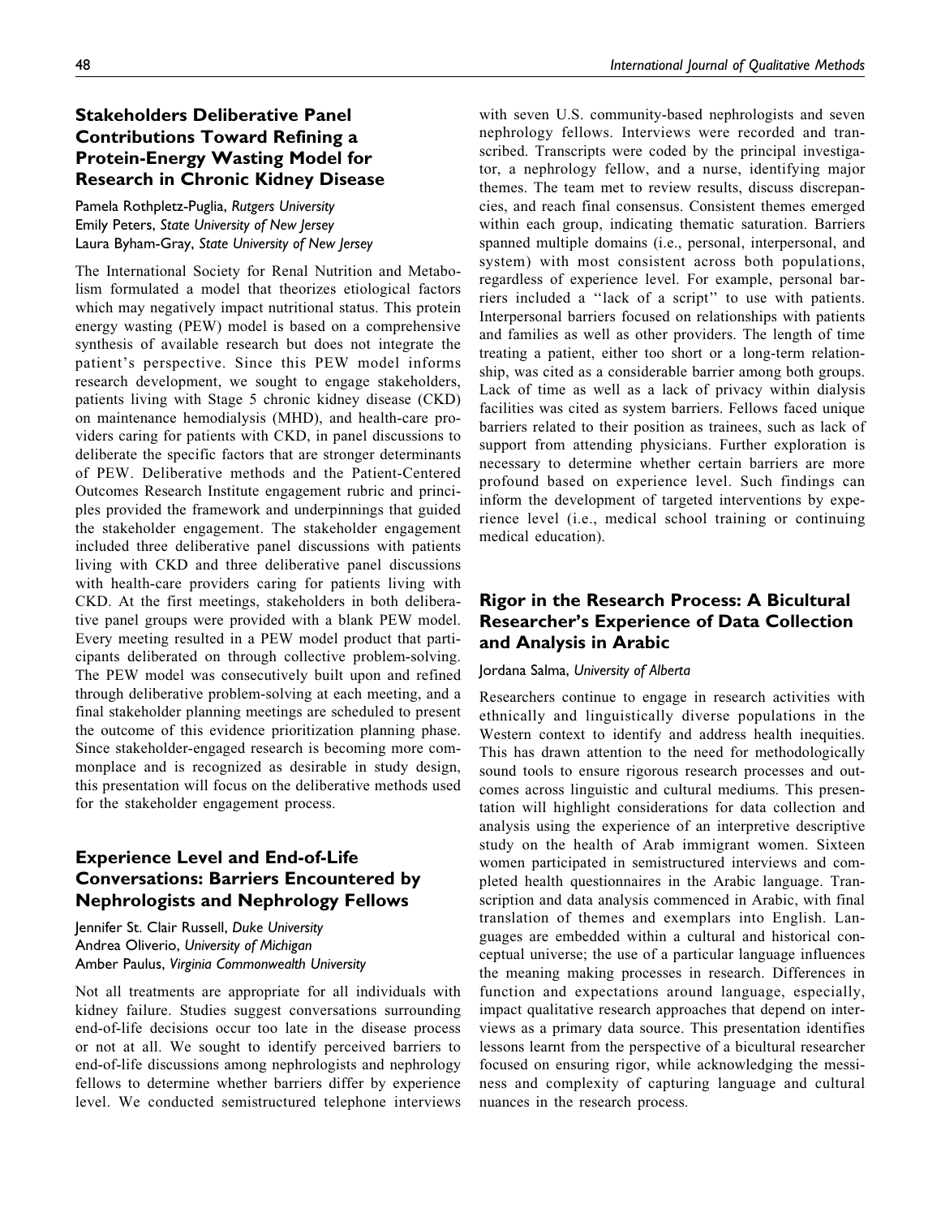## Stakeholders Deliberative Panel Contributions Toward Refining a Protein-Energy Wasting Model for Research in Chronic Kidney Disease

Pamela Rothpletz-Puglia, *Rutgers University*
Emily Peters, *State University of New Jersey*
Laura Byham-Gray, *State University of New Jersey*

The International Society for Renal Nutrition and Metabolism formulated a model that theorizes etiological factors which may negatively impact nutritional status. This protein energy wasting (PEW) model is based on a comprehensive synthesis of available research but does not integrate the patient's perspective. Since this PEW model informs research development, we sought to engage stakeholders, patients living with Stage 5 chronic kidney disease (CKD) on maintenance hemodialysis (MHD), and health-care providers caring for patients with CKD, in panel discussions to deliberate the specific factors that are stronger determinants of PEW. Deliberative methods and the Patient-Centered Outcomes Research Institute engagement rubric and principles provided the framework and underpinnings that guided the stakeholder engagement. The stakeholder engagement included three deliberative panel discussions with patients living with CKD and three deliberative panel discussions with health-care providers caring for patients living with CKD. At the first meetings, stakeholders in both deliberative panel groups were provided with a blank PEW model. Every meeting resulted in a PEW model product that participants deliberated on through collective problem-solving. The PEW model was consecutively built upon and refined through deliberative problem-solving at each meeting, and a final stakeholder planning meetings are scheduled to present the outcome of this evidence prioritization planning phase. Since stakeholder-engaged research is becoming more commonplace and is recognized as desirable in study design, this presentation will focus on the deliberative methods used for the stakeholder engagement process.

## Experience Level and End-of-Life Conversations: Barriers Encountered by Nephrologists and Nephrology Fellows

Jennifer St. Clair Russell, *Duke University*
Andrea Oliverio, *University of Michigan*
Amber Paulus, *Virginia Commonwealth University*

Not all treatments are appropriate for all individuals with kidney failure. Studies suggest conversations surrounding end-of-life decisions occur too late in the disease process or not at all. We sought to identify perceived barriers to end-of-life discussions among nephrologists and nephrology fellows to determine whether barriers differ by experience level. We conducted semistructured telephone interviews with seven U.S. community-based nephrologists and seven nephrology fellows. Interviews were recorded and transcribed. Transcripts were coded by the principal investigator, a nephrology fellow, and a nurse, identifying major themes. The team met to review results, discuss discrepancies, and reach final consensus. Consistent themes emerged within each group, indicating thematic saturation. Barriers spanned multiple domains (i.e., personal, interpersonal, and system) with most consistent across both populations, regardless of experience level. For example, personal barriers included a ''lack of a script'' to use with patients. Interpersonal barriers focused on relationships with patients and families as well as other providers. The length of time treating a patient, either too short or a long-term relationship, was cited as a considerable barrier among both groups. Lack of time as well as a lack of privacy within dialysis facilities was cited as system barriers. Fellows faced unique barriers related to their position as trainees, such as lack of support from attending physicians. Further exploration is necessary to determine whether certain barriers are more profound based on experience level. Such findings can inform the development of targeted interventions by experience level (i.e., medical school training or continuing medical education).

## Rigor in the Research Process: A Bicultural Researcher's Experience of Data Collection and Analysis in Arabic

Jordana Salma, *University of Alberta*

Researchers continue to engage in research activities with ethnically and linguistically diverse populations in the Western context to identify and address health inequities. This has drawn attention to the need for methodologically sound tools to ensure rigorous research processes and outcomes across linguistic and cultural mediums. This presentation will highlight considerations for data collection and analysis using the experience of an interpretive descriptive study on the health of Arab immigrant women. Sixteen women participated in semistructured interviews and completed health questionnaires in the Arabic language. Transcription and data analysis commenced in Arabic, with final translation of themes and exemplars into English. Languages are embedded within a cultural and historical conceptual universe; the use of a particular language influences the meaning making processes in research. Differences in function and expectations around language, especially, impact qualitative research approaches that depend on interviews as a primary data source. This presentation identifies lessons learnt from the perspective of a bicultural researcher focused on ensuring rigor, while acknowledging the messiness and complexity of capturing language and cultural nuances in the research process.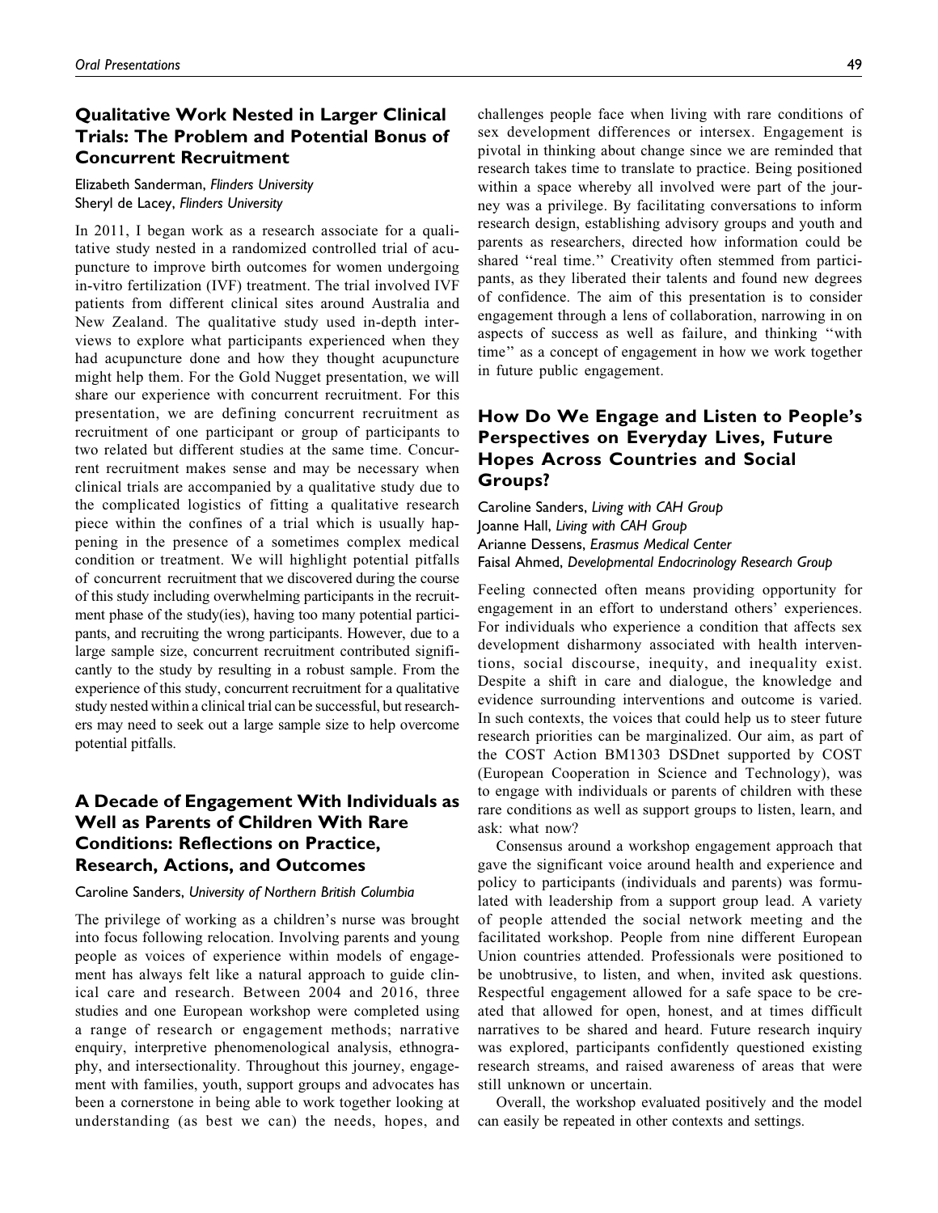## Qualitative Work Nested in Larger Clinical Trials: The Problem and Potential Bonus of Concurrent Recruitment

Elizabeth Sanderman, *Flinders University*
Sheryl de Lacey, *Flinders University*

In 2011, I began work as a research associate for a qualitative study nested in a randomized controlled trial of acupuncture to improve birth outcomes for women undergoing in-vitro fertilization (IVF) treatment. The trial involved IVF patients from different clinical sites around Australia and New Zealand. The qualitative study used in-depth interviews to explore what participants experienced when they had acupuncture done and how they thought acupuncture might help them. For the Gold Nugget presentation, we will share our experience with concurrent recruitment. For this presentation, we are defining concurrent recruitment as recruitment of one participant or group of participants to two related but different studies at the same time. Concurrent recruitment makes sense and may be necessary when clinical trials are accompanied by a qualitative study due to the complicated logistics of fitting a qualitative research piece within the confines of a trial which is usually happening in the presence of a sometimes complex medical condition or treatment. We will highlight potential pitfalls of concurrent recruitment that we discovered during the course of this study including overwhelming participants in the recruitment phase of the study(ies), having too many potential participants, and recruiting the wrong participants. However, due to a large sample size, concurrent recruitment contributed significantly to the study by resulting in a robust sample. From the experience of this study, concurrent recruitment for a qualitative study nested within a clinical trial can be successful, but researchers may need to seek out a large sample size to help overcome potential pitfalls.

## A Decade of Engagement With Individuals as Well as Parents of Children With Rare Conditions: Reflections on Practice, Research, Actions, and Outcomes

Caroline Sanders, *University of Northern British Columbia*

The privilege of working as a children's nurse was brought into focus following relocation. Involving parents and young people as voices of experience within models of engagement has always felt like a natural approach to guide clinical care and research. Between 2004 and 2016, three studies and one European workshop were completed using a range of research or engagement methods; narrative enquiry, interpretive phenomenological analysis, ethnography, and intersectionality. Throughout this journey, engagement with families, youth, support groups and advocates has been a cornerstone in being able to work together looking at understanding (as best we can) the needs, hopes, and challenges people face when living with rare conditions of sex development differences or intersex. Engagement is pivotal in thinking about change since we are reminded that research takes time to translate to practice. Being positioned within a space whereby all involved were part of the journey was a privilege. By facilitating conversations to inform research design, establishing advisory groups and youth and parents as researchers, directed how information could be shared "real time." Creativity often stemmed from participants, as they liberated their talents and found new degrees of confidence. The aim of this presentation is to consider engagement through a lens of collaboration, narrowing in on aspects of success as well as failure, and thinking "with time" as a concept of engagement in how we work together in future public engagement.

## How Do We Engage and Listen to People's Perspectives on Everyday Lives, Future Hopes Across Countries and Social Groups?

Caroline Sanders, *Living with CAH Group*
Joanne Hall, *Living with CAH Group*
Arianne Dessens, *Erasmus Medical Center*
Faisal Ahmed, *Developmental Endocrinology Research Group*

Feeling connected often means providing opportunity for engagement in an effort to understand others' experiences. For individuals who experience a condition that affects sex development disharmony associated with health interventions, social discourse, inequity, and inequality exist. Despite a shift in care and dialogue, the knowledge and evidence surrounding interventions and outcome is varied. In such contexts, the voices that could help us to steer future research priorities can be marginalized. Our aim, as part of the COST Action BM1303 DSDnet supported by COST (European Cooperation in Science and Technology), was to engage with individuals or parents of children with these rare conditions as well as support groups to listen, learn, and ask: what now?

Consensus around a workshop engagement approach that gave the significant voice around health and experience and policy to participants (individuals and parents) was formulated with leadership from a support group lead. A variety of people attended the social network meeting and the facilitated workshop. People from nine different European Union countries attended. Professionals were positioned to be unobtrusive, to listen, and when, invited ask questions. Respectful engagement allowed for a safe space to be created that allowed for open, honest, and at times difficult narratives to be shared and heard. Future research inquiry was explored, participants confidently questioned existing research streams, and raised awareness of areas that were still unknown or uncertain.

Overall, the workshop evaluated positively and the model can easily be repeated in other contexts and settings.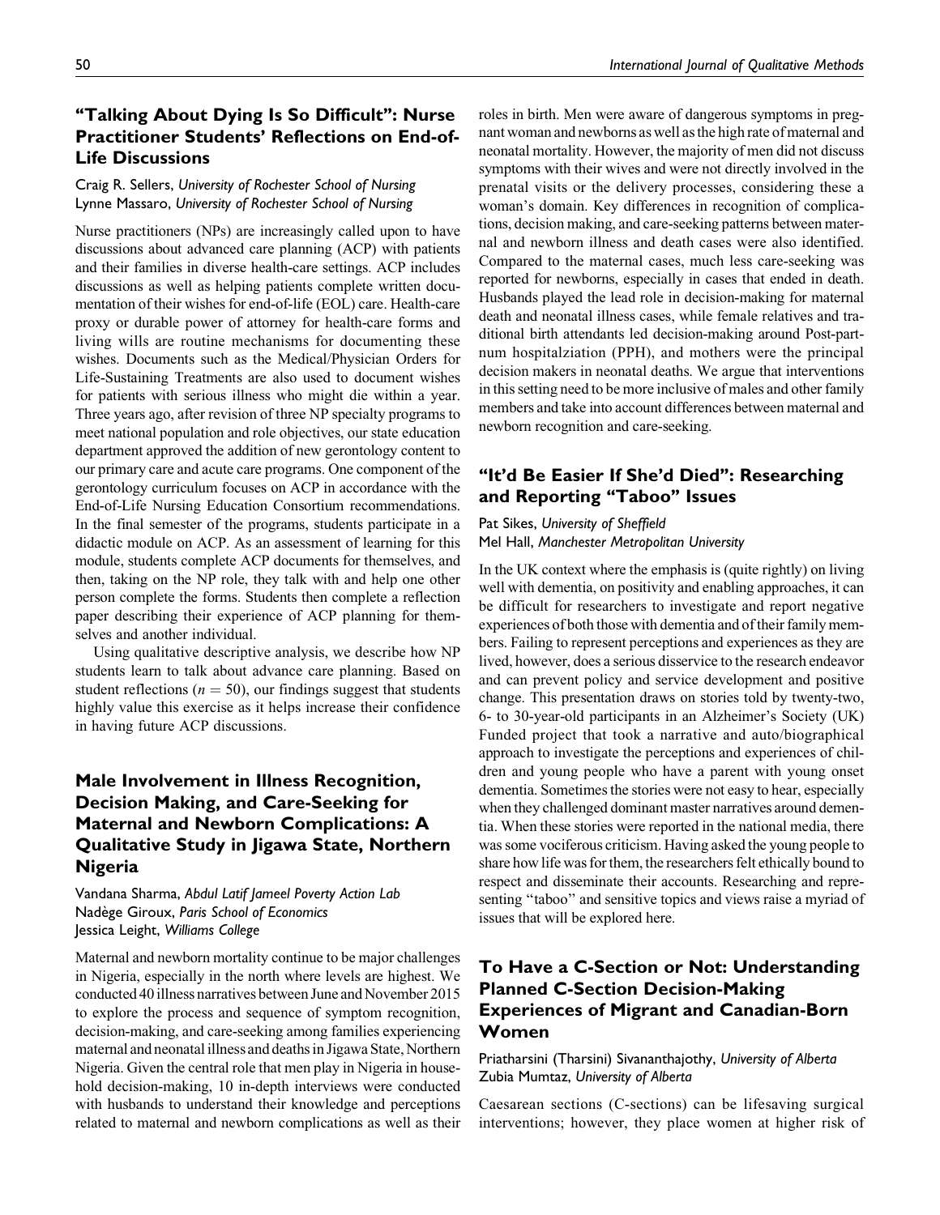## "Talking About Dying Is So Difficult": Nurse Practitioner Students' Reflections on End-of-Life Discussions

Craig R. Sellers, *University of Rochester School of Nursing*
Lynne Massaro, *University of Rochester School of Nursing*

Nurse practitioners (NPs) are increasingly called upon to have discussions about advanced care planning (ACP) with patients and their families in diverse health-care settings. ACP includes discussions as well as helping patients complete written documentation of their wishes for end-of-life (EOL) care. Health-care proxy or durable power of attorney for health-care forms and living wills are routine mechanisms for documenting these wishes. Documents such as the Medical/Physician Orders for Life-Sustaining Treatments are also used to document wishes for patients with serious illness who might die within a year. Three years ago, after revision of three NP specialty programs to meet national population and role objectives, our state education department approved the addition of new gerontology content to our primary care and acute care programs. One component of the gerontology curriculum focuses on ACP in accordance with the End-of-Life Nursing Education Consortium recommendations. In the final semester of the programs, students participate in a didactic module on ACP. As an assessment of learning for this module, students complete ACP documents for themselves, and then, taking on the NP role, they talk with and help one other person complete the forms. Students then complete a reflection paper describing their experience of ACP planning for themselves and another individual.

Using qualitative descriptive analysis, we describe how NP students learn to talk about advance care planning. Based on student reflections ($n = 50$), our findings suggest that students highly value this exercise as it helps increase their confidence in having future ACP discussions.

## Male Involvement in Illness Recognition, Decision Making, and Care-Seeking for Maternal and Newborn Complications: A Qualitative Study in Jigawa State, Northern Nigeria

Vandana Sharma, *Abdul Latif Jameel Poverty Action Lab*
Nadège Giroux, *Paris School of Economics*
Jessica Leight, *Williams College*

Maternal and newborn mortality continue to be major challenges in Nigeria, especially in the north where levels are highest. We conducted 40 illness narratives between June and November 2015 to explore the process and sequence of symptom recognition, decision-making, and care-seeking among families experiencing maternal and neonatal illness and deaths in Jigawa State, Northern Nigeria. Given the central role that men play in Nigeria in household decision-making, 10 in-depth interviews were conducted with husbands to understand their knowledge and perceptions related to maternal and newborn complications as well as their roles in birth. Men were aware of dangerous symptoms in pregnant woman and newborns as well as the high rate of maternal and neonatal mortality. However, the majority of men did not discuss symptoms with their wives and were not directly involved in the prenatal visits or the delivery processes, considering these a woman's domain. Key differences in recognition of complications, decision making, and care-seeking patterns between maternal and newborn illness and death cases were also identified. Compared to the maternal cases, much less care-seeking was reported for newborns, especially in cases that ended in death. Husbands played the lead role in decision-making for maternal death and neonatal illness cases, while female relatives and traditional birth attendants led decision-making around Post-partnum hospitalziation (PPH), and mothers were the principal decision makers in neonatal deaths. We argue that interventions in this setting need to be more inclusive of males and other family members and take into account differences between maternal and newborn recognition and care-seeking.

## "It'd Be Easier If She'd Died": Researching and Reporting "Taboo" Issues

Pat Sikes, *University of Sheffield*
Mel Hall, *Manchester Metropolitan University*

In the UK context where the emphasis is (quite rightly) on living well with dementia, on positivity and enabling approaches, it can be difficult for researchers to investigate and report negative experiences of both those with dementia and of their family members. Failing to represent perceptions and experiences as they are lived, however, does a serious disservice to the research endeavor and can prevent policy and service development and positive change. This presentation draws on stories told by twenty-two, 6- to 30-year-old participants in an Alzheimer's Society (UK) Funded project that took a narrative and auto/biographical approach to investigate the perceptions and experiences of children and young people who have a parent with young onset dementia. Sometimes the stories were not easy to hear, especially when they challenged dominant master narratives around dementia. When these stories were reported in the national media, there was some vociferous criticism. Having asked the young people to share how life was for them, the researchers felt ethically bound to respect and disseminate their accounts. Researching and representing "taboo" and sensitive topics and views raise a myriad of issues that will be explored here.

## To Have a C-Section or Not: Understanding Planned C-Section Decision-Making Experiences of Migrant and Canadian-Born Women

Priatharsini (Tharsini) Sivananthajothy, *University of Alberta*
Zubia Mumtaz, *University of Alberta*

Caesarean sections (C-sections) can be lifesaving surgical interventions; however, they place women at higher risk of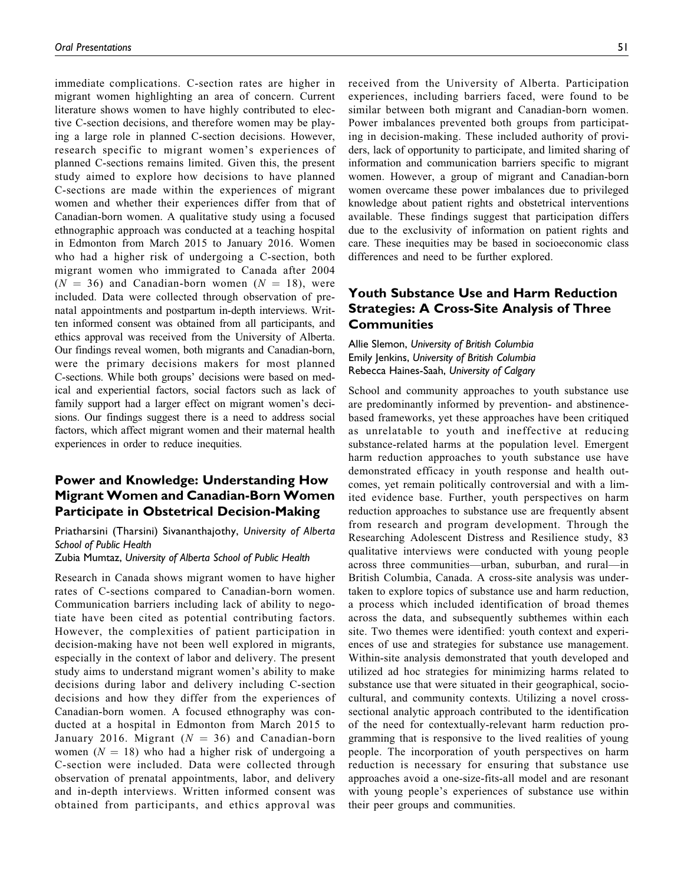immediate complications. C-section rates are higher in migrant women highlighting an area of concern. Current literature shows women to have highly contributed to elective C-section decisions, and therefore women may be playing a large role in planned C-section decisions. However, research specific to migrant women's experiences of planned C-sections remains limited. Given this, the present study aimed to explore how decisions to have planned C-sections are made within the experiences of migrant women and whether their experiences differ from that of Canadian-born women. A qualitative study using a focused ethnographic approach was conducted at a teaching hospital in Edmonton from March 2015 to January 2016. Women who had a higher risk of undergoing a C-section, both migrant women who immigrated to Canada after 2004 ($N = 36$) and Canadian-born women ($N = 18$), were included. Data were collected through observation of prenatal appointments and postpartum in-depth interviews. Written informed consent was obtained from all participants, and ethics approval was received from the University of Alberta. Our findings reveal women, both migrants and Canadian-born, were the primary decisions makers for most planned C-sections. While both groups' decisions were based on medical and experiential factors, social factors such as lack of family support had a larger effect on migrant women's decisions. Our findings suggest there is a need to address social factors, which affect migrant women and their maternal health experiences in order to reduce inequities.

## Power and Knowledge: Understanding How Migrant Women and Canadian-Born Women Participate in Obstetrical Decision-Making

Priatharsini (Tharsini) Sivananthajothy, *University of Alberta School of Public Health*
Zubia Mumtaz, *University of Alberta School of Public Health*

Research in Canada shows migrant women to have higher rates of C-sections compared to Canadian-born women. Communication barriers including lack of ability to negotiate have been cited as potential contributing factors. However, the complexities of patient participation in decision-making have not been well explored in migrants, especially in the context of labor and delivery. The present study aims to understand migrant women's ability to make decisions during labor and delivery including C-section decisions and how they differ from the experiences of Canadian-born women. A focused ethnography was conducted at a hospital in Edmonton from March 2015 to January 2016. Migrant ($N = 36$) and Canadian-born women ($N = 18$) who had a higher risk of undergoing a C-section were included. Data were collected through observation of prenatal appointments, labor, and delivery and in-depth interviews. Written informed consent was obtained from participants, and ethics approval was received from the University of Alberta. Participation experiences, including barriers faced, were found to be similar between both migrant and Canadian-born women. Power imbalances prevented both groups from participating in decision-making. These included authority of providers, lack of opportunity to participate, and limited sharing of information and communication barriers specific to migrant women. However, a group of migrant and Canadian-born women overcame these power imbalances due to privileged knowledge about patient rights and obstetrical interventions available. These findings suggest that participation differs due to the exclusivity of information on patient rights and care. These inequities may be based in socioeconomic class differences and need to be further explored.

## Youth Substance Use and Harm Reduction Strategies: A Cross-Site Analysis of Three Communities

Allie Slemon, *University of British Columbia*
Emily Jenkins, *University of British Columbia*
Rebecca Haines-Saah, *University of Calgary*

School and community approaches to youth substance use are predominantly informed by prevention- and abstinence-based frameworks, yet these approaches have been critiqued as unrelatable to youth and ineffective at reducing substance-related harms at the population level. Emergent harm reduction approaches to youth substance use have demonstrated efficacy in youth response and health outcomes, yet remain politically controversial and with a limited evidence base. Further, youth perspectives on harm reduction approaches to substance use are frequently absent from research and program development. Through the Researching Adolescent Distress and Resilience study, 83 qualitative interviews were conducted with young people across three communities—urban, suburban, and rural—in British Columbia, Canada. A cross-site analysis was undertaken to explore topics of substance use and harm reduction, a process which included identification of broad themes across the data, and subsequently subthemes within each site. Two themes were identified: youth context and experiences of use and strategies for substance use management. Within-site analysis demonstrated that youth developed and utilized ad hoc strategies for minimizing harms related to substance use that were situated in their geographical, socio-cultural, and community contexts. Utilizing a novel cross-sectional analytic approach contributed to the identification of the need for contextually-relevant harm reduction programming that is responsive to the lived realities of young people. The incorporation of youth perspectives on harm reduction is necessary for ensuring that substance use approaches avoid a one-size-fits-all model and are resonant with young people's experiences of substance use within their peer groups and communities.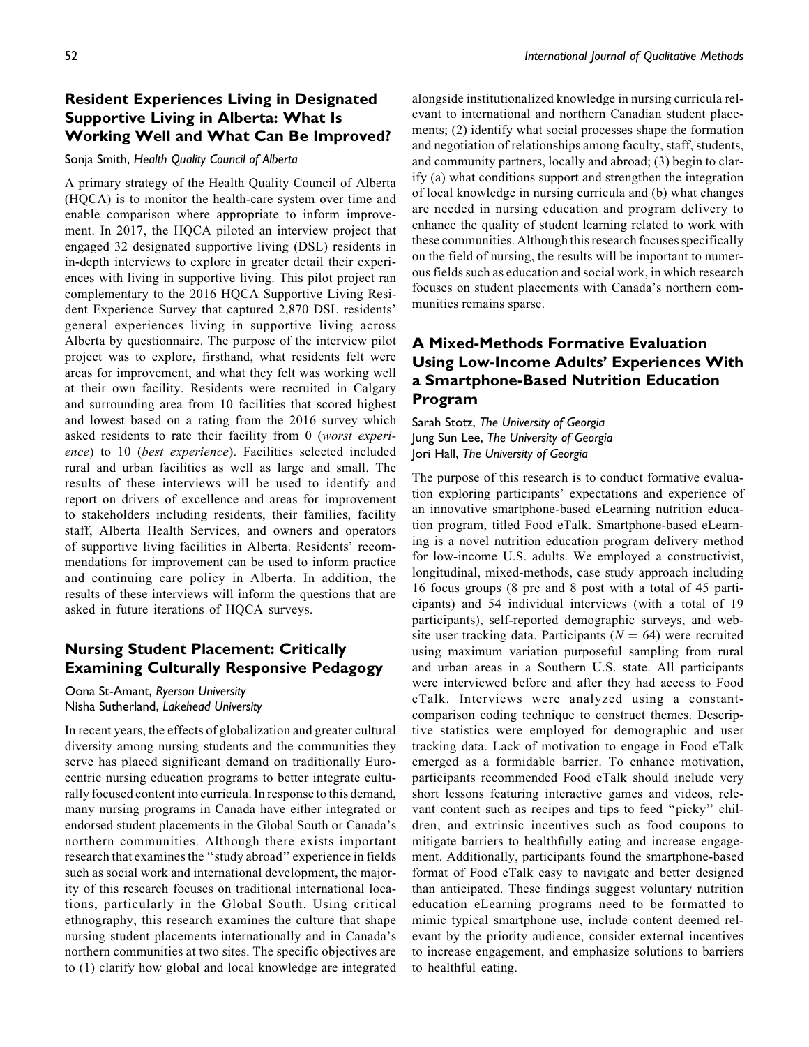## Resident Experiences Living in Designated Supportive Living in Alberta: What Is Working Well and What Can Be Improved?

Sonja Smith, *Health Quality Council of Alberta*

A primary strategy of the Health Quality Council of Alberta (HQCA) is to monitor the health-care system over time and enable comparison where appropriate to inform improvement. In 2017, the HQCA piloted an interview project that engaged 32 designated supportive living (DSL) residents in in-depth interviews to explore in greater detail their experiences with living in supportive living. This pilot project ran complementary to the 2016 HQCA Supportive Living Resident Experience Survey that captured 2,870 DSL residents' general experiences living in supportive living across Alberta by questionnaire. The purpose of the interview pilot project was to explore, firsthand, what residents felt were areas for improvement, and what they felt was working well at their own facility. Residents were recruited in Calgary and surrounding area from 10 facilities that scored highest and lowest based on a rating from the 2016 survey which asked residents to rate their facility from 0 (*worst experience*) to 10 (*best experience*). Facilities selected included rural and urban facilities as well as large and small. The results of these interviews will be used to identify and report on drivers of excellence and areas for improvement to stakeholders including residents, their families, facility staff, Alberta Health Services, and owners and operators of supportive living facilities in Alberta. Residents' recommendations for improvement can be used to inform practice and continuing care policy in Alberta. In addition, the results of these interviews will inform the questions that are asked in future iterations of HQCA surveys.

## Nursing Student Placement: Critically Examining Culturally Responsive Pedagogy

Oona St-Amant, *Ryerson University*
Nisha Sutherland, *Lakehead University*

In recent years, the effects of globalization and greater cultural diversity among nursing students and the communities they serve has placed significant demand on traditionally Eurocentric nursing education programs to better integrate culturally focused content into curricula. In response to this demand, many nursing programs in Canada have either integrated or endorsed student placements in the Global South or Canada's northern communities. Although there exists important research that examines the "study abroad" experience in fields such as social work and international development, the majority of this research focuses on traditional international locations, particularly in the Global South. Using critical ethnography, this research examines the culture that shape nursing student placements internationally and in Canada's northern communities at two sites. The specific objectives are to (1) clarify how global and local knowledge are integrated alongside institutionalized knowledge in nursing curricula relevant to international and northern Canadian student placements; (2) identify what social processes shape the formation and negotiation of relationships among faculty, staff, students, and community partners, locally and abroad; (3) begin to clarify (a) what conditions support and strengthen the integration of local knowledge in nursing curricula and (b) what changes are needed in nursing education and program delivery to enhance the quality of student learning related to work with these communities. Although this research focuses specifically on the field of nursing, the results will be important to numerous fields such as education and social work, in which research focuses on student placements with Canada's northern communities remains sparse.

## A Mixed-Methods Formative Evaluation Using Low-Income Adults' Experiences With a Smartphone-Based Nutrition Education Program

Sarah Stotz, *The University of Georgia*
Jung Sun Lee, *The University of Georgia*
Jori Hall, *The University of Georgia*

The purpose of this research is to conduct formative evaluation exploring participants' expectations and experience of an innovative smartphone-based eLearning nutrition education program, titled Food eTalk. Smartphone-based eLearning is a novel nutrition education program delivery method for low-income U.S. adults. We employed a constructivist, longitudinal, mixed-methods, case study approach including 16 focus groups (8 pre and 8 post with a total of 45 participants) and 54 individual interviews (with a total of 19 participants), self-reported demographic surveys, and website user tracking data. Participants ($N = 64$) were recruited using maximum variation purposeful sampling from rural and urban areas in a Southern U.S. state. All participants were interviewed before and after they had access to Food eTalk. Interviews were analyzed using a constant-comparison coding technique to construct themes. Descriptive statistics were employed for demographic and user tracking data. Lack of motivation to engage in Food eTalk emerged as a formidable barrier. To enhance motivation, participants recommended Food eTalk should include very short lessons featuring interactive games and videos, relevant content such as recipes and tips to feed "picky" children, and extrinsic incentives such as food coupons to mitigate barriers to healthfully eating and increase engagement. Additionally, participants found the smartphone-based format of Food eTalk easy to navigate and better designed than anticipated. These findings suggest voluntary nutrition education eLearning programs need to be formatted to mimic typical smartphone use, include content deemed relevant by the priority audience, consider external incentives to increase engagement, and emphasize solutions to barriers to healthful eating.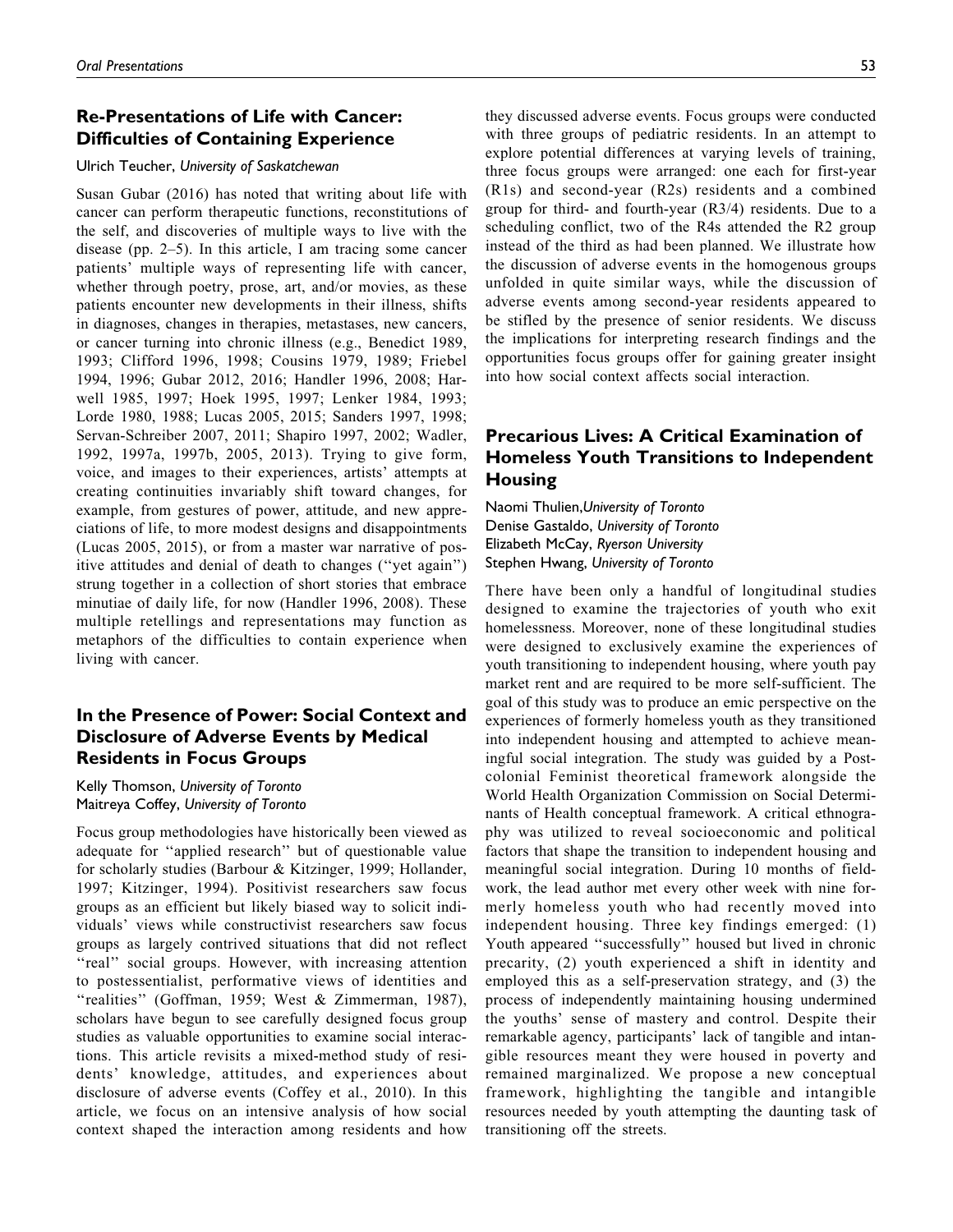## Re-Presentations of Life with Cancer: Difficulties of Containing Experience

Ulrich Teucher, *University of Saskatchewan*

Susan Gubar (2016) has noted that writing about life with cancer can perform therapeutic functions, reconstitutions of the self, and discoveries of multiple ways to live with the disease (pp. 2–5). In this article, I am tracing some cancer patients' multiple ways of representing life with cancer, whether through poetry, prose, art, and/or movies, as these patients encounter new developments in their illness, shifts in diagnoses, changes in therapies, metastases, new cancers, or cancer turning into chronic illness (e.g., Benedict 1989, 1993; Clifford 1996, 1998; Cousins 1979, 1989; Friebel 1994, 1996; Gubar 2012, 2016; Handler 1996, 2008; Harwell 1985, 1997; Hoek 1995, 1997; Lenker 1984, 1993; Lorde 1980, 1988; Lucas 2005, 2015; Sanders 1997, 1998; Servan-Schreiber 2007, 2011; Shapiro 1997, 2002; Wadler, 1992, 1997a, 1997b, 2005, 2013). Trying to give form, voice, and images to their experiences, artists' attempts at creating continuities invariably shift toward changes, for example, from gestures of power, attitude, and new appreciations of life, to more modest designs and disappointments (Lucas 2005, 2015), or from a master war narrative of positive attitudes and denial of death to changes (''yet again'') strung together in a collection of short stories that embrace minutiae of daily life, for now (Handler 1996, 2008). These multiple retellings and representations may function as metaphors of the difficulties to contain experience when living with cancer.

## In the Presence of Power: Social Context and Disclosure of Adverse Events by Medical Residents in Focus Groups

Kelly Thomson, *University of Toronto*
Maitreya Coffey, *University of Toronto*

Focus group methodologies have historically been viewed as adequate for ''applied research'' but of questionable value for scholarly studies (Barbour & Kitzinger, 1999; Hollander, 1997; Kitzinger, 1994). Positivist researchers saw focus groups as an efficient but likely biased way to solicit individuals' views while constructivist researchers saw focus groups as largely contrived situations that did not reflect ''real'' social groups. However, with increasing attention to postessentialist, performative views of identities and ''realities'' (Goffman, 1959; West & Zimmerman, 1987), scholars have begun to see carefully designed focus group studies as valuable opportunities to examine social interactions. This article revisits a mixed-method study of residents' knowledge, attitudes, and experiences about disclosure of adverse events (Coffey et al., 2010). In this article, we focus on an intensive analysis of how social context shaped the interaction among residents and how they discussed adverse events. Focus groups were conducted with three groups of pediatric residents. In an attempt to explore potential differences at varying levels of training, three focus groups were arranged: one each for first-year (R1s) and second-year (R2s) residents and a combined group for third- and fourth-year (R3/4) residents. Due to a scheduling conflict, two of the R4s attended the R2 group instead of the third as had been planned. We illustrate how the discussion of adverse events in the homogenous groups unfolded in quite similar ways, while the discussion of adverse events among second-year residents appeared to be stifled by the presence of senior residents. We discuss the implications for interpreting research findings and the opportunities focus groups offer for gaining greater insight into how social context affects social interaction.

## Precarious Lives: A Critical Examination of Homeless Youth Transitions to Independent Housing

Naomi Thulien, *University of Toronto*
Denise Gastaldo, *University of Toronto*
Elizabeth McCay, *Ryerson University*
Stephen Hwang, *University of Toronto*

There have been only a handful of longitudinal studies designed to examine the trajectories of youth who exit homelessness. Moreover, none of these longitudinal studies were designed to exclusively examine the experiences of youth transitioning to independent housing, where youth pay market rent and are required to be more self-sufficient. The goal of this study was to produce an emic perspective on the experiences of formerly homeless youth as they transitioned into independent housing and attempted to achieve meaningful social integration. The study was guided by a Postcolonial Feminist theoretical framework alongside the World Health Organization Commission on Social Determinants of Health conceptual framework. A critical ethnography was utilized to reveal socioeconomic and political factors that shape the transition to independent housing and meaningful social integration. During 10 months of fieldwork, the lead author met every other week with nine formerly homeless youth who had recently moved into independent housing. Three key findings emerged: (1) Youth appeared ''successfully'' housed but lived in chronic precarity, (2) youth experienced a shift in identity and employed this as a self-preservation strategy, and (3) the process of independently maintaining housing undermined the youths' sense of mastery and control. Despite their remarkable agency, participants' lack of tangible and intangible resources meant they were housed in poverty and remained marginalized. We propose a new conceptual framework, highlighting the tangible and intangible resources needed by youth attempting the daunting task of transitioning off the streets.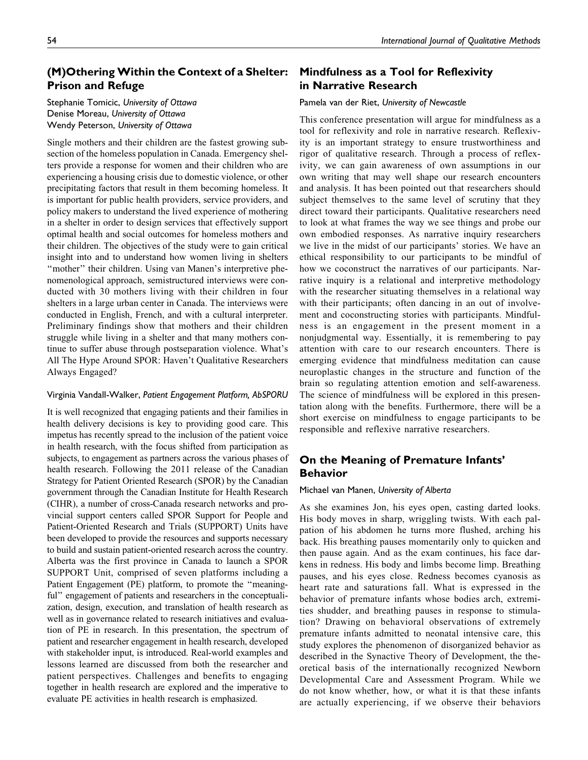## (M)Othering Within the Context of a Shelter: Prison and Refuge

Stephanie Tomicic, *University of Ottawa*
Denise Moreau, *University of Ottawa*
Wendy Peterson, *University of Ottawa*

Single mothers and their children are the fastest growing subsection of the homeless population in Canada. Emergency shelters provide a response for women and their children who are experiencing a housing crisis due to domestic violence, or other precipitating factors that result in them becoming homeless. It is important for public health providers, service providers, and policy makers to understand the lived experience of mothering in a shelter in order to design services that effectively support optimal health and social outcomes for homeless mothers and their children. The objectives of the study were to gain critical insight into and to understand how women living in shelters "mother" their children. Using van Manen's interpretive phenomenological approach, semistructured interviews were conducted with 30 mothers living with their children in four shelters in a large urban center in Canada. The interviews were conducted in English, French, and with a cultural interpreter. Preliminary findings show that mothers and their children struggle while living in a shelter and that many mothers continue to suffer abuse through postseparation violence. What's All The Hype Around SPOR: Haven't Qualitative Researchers Always Engaged?

Virginia Vandall-Walker, *Patient Engagement Platform, AbSPORU*

It is well recognized that engaging patients and their families in health delivery decisions is key to providing good care. This impetus has recently spread to the inclusion of the patient voice in health research, with the focus shifted from participation as subjects, to engagement as partners across the various phases of health research. Following the 2011 release of the Canadian Strategy for Patient Oriented Research (SPOR) by the Canadian government through the Canadian Institute for Health Research (CIHR), a number of cross-Canada research networks and provincial support centers called SPOR Support for People and Patient-Oriented Research and Trials (SUPPORT) Units have been developed to provide the resources and supports necessary to build and sustain patient-oriented research across the country. Alberta was the first province in Canada to launch a SPOR SUPPORT Unit, comprised of seven platforms including a Patient Engagement (PE) platform, to promote the "meaningful" engagement of patients and researchers in the conceptualization, design, execution, and translation of health research as well as in governance related to research initiatives and evaluation of PE in research. In this presentation, the spectrum of patient and researcher engagement in health research, developed with stakeholder input, is introduced. Real-world examples and lessons learned are discussed from both the researcher and patient perspectives. Challenges and benefits to engaging together in health research are explored and the imperative to evaluate PE activities in health research is emphasized.

## Mindfulness as a Tool for Reflexivity in Narrative Research

Pamela van der Riet, *University of Newcastle*

This conference presentation will argue for mindfulness as a tool for reflexivity and role in narrative research. Reflexivity is an important strategy to ensure trustworthiness and rigor of qualitative research. Through a process of reflexivity, we can gain awareness of own assumptions in our own writing that may well shape our research encounters and analysis. It has been pointed out that researchers should subject themselves to the same level of scrutiny that they direct toward their participants. Qualitative researchers need to look at what frames the way we see things and probe our own embodied responses. As narrative inquiry researchers we live in the midst of our participants' stories. We have an ethical responsibility to our participants to be mindful of how we coconstruct the narratives of our participants. Narrative inquiry is a relational and interpretive methodology with the researcher situating themselves in a relational way with their participants; often dancing in an out of involvement and coconstructing stories with participants. Mindfulness is an engagement in the present moment in a nonjudgmental way. Essentially, it is remembering to pay attention with care to our research encounters. There is emerging evidence that mindfulness meditation can cause neuroplastic changes in the structure and function of the brain so regulating attention emotion and self-awareness. The science of mindfulness will be explored in this presentation along with the benefits. Furthermore, there will be a short exercise on mindfulness to engage participants to be responsible and reflexive narrative researchers.

## On the Meaning of Premature Infants' Behavior

Michael van Manen, *University of Alberta*

As she examines Jon, his eyes open, casting darted looks. His body moves in sharp, wriggling twists. With each palpation of his abdomen he turns more flushed, arching his back. His breathing pauses momentarily only to quicken and then pause again. And as the exam continues, his face darkens in redness. His body and limbs become limp. Breathing pauses, and his eyes close. Redness becomes cyanosis as heart rate and saturations fall. What is expressed in the behavior of premature infants whose bodies arch, extremities shudder, and breathing pauses in response to stimulation? Drawing on behavioral observations of extremely premature infants admitted to neonatal intensive care, this study explores the phenomenon of disorganized behavior as described in the Synactive Theory of Development, the theoretical basis of the internationally recognized Newborn Developmental Care and Assessment Program. While we do not know whether, how, or what it is that these infants are actually experiencing, if we observe their behaviors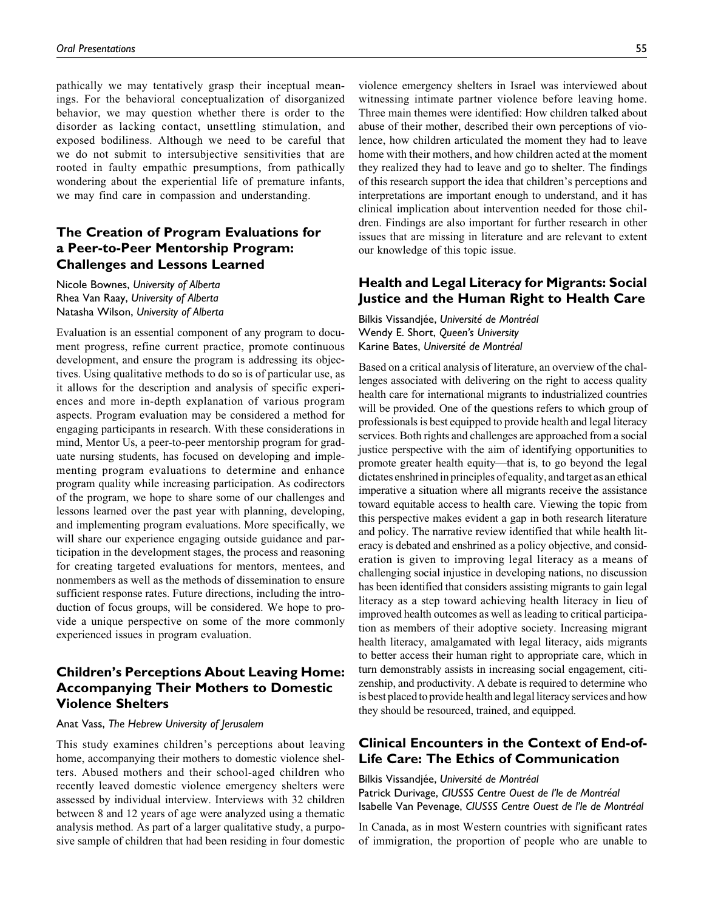pathically we may tentatively grasp their inceptual meanings. For the behavioral conceptualization of disorganized behavior, we may question whether there is order to the disorder as lacking contact, unsettling stimulation, and exposed bodiliness. Although we need to be careful that we do not submit to intersubjective sensitivities that are rooted in faulty empathic presumptions, from pathically wondering about the experiential life of premature infants, we may find care in compassion and understanding.

## The Creation of Program Evaluations for a Peer-to-Peer Mentorship Program: Challenges and Lessons Learned

Nicole Bownes, *University of Alberta*
Rhea Van Raay, *University of Alberta*
Natasha Wilson, *University of Alberta*

Evaluation is an essential component of any program to document progress, refine current practice, promote continuous development, and ensure the program is addressing its objectives. Using qualitative methods to do so is of particular use, as it allows for the description and analysis of specific experiences and more in-depth explanation of various program aspects. Program evaluation may be considered a method for engaging participants in research. With these considerations in mind, Mentor Us, a peer-to-peer mentorship program for graduate nursing students, has focused on developing and implementing program evaluations to determine and enhance program quality while increasing participation. As codirectors of the program, we hope to share some of our challenges and lessons learned over the past year with planning, developing, and implementing program evaluations. More specifically, we will share our experience engaging outside guidance and participation in the development stages, the process and reasoning for creating targeted evaluations for mentors, mentees, and nonmembers as well as the methods of dissemination to ensure sufficient response rates. Future directions, including the introduction of focus groups, will be considered. We hope to provide a unique perspective on some of the more commonly experienced issues in program evaluation.

## Children's Perceptions About Leaving Home: Accompanying Their Mothers to Domestic Violence Shelters

Anat Vass, *The Hebrew University of Jerusalem*

This study examines children's perceptions about leaving home, accompanying their mothers to domestic violence shelters. Abused mothers and their school-aged children who recently leaved domestic violence emergency shelters were assessed by individual interview. Interviews with 32 children between 8 and 12 years of age were analyzed using a thematic analysis method. As part of a larger qualitative study, a purposive sample of children that had been residing in four domestic violence emergency shelters in Israel was interviewed about witnessing intimate partner violence before leaving home. Three main themes were identified: How children talked about abuse of their mother, described their own perceptions of violence, how children articulated the moment they had to leave home with their mothers, and how children acted at the moment they realized they had to leave and go to shelter. The findings of this research support the idea that children's perceptions and interpretations are important enough to understand, and it has clinical implication about intervention needed for those children. Findings are also important for further research in other issues that are missing in literature and are relevant to extent our knowledge of this topic issue.

## Health and Legal Literacy for Migrants: Social Justice and the Human Right to Health Care

Bilkis Vissandjée, *Université de Montréal*
Wendy E. Short, *Queen's University*
Karine Bates, *Université de Montréal*

Based on a critical analysis of literature, an overview of the challenges associated with delivering on the right to access quality health care for international migrants to industrialized countries will be provided. One of the questions refers to which group of professionals is best equipped to provide health and legal literacy services. Both rights and challenges are approached from a social justice perspective with the aim of identifying opportunities to promote greater health equity—that is, to go beyond the legal dictates enshrined in principles of equality, and target as an ethical imperative a situation where all migrants receive the assistance toward equitable access to health care. Viewing the topic from this perspective makes evident a gap in both research literature and policy. The narrative review identified that while health literacy is debated and enshrined as a policy objective, and consideration is given to improving legal literacy as a means of challenging social injustice in developing nations, no discussion has been identified that considers assisting migrants to gain legal literacy as a step toward achieving health literacy in lieu of improved health outcomes as well as leading to critical participation as members of their adoptive society. Increasing migrant health literacy, amalgamated with legal literacy, aids migrants to better access their human right to appropriate care, which in turn demonstrably assists in increasing social engagement, citizenship, and productivity. A debate is required to determine who is best placed to provide health and legal literacy services and how they should be resourced, trained, and equipped.

## Clinical Encounters in the Context of End-of-Life Care: The Ethics of Communication

Bilkis Vissandjée, *Université de Montréal*
Patrick Durivage, *CIUSSS Centre Ouest de l'Ile de Montréal*
Isabelle Van Pevenage, *CIUSSS Centre Ouest de l'Ile de Montréal*

In Canada, as in most Western countries with significant rates of immigration, the proportion of people who are unable to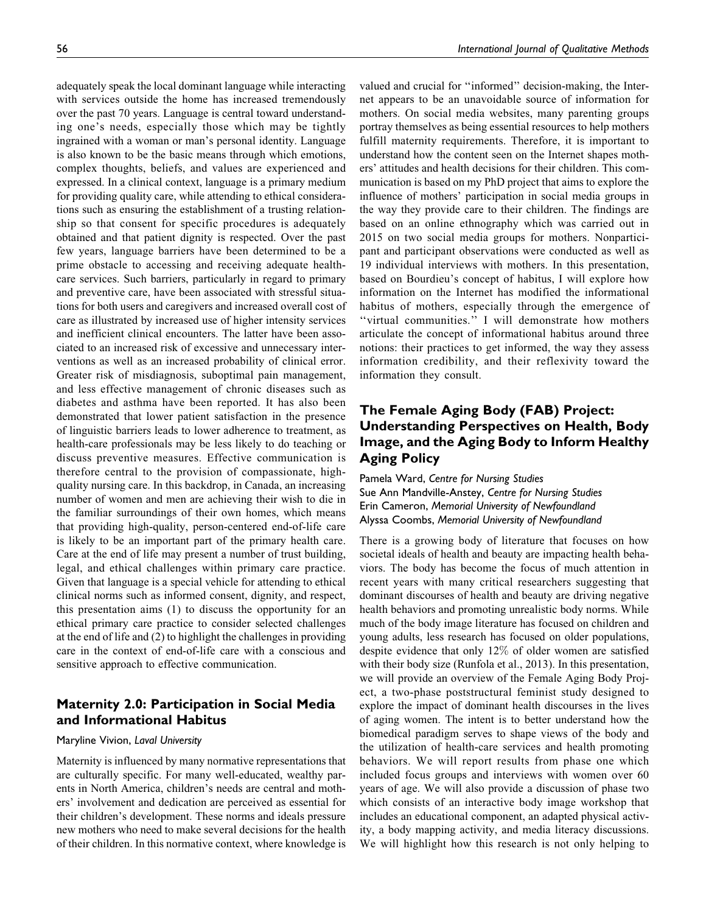adequately speak the local dominant language while interacting with services outside the home has increased tremendously over the past 70 years. Language is central toward understanding one's needs, especially those which may be tightly ingrained with a woman or man's personal identity. Language is also known to be the basic means through which emotions, complex thoughts, beliefs, and values are experienced and expressed. In a clinical context, language is a primary medium for providing quality care, while attending to ethical considerations such as ensuring the establishment of a trusting relationship so that consent for specific procedures is adequately obtained and that patient dignity is respected. Over the past few years, language barriers have been determined to be a prime obstacle to accessing and receiving adequate health-care services. Such barriers, particularly in regard to primary and preventive care, have been associated with stressful situations for both users and caregivers and increased overall cost of care as illustrated by increased use of higher intensity services and inefficient clinical encounters. The latter have been associated to an increased risk of excessive and unnecessary interventions as well as an increased probability of clinical error. Greater risk of misdiagnosis, suboptimal pain management, and less effective management of chronic diseases such as diabetes and asthma have been reported. It has also been demonstrated that lower patient satisfaction in the presence of linguistic barriers leads to lower adherence to treatment, as health-care professionals may be less likely to do teaching or discuss preventive measures. Effective communication is therefore central to the provision of compassionate, high-quality nursing care. In this backdrop, in Canada, an increasing number of women and men are achieving their wish to die in the familiar surroundings of their own homes, which means that providing high-quality, person-centered end-of-life care is likely to be an important part of the primary health care. Care at the end of life may present a number of trust building, legal, and ethical challenges within primary care practice. Given that language is a special vehicle for attending to ethical clinical norms such as informed consent, dignity, and respect, this presentation aims (1) to discuss the opportunity for an ethical primary care practice to consider selected challenges at the end of life and (2) to highlight the challenges in providing care in the context of end-of-life care with a conscious and sensitive approach to effective communication.

## Maternity 2.0: Participation in Social Media and Informational Habitus

Maryline Vivion, *Laval University*

Maternity is influenced by many normative representations that are culturally specific. For many well-educated, wealthy parents in North America, children's needs are central and mothers' involvement and dedication are perceived as essential for their children's development. These norms and ideals pressure new mothers who need to make several decisions for the health of their children. In this normative context, where knowledge is valued and crucial for "informed" decision-making, the Internet appears to be an unavoidable source of information for mothers. On social media websites, many parenting groups portray themselves as being essential resources to help mothers fulfill maternity requirements. Therefore, it is important to understand how the content seen on the Internet shapes mothers' attitudes and health decisions for their children. This communication is based on my PhD project that aims to explore the influence of mothers' participation in social media groups in the way they provide care to their children. The findings are based on an online ethnography which was carried out in 2015 on two social media groups for mothers. Nonparticipant and participant observations were conducted as well as 19 individual interviews with mothers. In this presentation, based on Bourdieu's concept of habitus, I will explore how information on the Internet has modified the informational habitus of mothers, especially through the emergence of "virtual communities." I will demonstrate how mothers articulate the concept of informational habitus around three notions: their practices to get informed, the way they assess information credibility, and their reflexivity toward the information they consult.

## The Female Aging Body (FAB) Project: Understanding Perspectives on Health, Body Image, and the Aging Body to Inform Healthy Aging Policy

Pamela Ward, *Centre for Nursing Studies*
Sue Ann Mandville-Anstey, *Centre for Nursing Studies*
Erin Cameron, *Memorial University of Newfoundland*
Alyssa Coombs, *Memorial University of Newfoundland*

There is a growing body of literature that focuses on how societal ideals of health and beauty are impacting health behaviors. The body has become the focus of much attention in recent years with many critical researchers suggesting that dominant discourses of health and beauty are driving negative health behaviors and promoting unrealistic body norms. While much of the body image literature has focused on children and young adults, less research has focused on older populations, despite evidence that only 12% of older women are satisfied with their body size (Runfola et al., 2013). In this presentation, we will provide an overview of the Female Aging Body Project, a two-phase poststructural feminist study designed to explore the impact of dominant health discourses in the lives of aging women. The intent is to better understand how the biomedical paradigm serves to shape views of the body and the utilization of health-care services and health promoting behaviors. We will report results from phase one which included focus groups and interviews with women over 60 years of age. We will also provide a discussion of phase two which consists of an interactive body image workshop that includes an educational component, an adapted physical activity, a body mapping activity, and media literacy discussions. We will highlight how this research is not only helping to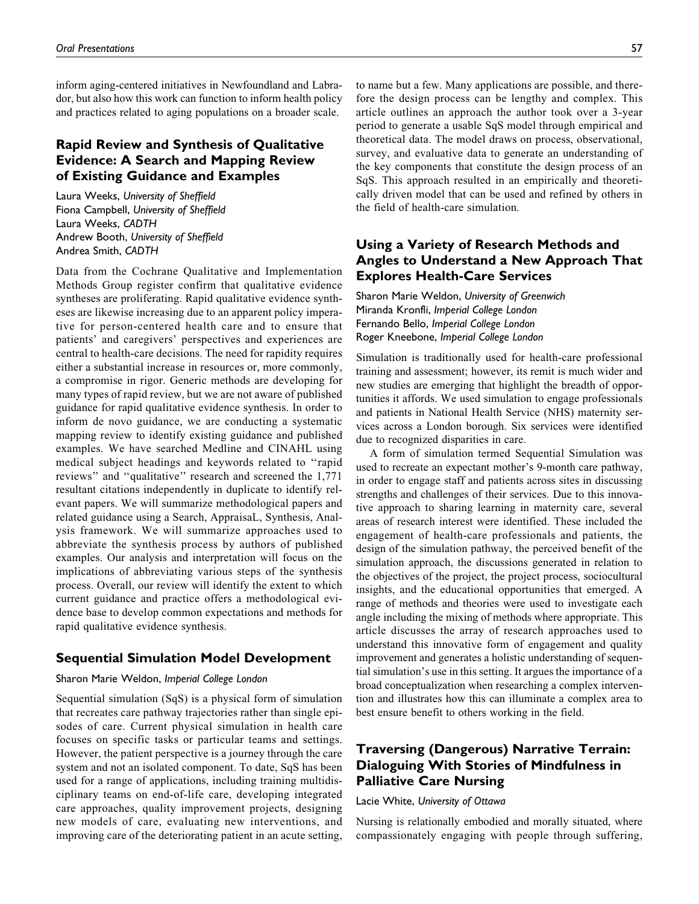inform aging-centered initiatives in Newfoundland and Labrador, but also how this work can function to inform health policy and practices related to aging populations on a broader scale.

## Rapid Review and Synthesis of Qualitative Evidence: A Search and Mapping Review of Existing Guidance and Examples

Laura Weeks, *University of Sheffield*
Fiona Campbell, *University of Sheffield*
Laura Weeks, *CADTH*
Andrew Booth, *University of Sheffield*
Andrea Smith, *CADTH*

Data from the Cochrane Qualitative and Implementation Methods Group register confirm that qualitative evidence syntheses are proliferating. Rapid qualitative evidence syntheses are likewise increasing due to an apparent policy imperative for person-centered health care and to ensure that patients' and caregivers' perspectives and experiences are central to health-care decisions. The need for rapidity requires either a substantial increase in resources or, more commonly, a compromise in rigor. Generic methods are developing for many types of rapid review, but we are not aware of published guidance for rapid qualitative evidence synthesis. In order to inform de novo guidance, we are conducting a systematic mapping review to identify existing guidance and published examples. We have searched Medline and CINAHL using medical subject headings and keywords related to ''rapid reviews'' and ''qualitative'' research and screened the 1,771 resultant citations independently in duplicate to identify relevant papers. We will summarize methodological papers and related guidance using a Search, AppraisaL, Synthesis, Analysis framework. We will summarize approaches used to abbreviate the synthesis process by authors of published examples. Our analysis and interpretation will focus on the implications of abbreviating various steps of the synthesis process. Overall, our review will identify the extent to which current guidance and practice offers a methodological evidence base to develop common expectations and methods for rapid qualitative evidence synthesis.

## Sequential Simulation Model Development

Sharon Marie Weldon, *Imperial College London*

Sequential simulation (SqS) is a physical form of simulation that recreates care pathway trajectories rather than single episodes of care. Current physical simulation in health care focuses on specific tasks or particular teams and settings. However, the patient perspective is a journey through the care system and not an isolated component. To date, SqS has been used for a range of applications, including training multidisciplinary teams on end-of-life care, developing integrated care approaches, quality improvement projects, designing new models of care, evaluating new interventions, and improving care of the deteriorating patient in an acute setting, to name but a few. Many applications are possible, and therefore the design process can be lengthy and complex. This article outlines an approach the author took over a 3-year period to generate a usable SqS model through empirical and theoretical data. The model draws on process, observational, survey, and evaluative data to generate an understanding of the key components that constitute the design process of an SqS. This approach resulted in an empirically and theoretically driven model that can be used and refined by others in the field of health-care simulation.

## Using a Variety of Research Methods and Angles to Understand a New Approach That Explores Health-Care Services

Sharon Marie Weldon, *University of Greenwich*
Miranda Kronfli, *Imperial College London*
Fernando Bello, *Imperial College London*
Roger Kneebone, *Imperial College London*

Simulation is traditionally used for health-care professional training and assessment; however, its remit is much wider and new studies are emerging that highlight the breadth of opportunities it affords. We used simulation to engage professionals and patients in National Health Service (NHS) maternity services across a London borough. Six services were identified due to recognized disparities in care.

A form of simulation termed Sequential Simulation was used to recreate an expectant mother's 9-month care pathway, in order to engage staff and patients across sites in discussing strengths and challenges of their services. Due to this innovative approach to sharing learning in maternity care, several areas of research interest were identified. These included the engagement of health-care professionals and patients, the design of the simulation pathway, the perceived benefit of the simulation approach, the discussions generated in relation to the objectives of the project, the project process, sociocultural insights, and the educational opportunities that emerged. A range of methods and theories were used to investigate each angle including the mixing of methods where appropriate. This article discusses the array of research approaches used to understand this innovative form of engagement and quality improvement and generates a holistic understanding of sequential simulation's use in this setting. It argues the importance of a broad conceptualization when researching a complex intervention and illustrates how this can illuminate a complex area to best ensure benefit to others working in the field.

## Traversing (Dangerous) Narrative Terrain: Dialoguing With Stories of Mindfulness in Palliative Care Nursing

Lacie White, *University of Ottawa*

Nursing is relationally embodied and morally situated, where compassionately engaging with people through suffering,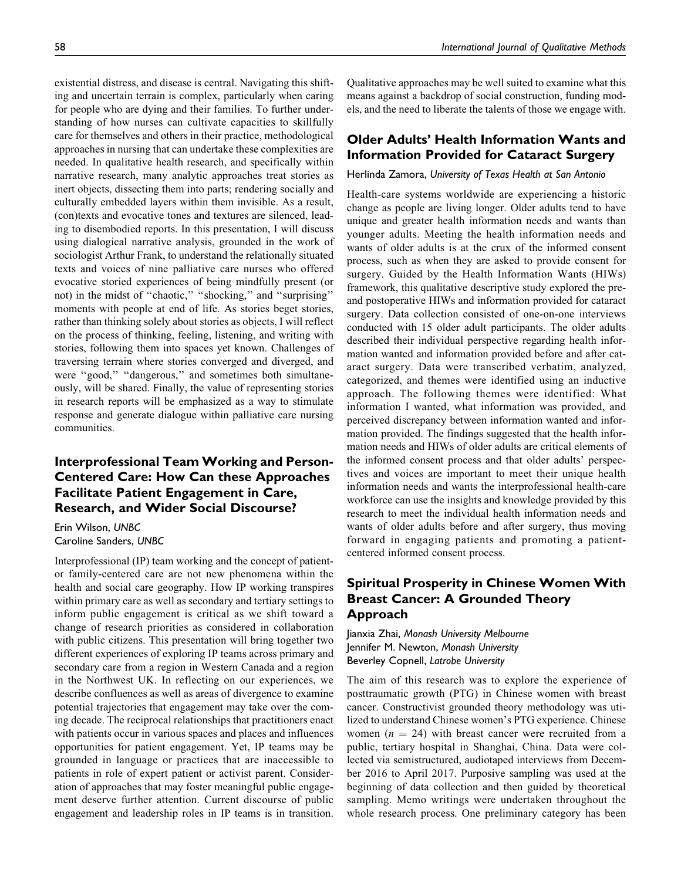existential distress, and disease is central. Navigating this shifting and uncertain terrain is complex, particularly when caring for people who are dying and their families. To further understanding of how nurses can cultivate capacities to skillfully care for themselves and others in their practice, methodological approaches in nursing that can undertake these complexities are needed. In qualitative health research, and specifically within narrative research, many analytic approaches treat stories as inert objects, dissecting them into parts; rendering socially and culturally embedded layers within them invisible. As a result, (con)texts and evocative tones and textures are silenced, leading to disembodied reports. In this presentation, I will discuss using dialogical narrative analysis, grounded in the work of sociologist Arthur Frank, to understand the relationally situated texts and voices of nine palliative care nurses who offered evocative storied experiences of being mindfully present (or not) in the midst of "chaotic," "shocking," and "surprising" moments with people at end of life. As stories beget stories, rather than thinking solely about stories as objects, I will reflect on the process of thinking, feeling, listening, and writing with stories, following them into spaces yet known. Challenges of traversing terrain where stories converged and diverged, and were "good," "dangerous," and sometimes both simultaneously, will be shared. Finally, the value of representing stories in research reports will be emphasized as a way to stimulate response and generate dialogue within palliative care nursing communities.

## Interprofessional Team Working and Person-Centered Care: How Can these Approaches Facilitate Patient Engagement in Care, Research, and Wider Social Discourse?

Erin Wilson, *UNBC*
Caroline Sanders, *UNBC*

Interprofessional (IP) team working and the concept of patient- or family-centered care are not new phenomena within the health and social care geography. How IP working transpires within primary care as well as secondary and tertiary settings to inform public engagement is critical as we shift toward a change of research priorities as considered in collaboration with public citizens. This presentation will bring together two different experiences of exploring IP teams across primary and secondary care from a region in Western Canada and a region in the Northwest UK. In reflecting on our experiences, we describe confluences as well as areas of divergence to examine potential trajectories that engagement may take over the coming decade. The reciprocal relationships that practitioners enact with patients occur in various spaces and places and influences opportunities for patient engagement. Yet, IP teams may be grounded in language or practices that are inaccessible to patients in role of expert patient or activist parent. Consideration of approaches that may foster meaningful public engagement deserve further attention. Current discourse of public engagement and leadership roles in IP teams is in transition. Qualitative approaches may be well suited to examine what this means against a backdrop of social construction, funding models, and the need to liberate the talents of those we engage with.

## Older Adults' Health Information Wants and Information Provided for Cataract Surgery

Herlinda Zamora, *University of Texas Health at San Antonio*

Health-care systems worldwide are experiencing a historic change as people are living longer. Older adults tend to have unique and greater health information needs and wants than younger adults. Meeting the health information needs and wants of older adults is at the crux of the informed consent process, such as when they are asked to provide consent for surgery. Guided by the Health Information Wants (HIWs) framework, this qualitative descriptive study explored the pre- and postoperative HIWs and information provided for cataract surgery. Data collection consisted of one-on-one interviews conducted with 15 older adult participants. The older adults described their individual perspective regarding health information wanted and information provided before and after cataract surgery. Data were transcribed verbatim, analyzed, categorized, and themes were identified using an inductive approach. The following themes were identified: What information I wanted, what information was provided, and perceived discrepancy between information wanted and information provided. The findings suggested that the health information needs and HIWs of older adults are critical elements of the informed consent process and that older adults' perspectives and voices are important to meet their unique health information needs and wants the interprofessional health-care workforce can use the insights and knowledge provided by this research to meet the individual health information needs and wants of older adults before and after surgery, thus moving forward in engaging patients and promoting a patient-centered informed consent process.

## Spiritual Prosperity in Chinese Women With Breast Cancer: A Grounded Theory Approach

Jianxia Zhai, *Monash University Melbourne*
Jennifer M. Newton, *Monash University*
Beverley Copnell, *Latrobe University*

The aim of this research was to explore the experience of posttraumatic growth (PTG) in Chinese women with breast cancer. Constructivist grounded theory methodology was utilized to understand Chinese women's PTG experience. Chinese women ($n = 24$) with breast cancer were recruited from a public, tertiary hospital in Shanghai, China. Data were collected via semistructured, audiotaped interviews from December 2016 to April 2017. Purposive sampling was used at the beginning of data collection and then guided by theoretical sampling. Memo writings were undertaken throughout the whole research process. One preliminary category has been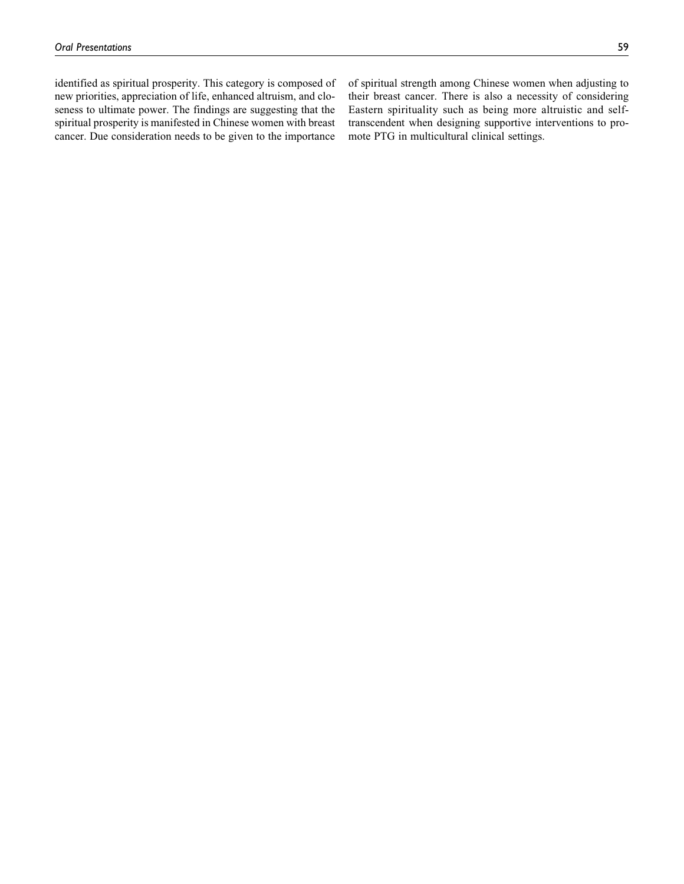identified as spiritual prosperity. This category is composed of new priorities, appreciation of life, enhanced altruism, and closeness to ultimate power. The findings are suggesting that the spiritual prosperity is manifested in Chinese women with breast cancer. Due consideration needs to be given to the importance of spiritual strength among Chinese women when adjusting to their breast cancer. There is also a necessity of considering Eastern spirituality such as being more altruistic and self-transcendent when designing supportive interventions to promote PTG in multicultural clinical settings.